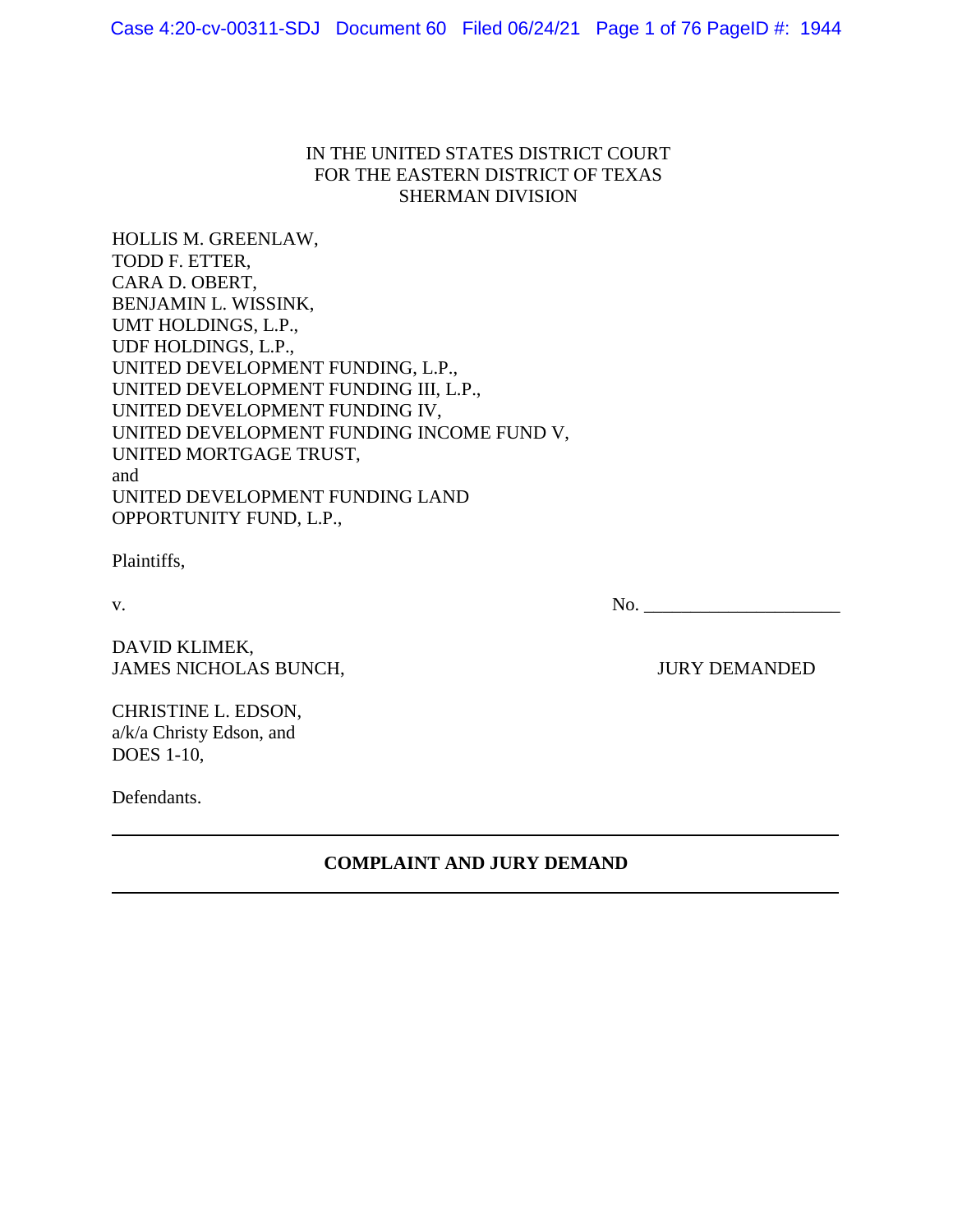IN THE UNITED STATES DISTRICT COURT
FOR THE EASTERN DISTRICT OF TEXAS
SHERMAN DIVISION

HOLLIS M. GREENLAW,
TODD F. ETTER,
CARA D. OBERT,
BENJAMIN L. WISSINK,
UMT HOLDINGS, L.P.,
UDF HOLDINGS, L.P.,
UNITED DEVELOPMENT FUNDING, L.P.,
UNITED DEVELOPMENT FUNDING III, L.P.,
UNITED DEVELOPMENT FUNDING IV,
UNITED DEVELOPMENT FUNDING INCOME FUND V,
UNITED MORTGAGE TRUST,
and
UNITED DEVELOPMENT FUNDING LAND
OPPORTUNITY FUND, L.P.,

Plaintiffs,

v. No. ____________________

DAVID KLIMEK,
JAMES NICHOLAS BUNCH, JURY DEMANDED

CHRISTINE L. EDSON,
a/k/a Christy Edson, and
DOES 1-10,

Defendants.

---

**COMPLAINT AND JURY DEMAND**

---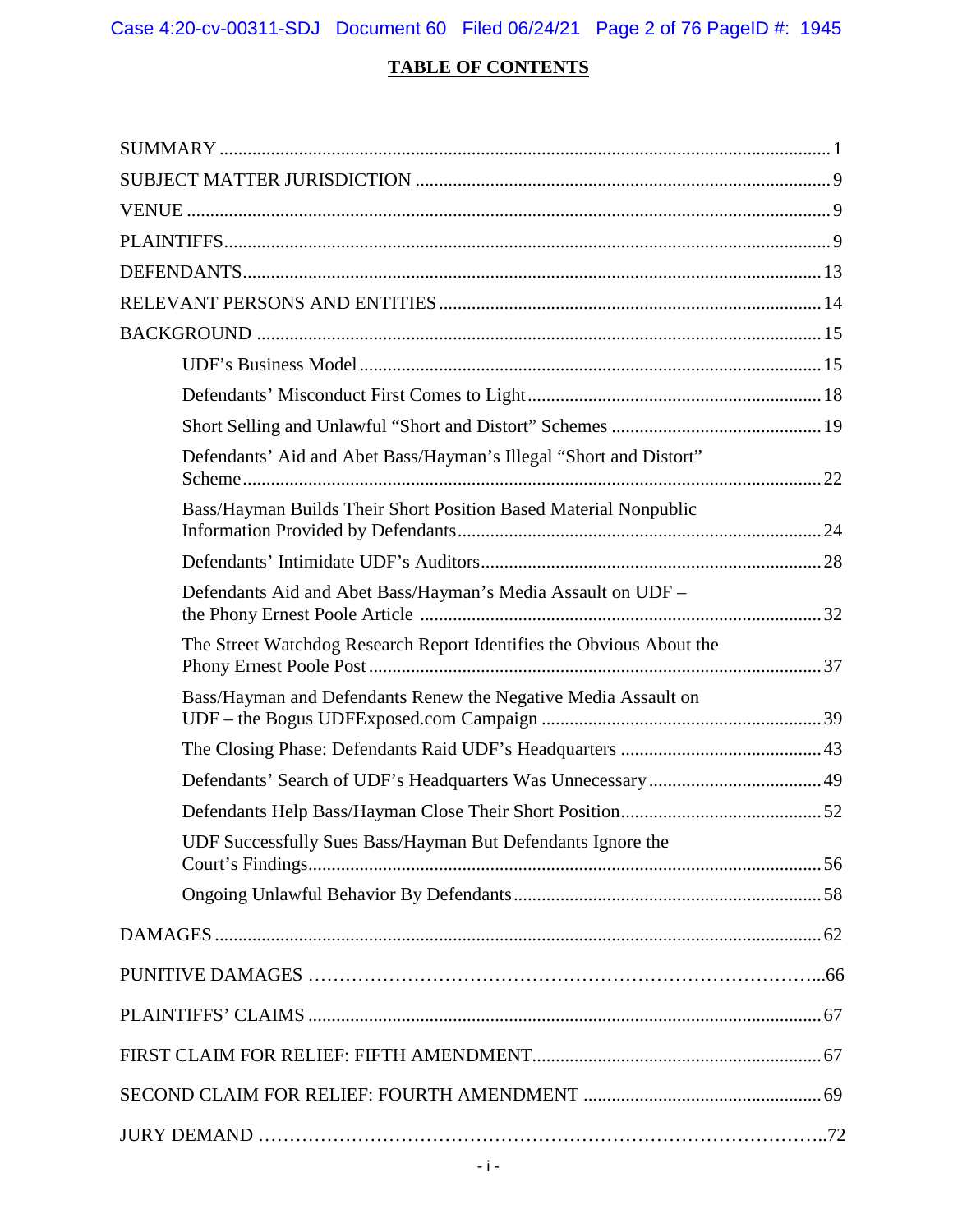# TABLE OF CONTENTS

| | |
|---|---|
| SUMMARY | 1 |
| SUBJECT MATTER JURISDICTION | 9 |
| VENUE | 9 |
| PLAINTIFFS | 9 |
| DEFENDANTS | 13 |
| RELEVANT PERSONS AND ENTITIES | 14 |
| BACKGROUND | 15 |
| UDF's Business Model | 15 |
| Defendants' Misconduct First Comes to Light | 18 |
| Short Selling and Unlawful "Short and Distort" Schemes | 19 |
| Defendants' Aid and Abet Bass/Hayman's Illegal "Short and Distort" Scheme | 22 |
| Bass/Hayman Builds Their Short Position Based Material Nonpublic Information Provided by Defendants | 24 |
| Defendants' Intimidate UDF's Auditors | 28 |
| Defendants Aid and Abet Bass/Hayman's Media Assault on UDF – the Phony Ernest Poole Article | 32 |
| The Street Watchdog Research Report Identifies the Obvious About the Phony Ernest Poole Post | 37 |
| Bass/Hayman and Defendants Renew the Negative Media Assault on UDF – the Bogus UDFExposed.com Campaign | 39 |
| The Closing Phase: Defendants Raid UDF's Headquarters | 43 |
| Defendants' Search of UDF's Headquarters Was Unnecessary | 49 |
| Defendants Help Bass/Hayman Close Their Short Position | 52 |
| UDF Successfully Sues Bass/Hayman But Defendants Ignore the Court's Findings | 56 |
| Ongoing Unlawful Behavior By Defendants | 58 |
| DAMAGES | 62 |
| PUNITIVE DAMAGES | 66 |
| PLAINTIFFS' CLAIMS | 67 |
| FIRST CLAIM FOR RELIEF: FIFTH AMENDMENT | 67 |
| SECOND CLAIM FOR RELIEF: FOURTH AMENDMENT | 69 |
| JURY DEMAND | 72 |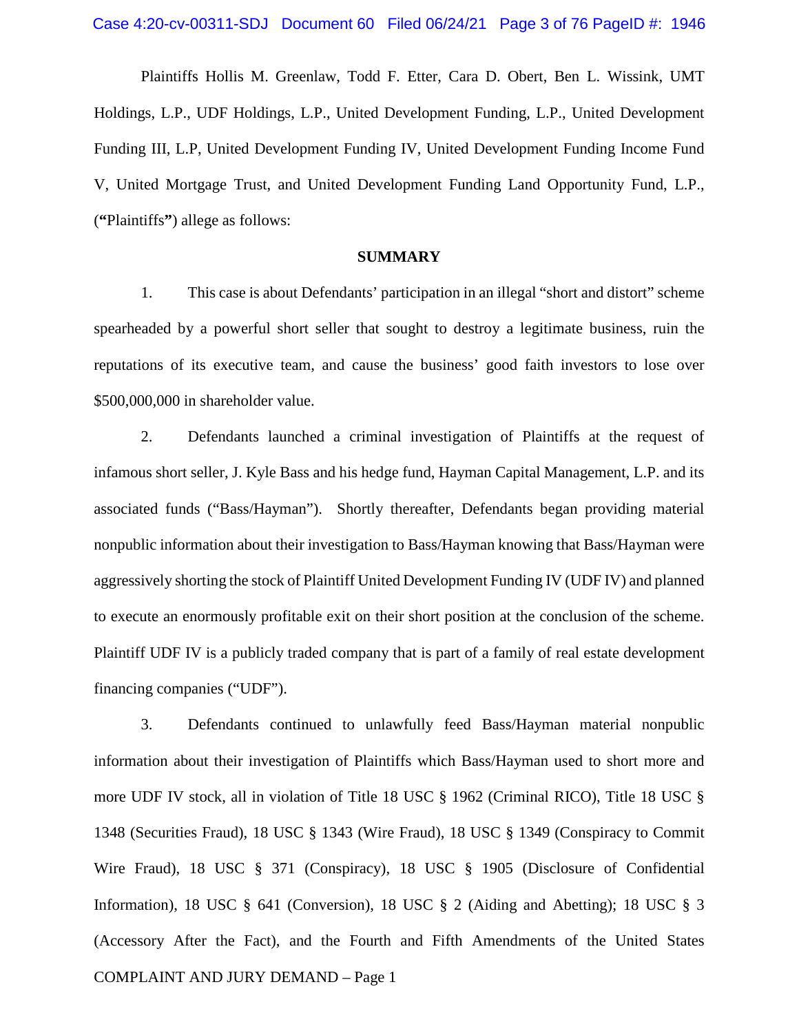Plaintiffs Hollis M. Greenlaw, Todd F. Etter, Cara D. Obert, Ben L. Wissink, UMT Holdings, L.P., UDF Holdings, L.P., United Development Funding, L.P., United Development Funding III, L.P, United Development Funding IV, United Development Funding Income Fund V, United Mortgage Trust, and United Development Funding Land Opportunity Fund, L.P., (**"**Plaintiffs**"**) allege as follows:

## SUMMARY

1. This case is about Defendants' participation in an illegal "short and distort" scheme spearheaded by a powerful short seller that sought to destroy a legitimate business, ruin the reputations of its executive team, and cause the business' good faith investors to lose over $500,000,000 in shareholder value.

2. Defendants launched a criminal investigation of Plaintiffs at the request of infamous short seller, J. Kyle Bass and his hedge fund, Hayman Capital Management, L.P. and its associated funds ("Bass/Hayman"). Shortly thereafter, Defendants began providing material nonpublic information about their investigation to Bass/Hayman knowing that Bass/Hayman were aggressively shorting the stock of Plaintiff United Development Funding IV (UDF IV) and planned to execute an enormously profitable exit on their short position at the conclusion of the scheme. Plaintiff UDF IV is a publicly traded company that is part of a family of real estate development financing companies ("UDF").

3. Defendants continued to unlawfully feed Bass/Hayman material nonpublic information about their investigation of Plaintiffs which Bass/Hayman used to short more and more UDF IV stock, all in violation of Title 18 USC § 1962 (Criminal RICO), Title 18 USC § 1348 (Securities Fraud), 18 USC § 1343 (Wire Fraud), 18 USC § 1349 (Conspiracy to Commit Wire Fraud), 18 USC § 371 (Conspiracy), 18 USC § 1905 (Disclosure of Confidential Information), 18 USC § 641 (Conversion), 18 USC § 2 (Aiding and Abetting); 18 USC § 3 (Accessory After the Fact), and the Fourth and Fifth Amendments of the United States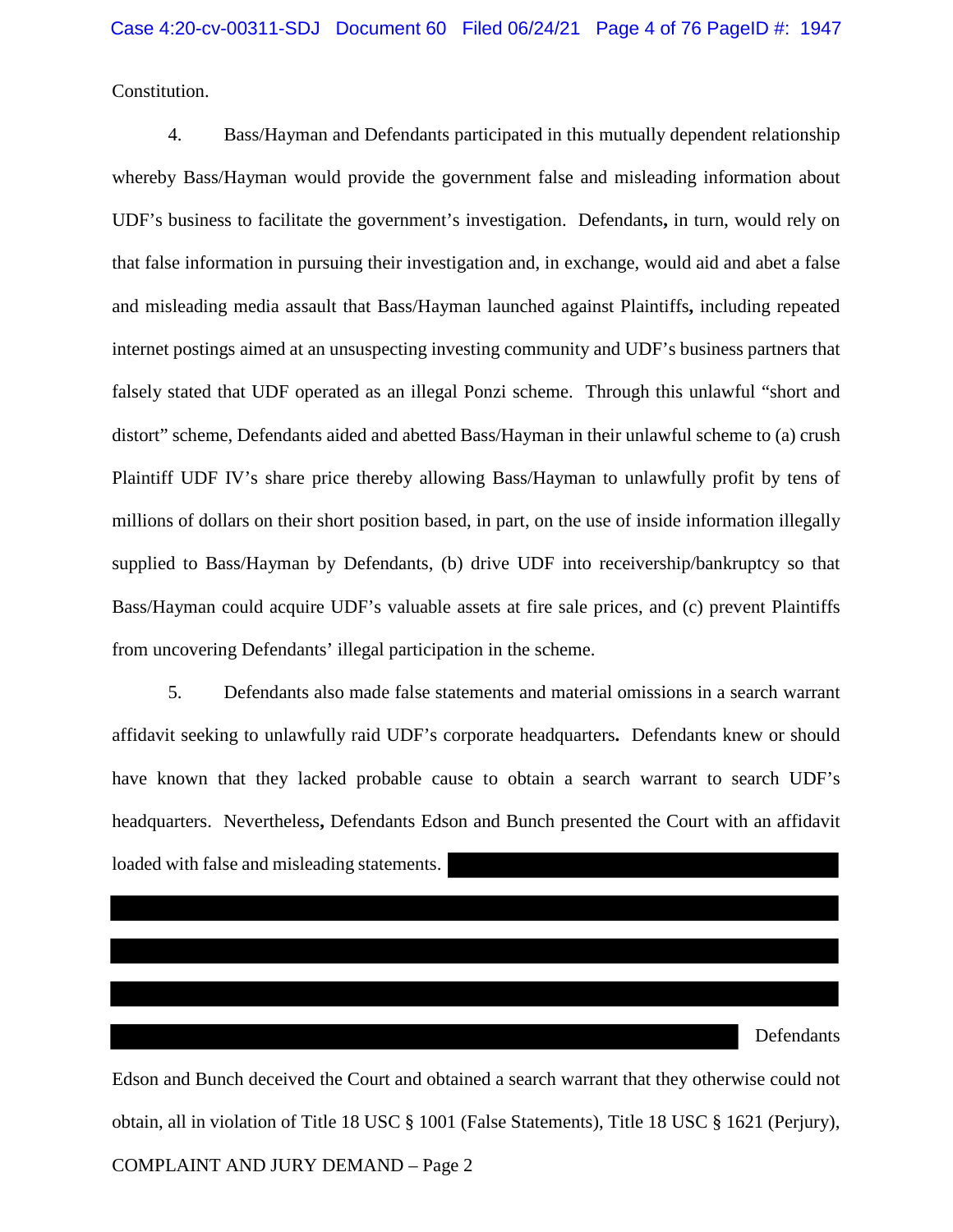Constitution.

4. Bass/Hayman and Defendants participated in this mutually dependent relationship whereby Bass/Hayman would provide the government false and misleading information about UDF's business to facilitate the government's investigation. Defendants**,** in turn, would rely on that false information in pursuing their investigation and, in exchange, would aid and abet a false and misleading media assault that Bass/Hayman launched against Plaintiffs**,** including repeated internet postings aimed at an unsuspecting investing community and UDF's business partners that falsely stated that UDF operated as an illegal Ponzi scheme. Through this unlawful "short and distort" scheme, Defendants aided and abetted Bass/Hayman in their unlawful scheme to (a) crush Plaintiff UDF IV's share price thereby allowing Bass/Hayman to unlawfully profit by tens of millions of dollars on their short position based, in part, on the use of inside information illegally supplied to Bass/Hayman by Defendants, (b) drive UDF into receivership/bankruptcy so that Bass/Hayman could acquire UDF's valuable assets at fire sale prices, and (c) prevent Plaintiffs from uncovering Defendants' illegal participation in the scheme.

5. Defendants also made false statements and material omissions in a search warrant affidavit seeking to unlawfully raid UDF's corporate headquarters**.** Defendants knew or should have known that they lacked probable cause to obtain a search warrant to search UDF's headquarters. Nevertheless**,** Defendants Edson and Bunch presented the Court with an affidavit loaded with false and misleading statements. [REDACTED] Defendants Edson and Bunch deceived the Court and obtained a search warrant that they otherwise could not obtain, all in violation of Title 18 USC § 1001 (False Statements), Title 18 USC § 1621 (Perjury),

COMPLAINT AND JURY DEMAND – Page 2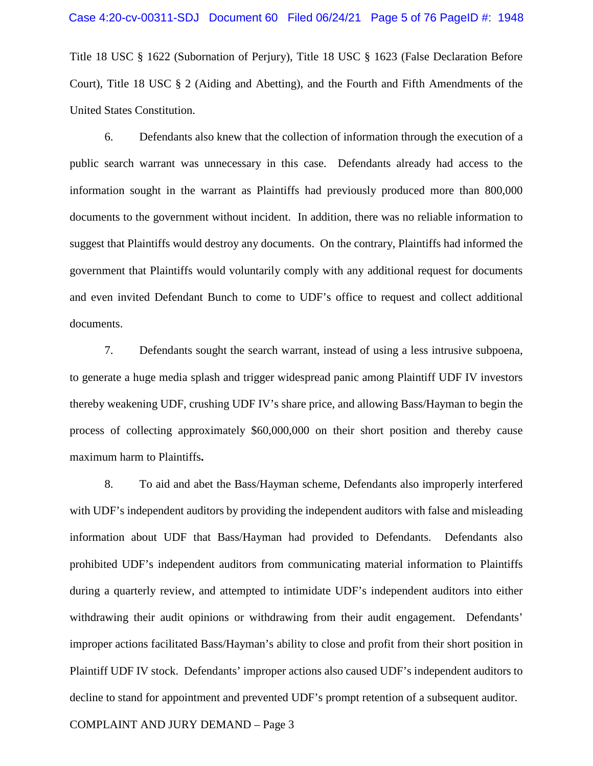Title 18 USC § 1622 (Subornation of Perjury), Title 18 USC § 1623 (False Declaration Before Court), Title 18 USC § 2 (Aiding and Abetting), and the Fourth and Fifth Amendments of the United States Constitution.

6. Defendants also knew that the collection of information through the execution of a public search warrant was unnecessary in this case. Defendants already had access to the information sought in the warrant as Plaintiffs had previously produced more than 800,000 documents to the government without incident. In addition, there was no reliable information to suggest that Plaintiffs would destroy any documents. On the contrary, Plaintiffs had informed the government that Plaintiffs would voluntarily comply with any additional request for documents and even invited Defendant Bunch to come to UDF's office to request and collect additional documents.

7. Defendants sought the search warrant, instead of using a less intrusive subpoena, to generate a huge media splash and trigger widespread panic among Plaintiff UDF IV investors thereby weakening UDF, crushing UDF IV's share price, and allowing Bass/Hayman to begin the process of collecting approximately $60,000,000 on their short position and thereby cause maximum harm to Plaintiffs.

8. To aid and abet the Bass/Hayman scheme, Defendants also improperly interfered with UDF's independent auditors by providing the independent auditors with false and misleading information about UDF that Bass/Hayman had provided to Defendants. Defendants also prohibited UDF's independent auditors from communicating material information to Plaintiffs during a quarterly review, and attempted to intimidate UDF's independent auditors into either withdrawing their audit opinions or withdrawing from their audit engagement. Defendants' improper actions facilitated Bass/Hayman's ability to close and profit from their short position in Plaintiff UDF IV stock. Defendants' improper actions also caused UDF's independent auditors to decline to stand for appointment and prevented UDF's prompt retention of a subsequent auditor.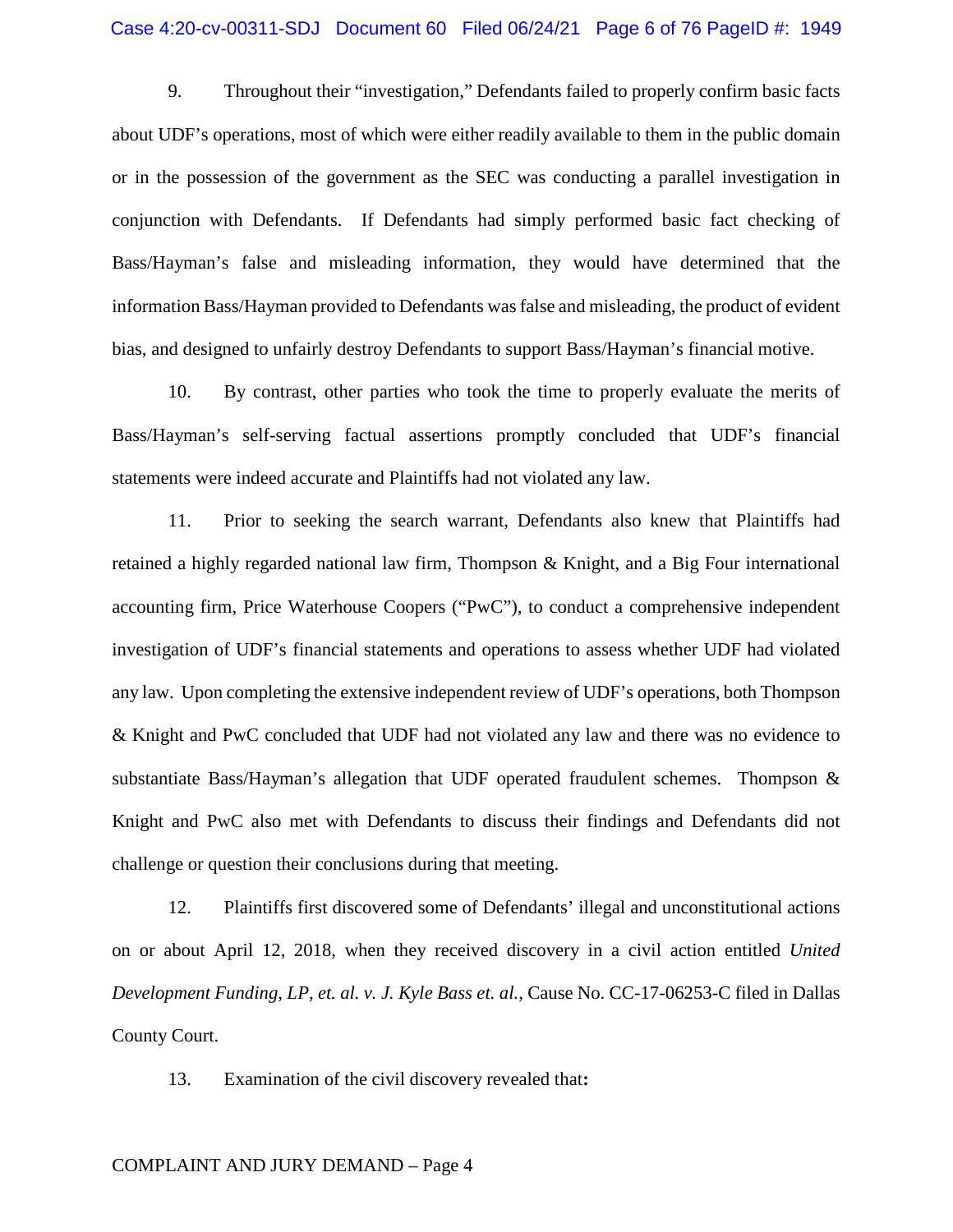9. Throughout their "investigation," Defendants failed to properly confirm basic facts about UDF's operations, most of which were either readily available to them in the public domain or in the possession of the government as the SEC was conducting a parallel investigation in conjunction with Defendants. If Defendants had simply performed basic fact checking of Bass/Hayman's false and misleading information, they would have determined that the information Bass/Hayman provided to Defendants was false and misleading, the product of evident bias, and designed to unfairly destroy Defendants to support Bass/Hayman's financial motive.

10. By contrast, other parties who took the time to properly evaluate the merits of Bass/Hayman's self-serving factual assertions promptly concluded that UDF's financial statements were indeed accurate and Plaintiffs had not violated any law.

11. Prior to seeking the search warrant, Defendants also knew that Plaintiffs had retained a highly regarded national law firm, Thompson & Knight, and a Big Four international accounting firm, Price Waterhouse Coopers ("PwC"), to conduct a comprehensive independent investigation of UDF's financial statements and operations to assess whether UDF had violated any law. Upon completing the extensive independent review of UDF's operations, both Thompson & Knight and PwC concluded that UDF had not violated any law and there was no evidence to substantiate Bass/Hayman's allegation that UDF operated fraudulent schemes. Thompson & Knight and PwC also met with Defendants to discuss their findings and Defendants did not challenge or question their conclusions during that meeting.

12. Plaintiffs first discovered some of Defendants' illegal and unconstitutional actions on or about April 12, 2018, when they received discovery in a civil action entitled *United Development Funding, LP, et. al. v. J. Kyle Bass et. al.*, Cause No. CC-17-06253-C filed in Dallas County Court.

13. Examination of the civil discovery revealed that**:**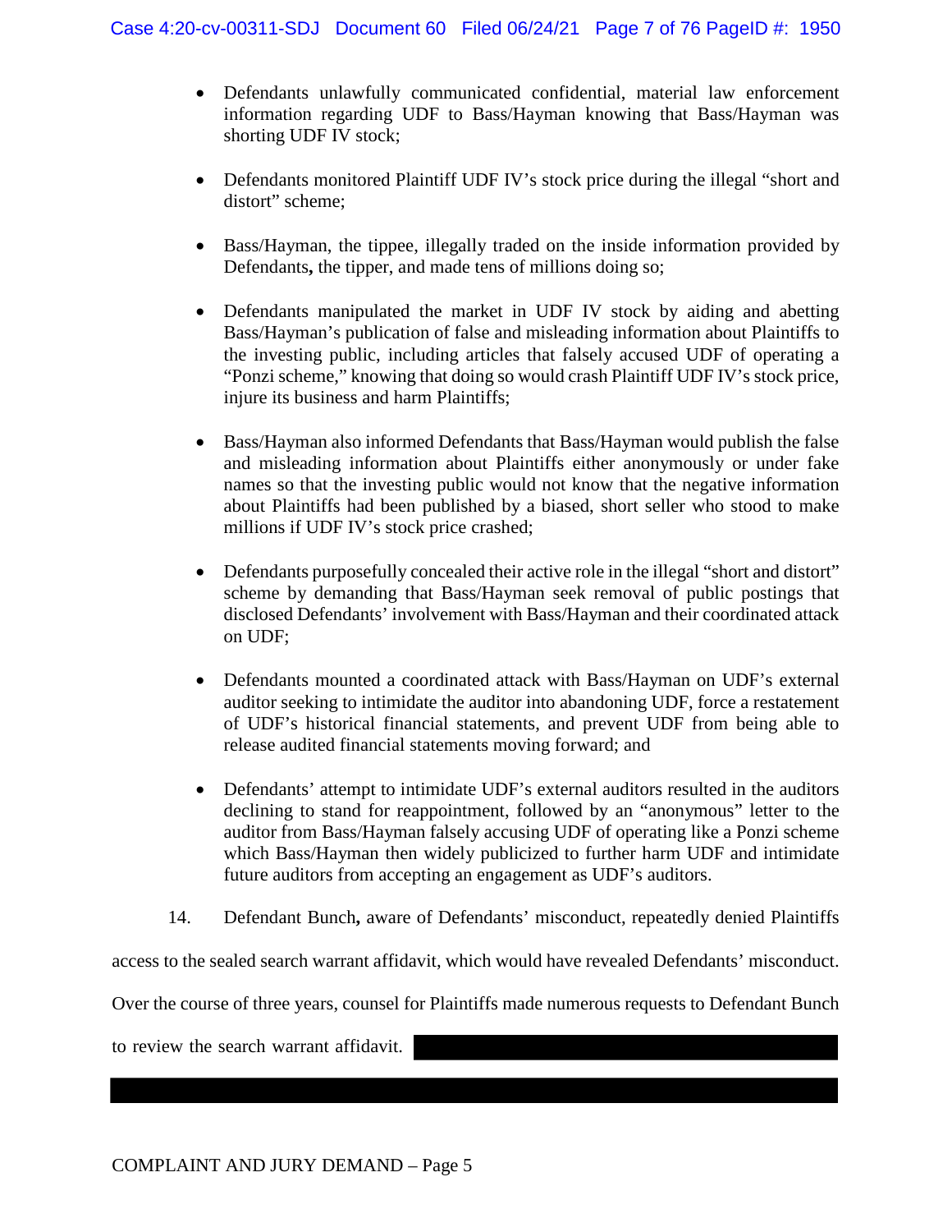- Defendants unlawfully communicated confidential, material law enforcement information regarding UDF to Bass/Hayman knowing that Bass/Hayman was shorting UDF IV stock;

- Defendants monitored Plaintiff UDF IV's stock price during the illegal "short and distort" scheme;

- Bass/Hayman, the tippee, illegally traded on the inside information provided by Defendants**,** the tipper, and made tens of millions doing so;

- Defendants manipulated the market in UDF IV stock by aiding and abetting Bass/Hayman's publication of false and misleading information about Plaintiffs to the investing public, including articles that falsely accused UDF of operating a "Ponzi scheme," knowing that doing so would crash Plaintiff UDF IV's stock price, injure its business and harm Plaintiffs;

- Bass/Hayman also informed Defendants that Bass/Hayman would publish the false and misleading information about Plaintiffs either anonymously or under fake names so that the investing public would not know that the negative information about Plaintiffs had been published by a biased, short seller who stood to make millions if UDF IV's stock price crashed;

- Defendants purposefully concealed their active role in the illegal "short and distort" scheme by demanding that Bass/Hayman seek removal of public postings that disclosed Defendants' involvement with Bass/Hayman and their coordinated attack on UDF;

- Defendants mounted a coordinated attack with Bass/Hayman on UDF's external auditor seeking to intimidate the auditor into abandoning UDF, force a restatement of UDF's historical financial statements, and prevent UDF from being able to release audited financial statements moving forward; and

- Defendants' attempt to intimidate UDF's external auditors resulted in the auditors declining to stand for reappointment, followed by an "anonymous" letter to the auditor from Bass/Hayman falsely accusing UDF of operating like a Ponzi scheme which Bass/Hayman then widely publicized to further harm UDF and intimidate future auditors from accepting an engagement as UDF's auditors.

14. Defendant Bunch**,** aware of Defendants' misconduct, repeatedly denied Plaintiffs access to the sealed search warrant affidavit, which would have revealed Defendants' misconduct. Over the course of three years, counsel for Plaintiffs made numerous requests to Defendant Bunch to review the search warrant affidavit. [REDACTED]

COMPLAINT AND JURY DEMAND – Page 5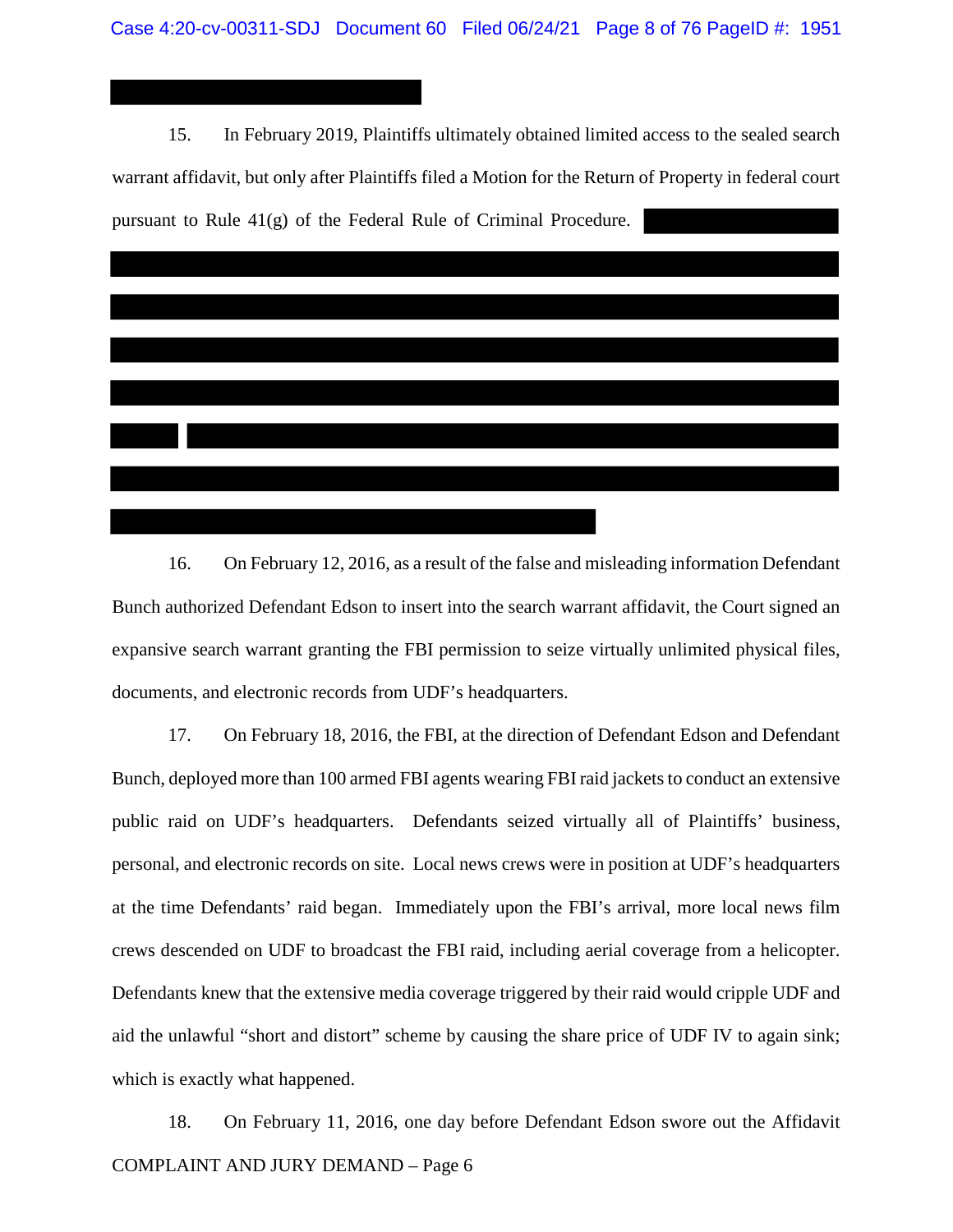15. In February 2019, Plaintiffs ultimately obtained limited access to the sealed search warrant affidavit, but only after Plaintiffs filed a Motion for the Return of Property in federal court pursuant to Rule 41(g) of the Federal Rule of Criminal Procedure.

16. On February 12, 2016, as a result of the false and misleading information Defendant Bunch authorized Defendant Edson to insert into the search warrant affidavit, the Court signed an expansive search warrant granting the FBI permission to seize virtually unlimited physical files, documents, and electronic records from UDF's headquarters.

17. On February 18, 2016, the FBI, at the direction of Defendant Edson and Defendant Bunch, deployed more than 100 armed FBI agents wearing FBI raid jackets to conduct an extensive public raid on UDF's headquarters. Defendants seized virtually all of Plaintiffs' business, personal, and electronic records on site. Local news crews were in position at UDF's headquarters at the time Defendants' raid began. Immediately upon the FBI's arrival, more local news film crews descended on UDF to broadcast the FBI raid, including aerial coverage from a helicopter. Defendants knew that the extensive media coverage triggered by their raid would cripple UDF and aid the unlawful "short and distort" scheme by causing the share price of UDF IV to again sink; which is exactly what happened.

18. On February 11, 2016, one day before Defendant Edson swore out the Affidavit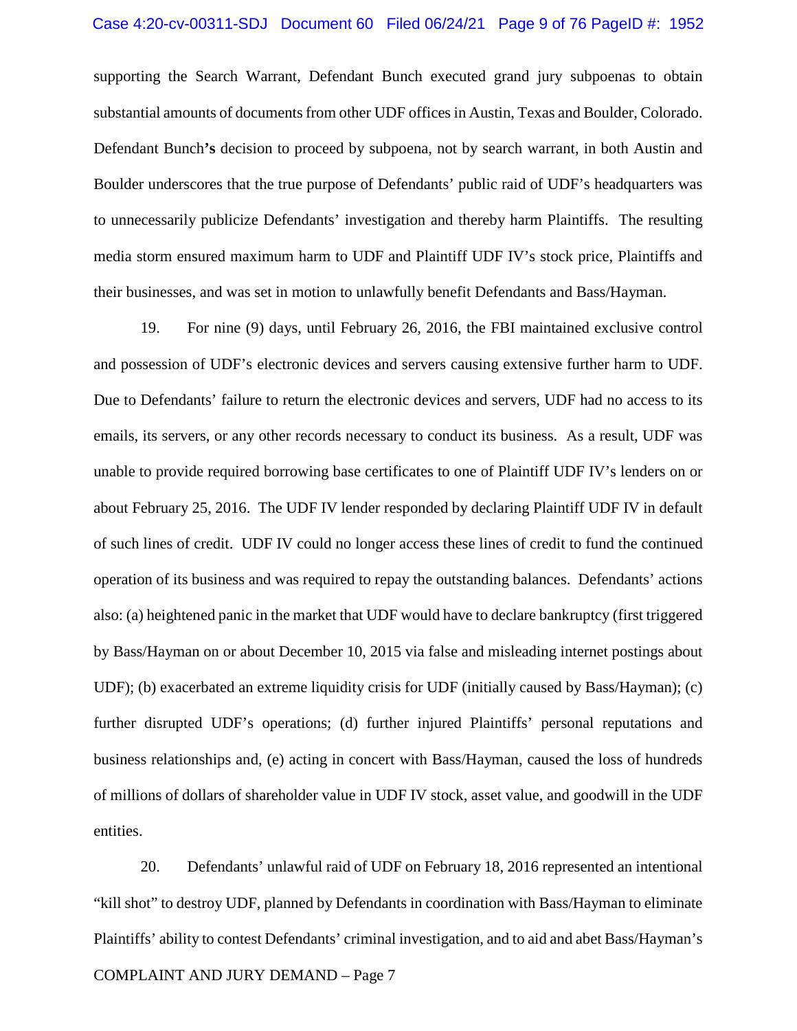supporting the Search Warrant, Defendant Bunch executed grand jury subpoenas to obtain substantial amounts of documents from other UDF offices in Austin, Texas and Boulder, Colorado. Defendant Bunch**'s** decision to proceed by subpoena, not by search warrant, in both Austin and Boulder underscores that the true purpose of Defendants' public raid of UDF's headquarters was to unnecessarily publicize Defendants' investigation and thereby harm Plaintiffs. The resulting media storm ensured maximum harm to UDF and Plaintiff UDF IV's stock price, Plaintiffs and their businesses, and was set in motion to unlawfully benefit Defendants and Bass/Hayman.

19. For nine (9) days, until February 26, 2016, the FBI maintained exclusive control and possession of UDF's electronic devices and servers causing extensive further harm to UDF. Due to Defendants' failure to return the electronic devices and servers, UDF had no access to its emails, its servers, or any other records necessary to conduct its business. As a result, UDF was unable to provide required borrowing base certificates to one of Plaintiff UDF IV's lenders on or about February 25, 2016. The UDF IV lender responded by declaring Plaintiff UDF IV in default of such lines of credit. UDF IV could no longer access these lines of credit to fund the continued operation of its business and was required to repay the outstanding balances. Defendants' actions also: (a) heightened panic in the market that UDF would have to declare bankruptcy (first triggered by Bass/Hayman on or about December 10, 2015 via false and misleading internet postings about UDF); (b) exacerbated an extreme liquidity crisis for UDF (initially caused by Bass/Hayman); (c) further disrupted UDF's operations; (d) further injured Plaintiffs' personal reputations and business relationships and, (e) acting in concert with Bass/Hayman, caused the loss of hundreds of millions of dollars of shareholder value in UDF IV stock, asset value, and goodwill in the UDF entities.

20. Defendants' unlawful raid of UDF on February 18, 2016 represented an intentional "kill shot" to destroy UDF, planned by Defendants in coordination with Bass/Hayman to eliminate Plaintiffs' ability to contest Defendants' criminal investigation, and to aid and abet Bass/Hayman's

COMPLAINT AND JURY DEMAND – Page 7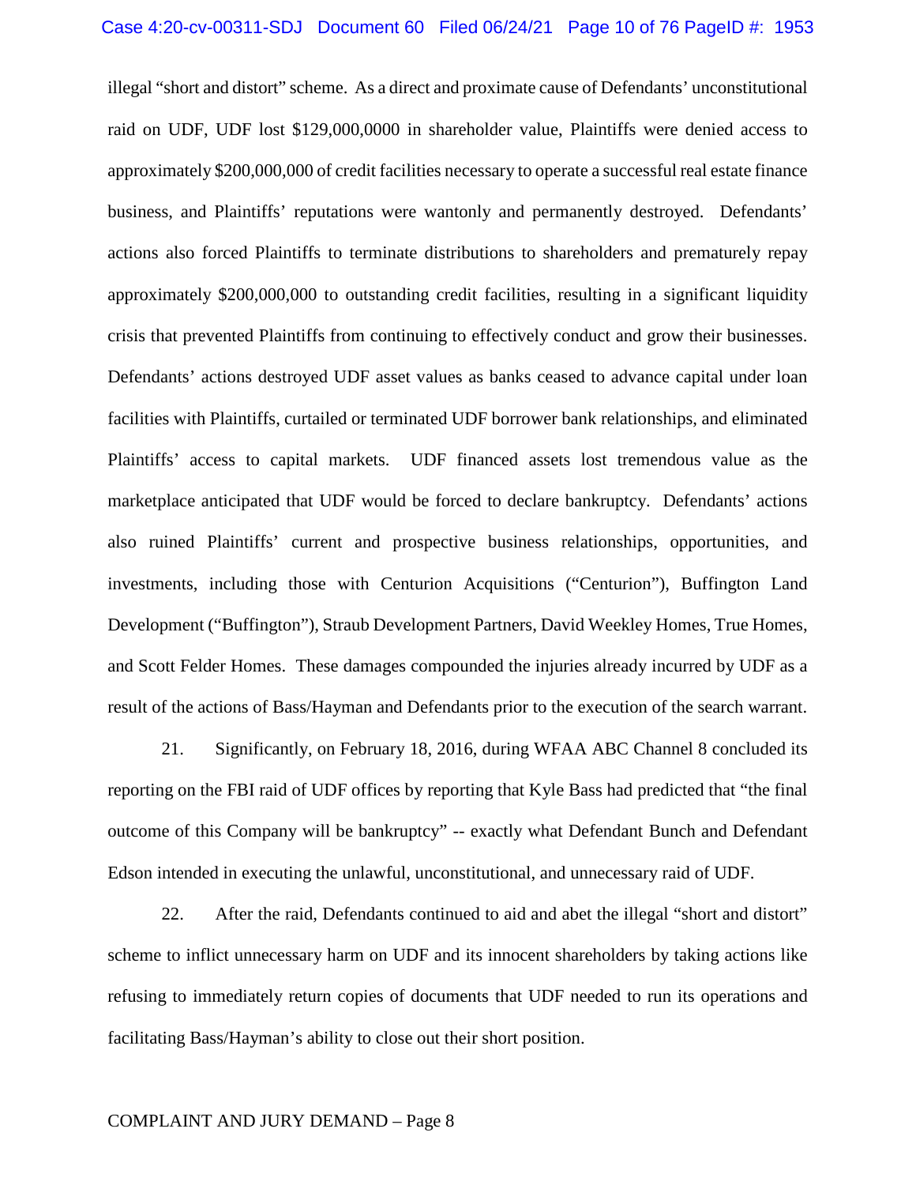illegal "short and distort" scheme. As a direct and proximate cause of Defendants' unconstitutional raid on UDF, UDF lost $129,000,0000 in shareholder value, Plaintiffs were denied access to approximately $200,000,000 of credit facilities necessary to operate a successful real estate finance business, and Plaintiffs' reputations were wantonly and permanently destroyed. Defendants' actions also forced Plaintiffs to terminate distributions to shareholders and prematurely repay approximately $200,000,000 to outstanding credit facilities, resulting in a significant liquidity crisis that prevented Plaintiffs from continuing to effectively conduct and grow their businesses. Defendants' actions destroyed UDF asset values as banks ceased to advance capital under loan facilities with Plaintiffs, curtailed or terminated UDF borrower bank relationships, and eliminated Plaintiffs' access to capital markets. UDF financed assets lost tremendous value as the marketplace anticipated that UDF would be forced to declare bankruptcy. Defendants' actions also ruined Plaintiffs' current and prospective business relationships, opportunities, and investments, including those with Centurion Acquisitions ("Centurion"), Buffington Land Development ("Buffington"), Straub Development Partners, David Weekley Homes, True Homes, and Scott Felder Homes. These damages compounded the injuries already incurred by UDF as a result of the actions of Bass/Hayman and Defendants prior to the execution of the search warrant.

21. Significantly, on February 18, 2016, during WFAA ABC Channel 8 concluded its reporting on the FBI raid of UDF offices by reporting that Kyle Bass had predicted that "the final outcome of this Company will be bankruptcy" -- exactly what Defendant Bunch and Defendant Edson intended in executing the unlawful, unconstitutional, and unnecessary raid of UDF.

22. After the raid, Defendants continued to aid and abet the illegal "short and distort" scheme to inflict unnecessary harm on UDF and its innocent shareholders by taking actions like refusing to immediately return copies of documents that UDF needed to run its operations and facilitating Bass/Hayman's ability to close out their short position.

COMPLAINT AND JURY DEMAND – Page 8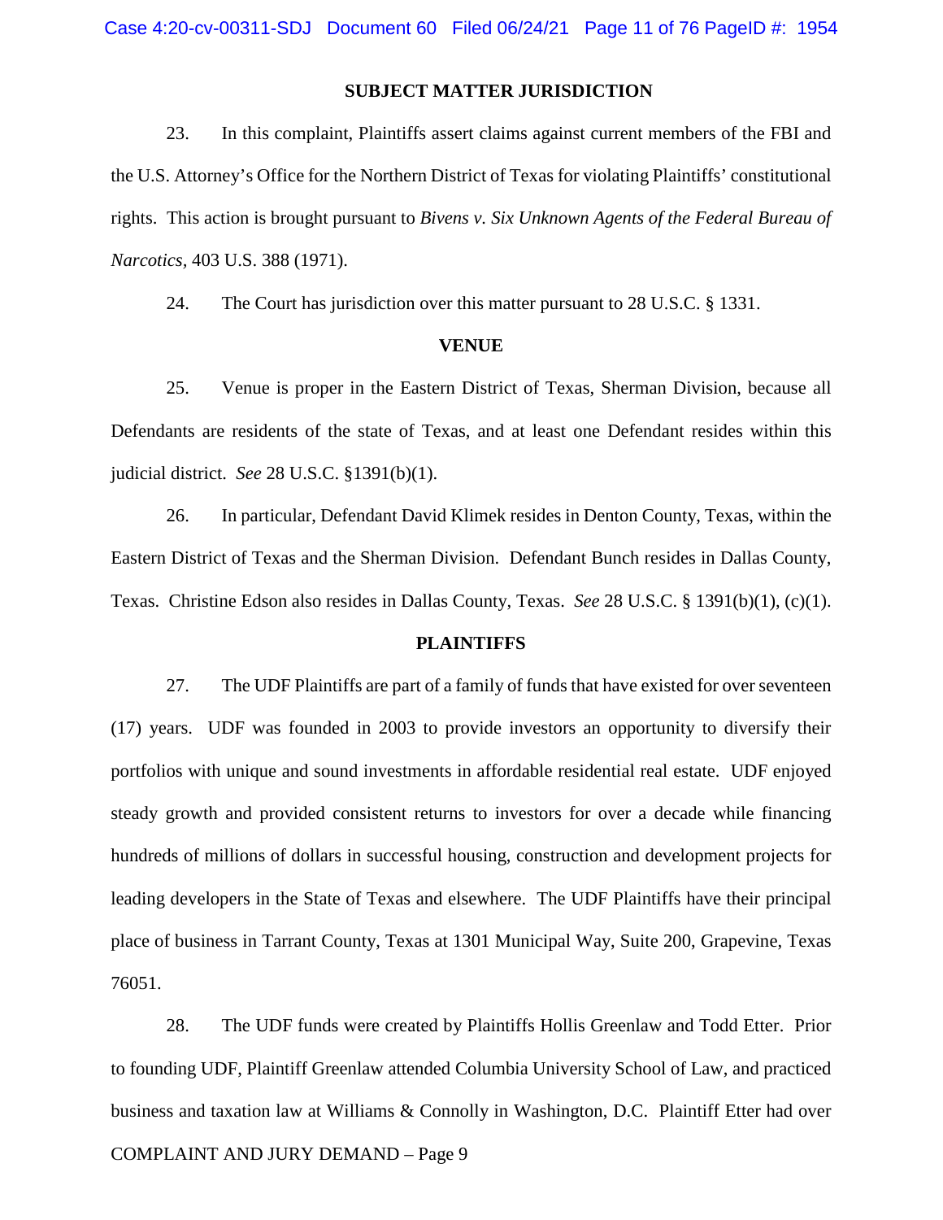## SUBJECT MATTER JURISDICTION

23. In this complaint, Plaintiffs assert claims against current members of the FBI and the U.S. Attorney's Office for the Northern District of Texas for violating Plaintiffs' constitutional rights. This action is brought pursuant to *Bivens v. Six Unknown Agents of the Federal Bureau of Narcotics*, 403 U.S. 388 (1971).

24. The Court has jurisdiction over this matter pursuant to 28 U.S.C. § 1331.

## VENUE

25. Venue is proper in the Eastern District of Texas, Sherman Division, because all Defendants are residents of the state of Texas, and at least one Defendant resides within this judicial district. *See* 28 U.S.C. §1391(b)(1).

26. In particular, Defendant David Klimek resides in Denton County, Texas, within the Eastern District of Texas and the Sherman Division. Defendant Bunch resides in Dallas County, Texas. Christine Edson also resides in Dallas County, Texas. *See* 28 U.S.C. § 1391(b)(1), (c)(1).

## PLAINTIFFS

27. The UDF Plaintiffs are part of a family of funds that have existed for over seventeen (17) years. UDF was founded in 2003 to provide investors an opportunity to diversify their portfolios with unique and sound investments in affordable residential real estate. UDF enjoyed steady growth and provided consistent returns to investors for over a decade while financing hundreds of millions of dollars in successful housing, construction and development projects for leading developers in the State of Texas and elsewhere. The UDF Plaintiffs have their principal place of business in Tarrant County, Texas at 1301 Municipal Way, Suite 200, Grapevine, Texas 76051.

28. The UDF funds were created by Plaintiffs Hollis Greenlaw and Todd Etter. Prior to founding UDF, Plaintiff Greenlaw attended Columbia University School of Law, and practiced business and taxation law at Williams & Connolly in Washington, D.C. Plaintiff Etter had over

COMPLAINT AND JURY DEMAND – Page 9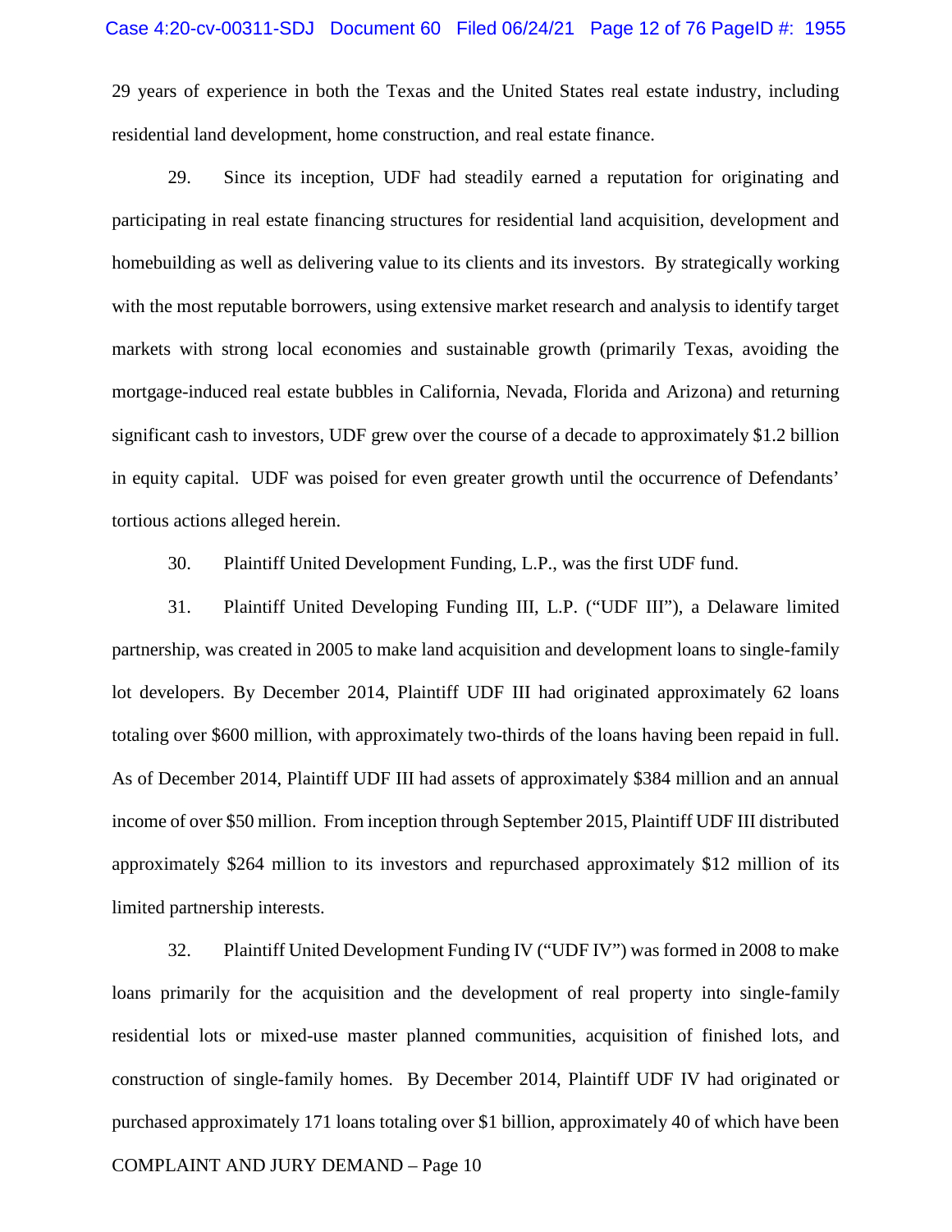29 years of experience in both the Texas and the United States real estate industry, including residential land development, home construction, and real estate finance.

29. Since its inception, UDF had steadily earned a reputation for originating and participating in real estate financing structures for residential land acquisition, development and homebuilding as well as delivering value to its clients and its investors. By strategically working with the most reputable borrowers, using extensive market research and analysis to identify target markets with strong local economies and sustainable growth (primarily Texas, avoiding the mortgage-induced real estate bubbles in California, Nevada, Florida and Arizona) and returning significant cash to investors, UDF grew over the course of a decade to approximately $1.2 billion in equity capital. UDF was poised for even greater growth until the occurrence of Defendants' tortious actions alleged herein.

30. Plaintiff United Development Funding, L.P., was the first UDF fund.

31. Plaintiff United Developing Funding III, L.P. ("UDF III"), a Delaware limited partnership, was created in 2005 to make land acquisition and development loans to single-family lot developers. By December 2014, Plaintiff UDF III had originated approximately 62 loans totaling over $600 million, with approximately two-thirds of the loans having been repaid in full. As of December 2014, Plaintiff UDF III had assets of approximately $384 million and an annual income of over $50 million. From inception through September 2015, Plaintiff UDF III distributed approximately $264 million to its investors and repurchased approximately $12 million of its limited partnership interests.

32. Plaintiff United Development Funding IV ("UDF IV") was formed in 2008 to make loans primarily for the acquisition and the development of real property into single-family residential lots or mixed-use master planned communities, acquisition of finished lots, and construction of single-family homes. By December 2014, Plaintiff UDF IV had originated or purchased approximately 171 loans totaling over $1 billion, approximately 40 of which have been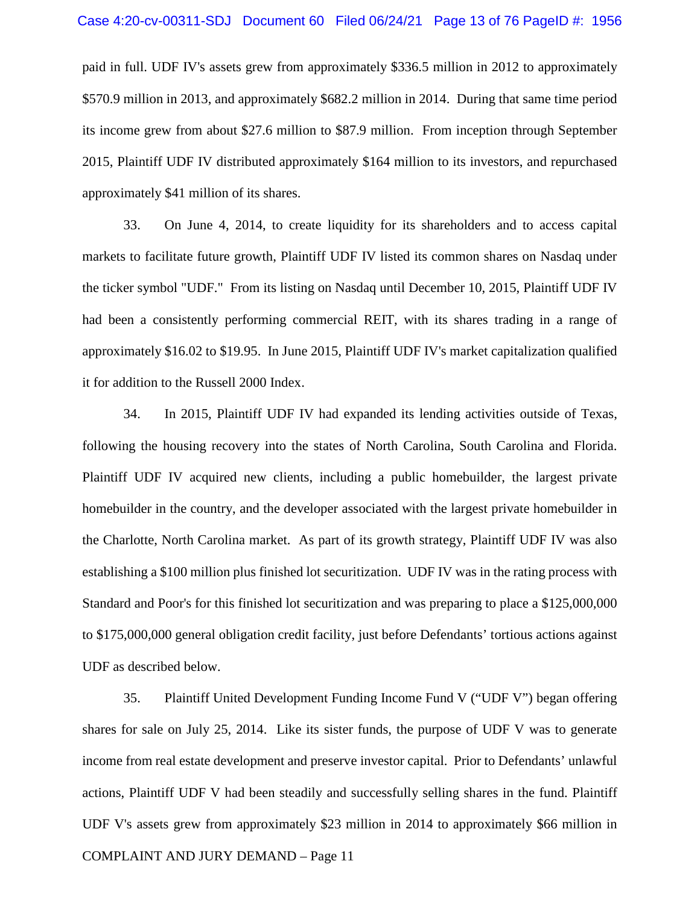paid in full. UDF IV's assets grew from approximately $336.5 million in 2012 to approximately $570.9 million in 2013, and approximately $682.2 million in 2014. During that same time period its income grew from about $27.6 million to $87.9 million. From inception through September 2015, Plaintiff UDF IV distributed approximately $164 million to its investors, and repurchased approximately $41 million of its shares.

33. On June 4, 2014, to create liquidity for its shareholders and to access capital markets to facilitate future growth, Plaintiff UDF IV listed its common shares on Nasdaq under the ticker symbol "UDF." From its listing on Nasdaq until December 10, 2015, Plaintiff UDF IV had been a consistently performing commercial REIT, with its shares trading in a range of approximately $16.02 to $19.95. In June 2015, Plaintiff UDF IV's market capitalization qualified it for addition to the Russell 2000 Index.

34. In 2015, Plaintiff UDF IV had expanded its lending activities outside of Texas, following the housing recovery into the states of North Carolina, South Carolina and Florida. Plaintiff UDF IV acquired new clients, including a public homebuilder, the largest private homebuilder in the country, and the developer associated with the largest private homebuilder in the Charlotte, North Carolina market. As part of its growth strategy, Plaintiff UDF IV was also establishing a $100 million plus finished lot securitization. UDF IV was in the rating process with Standard and Poor's for this finished lot securitization and was preparing to place a $125,000,000 to $175,000,000 general obligation credit facility, just before Defendants' tortious actions against UDF as described below.

35. Plaintiff United Development Funding Income Fund V ("UDF V") began offering shares for sale on July 25, 2014. Like its sister funds, the purpose of UDF V was to generate income from real estate development and preserve investor capital. Prior to Defendants' unlawful actions, Plaintiff UDF V had been steadily and successfully selling shares in the fund. Plaintiff UDF V's assets grew from approximately $23 million in 2014 to approximately $66 million in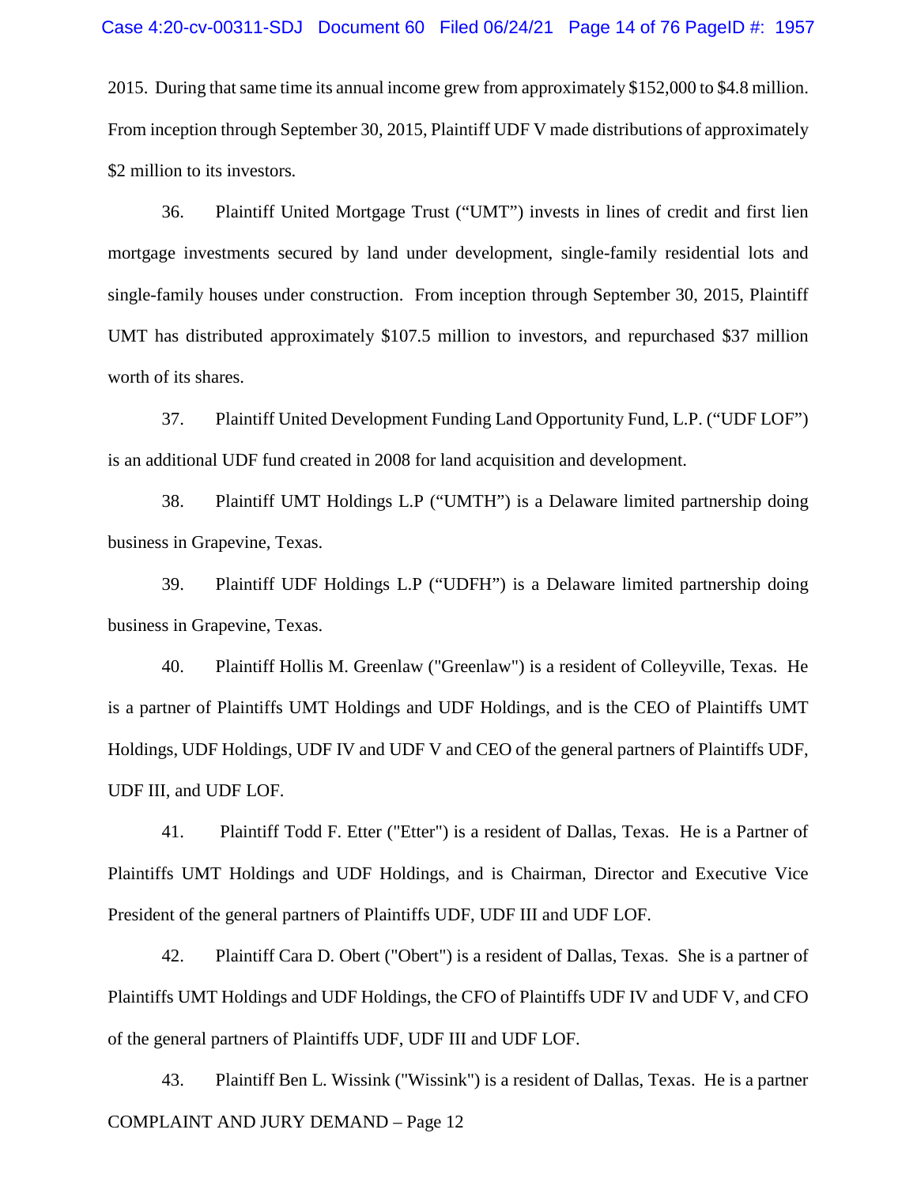2015. During that same time its annual income grew from approximately $152,000 to $4.8 million. From inception through September 30, 2015, Plaintiff UDF V made distributions of approximately $2 million to its investors.

36. Plaintiff United Mortgage Trust ("UMT") invests in lines of credit and first lien mortgage investments secured by land under development, single-family residential lots and single-family houses under construction. From inception through September 30, 2015, Plaintiff UMT has distributed approximately $107.5 million to investors, and repurchased $37 million worth of its shares.

37. Plaintiff United Development Funding Land Opportunity Fund, L.P. ("UDF LOF") is an additional UDF fund created in 2008 for land acquisition and development.

38. Plaintiff UMT Holdings L.P ("UMTH") is a Delaware limited partnership doing business in Grapevine, Texas.

39. Plaintiff UDF Holdings L.P ("UDFH") is a Delaware limited partnership doing business in Grapevine, Texas.

40. Plaintiff Hollis M. Greenlaw ("Greenlaw") is a resident of Colleyville, Texas. He is a partner of Plaintiffs UMT Holdings and UDF Holdings, and is the CEO of Plaintiffs UMT Holdings, UDF Holdings, UDF IV and UDF V and CEO of the general partners of Plaintiffs UDF, UDF III, and UDF LOF.

41. Plaintiff Todd F. Etter ("Etter") is a resident of Dallas, Texas. He is a Partner of Plaintiffs UMT Holdings and UDF Holdings, and is Chairman, Director and Executive Vice President of the general partners of Plaintiffs UDF, UDF III and UDF LOF.

42. Plaintiff Cara D. Obert ("Obert") is a resident of Dallas, Texas. She is a partner of Plaintiffs UMT Holdings and UDF Holdings, the CFO of Plaintiffs UDF IV and UDF V, and CFO of the general partners of Plaintiffs UDF, UDF III and UDF LOF.

43. Plaintiff Ben L. Wissink ("Wissink") is a resident of Dallas, Texas. He is a partner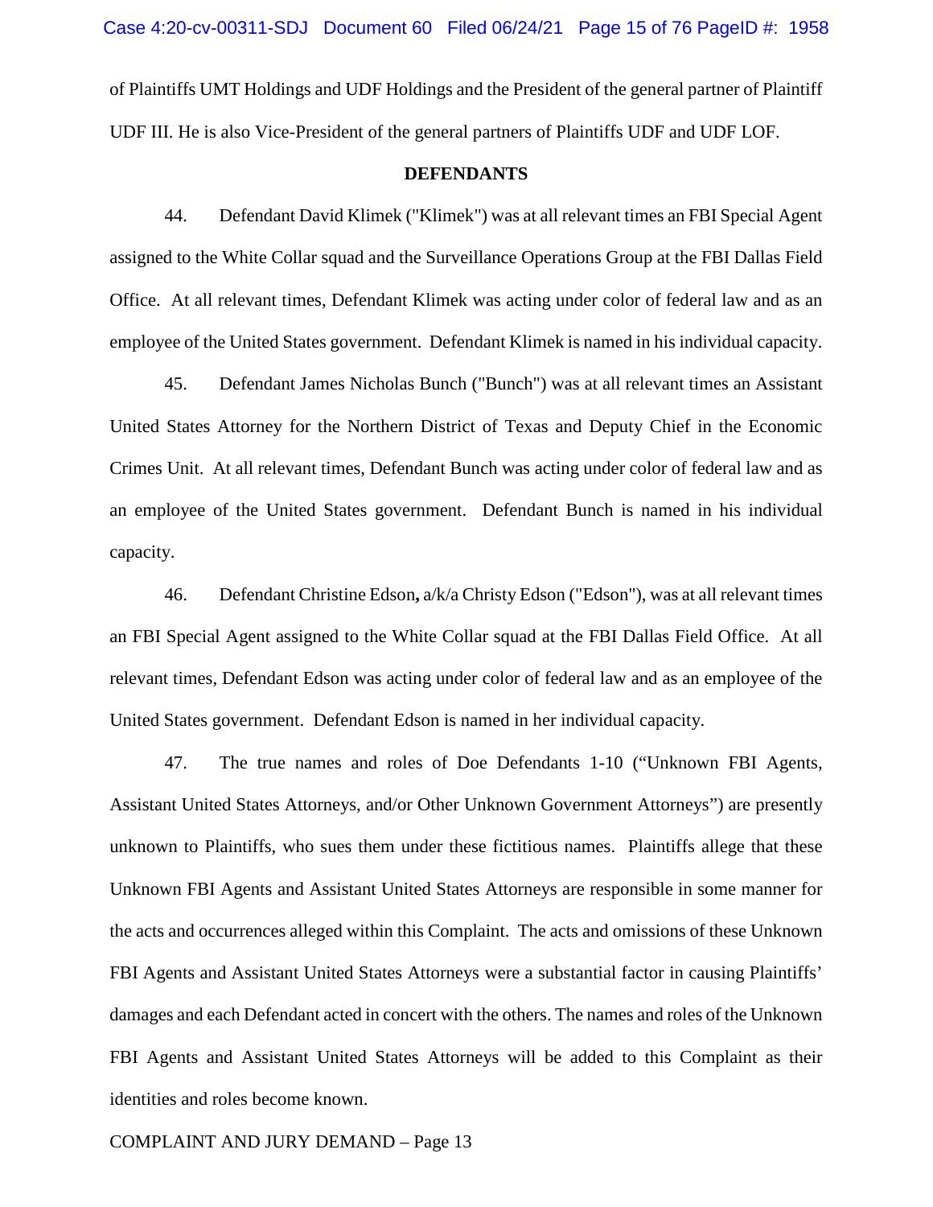of Plaintiffs UMT Holdings and UDF Holdings and the President of the general partner of Plaintiff UDF III. He is also Vice-President of the general partners of Plaintiffs UDF and UDF LOF.

**DEFENDANTS**

44. Defendant David Klimek ("Klimek") was at all relevant times an FBI Special Agent assigned to the White Collar squad and the Surveillance Operations Group at the FBI Dallas Field Office. At all relevant times, Defendant Klimek was acting under color of federal law and as an employee of the United States government. Defendant Klimek is named in his individual capacity.

45. Defendant James Nicholas Bunch ("Bunch") was at all relevant times an Assistant United States Attorney for the Northern District of Texas and Deputy Chief in the Economic Crimes Unit. At all relevant times, Defendant Bunch was acting under color of federal law and as an employee of the United States government. Defendant Bunch is named in his individual capacity.

46. Defendant Christine Edson**,** a/k/a Christy Edson ("Edson"), was at all relevant times an FBI Special Agent assigned to the White Collar squad at the FBI Dallas Field Office. At all relevant times, Defendant Edson was acting under color of federal law and as an employee of the United States government. Defendant Edson is named in her individual capacity.

47. The true names and roles of Doe Defendants 1-10 ("Unknown FBI Agents, Assistant United States Attorneys, and/or Other Unknown Government Attorneys") are presently unknown to Plaintiffs, who sues them under these fictitious names. Plaintiffs allege that these Unknown FBI Agents and Assistant United States Attorneys are responsible in some manner for the acts and occurrences alleged within this Complaint. The acts and omissions of these Unknown FBI Agents and Assistant United States Attorneys were a substantial factor in causing Plaintiffs' damages and each Defendant acted in concert with the others. The names and roles of the Unknown FBI Agents and Assistant United States Attorneys will be added to this Complaint as their identities and roles become known.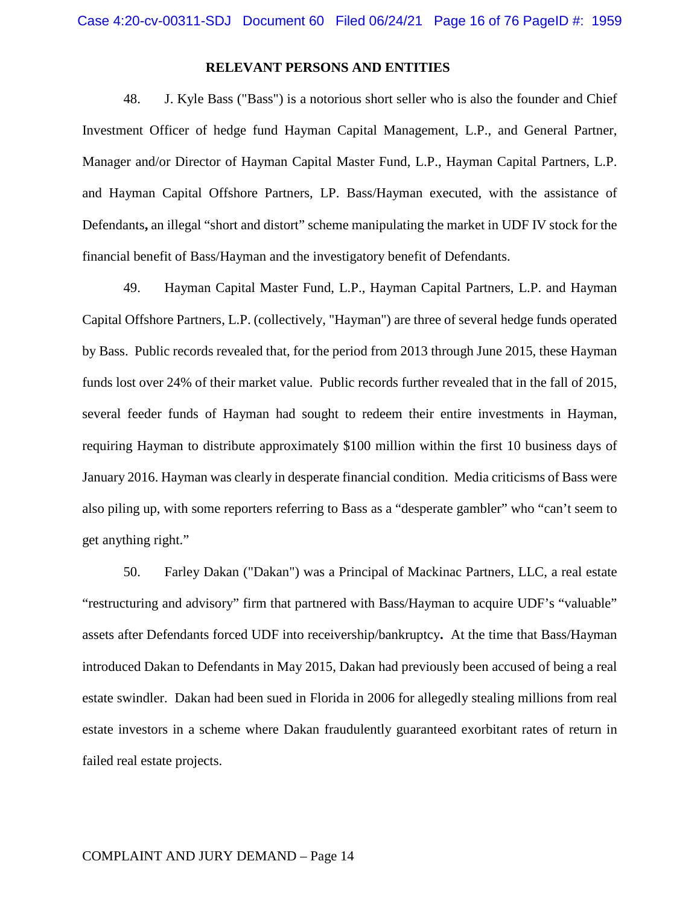## RELEVANT PERSONS AND ENTITIES

48. J. Kyle Bass ("Bass") is a notorious short seller who is also the founder and Chief Investment Officer of hedge fund Hayman Capital Management, L.P., and General Partner, Manager and/or Director of Hayman Capital Master Fund, L.P., Hayman Capital Partners, L.P. and Hayman Capital Offshore Partners, LP. Bass/Hayman executed, with the assistance of Defendants**,** an illegal "short and distort" scheme manipulating the market in UDF IV stock for the financial benefit of Bass/Hayman and the investigatory benefit of Defendants.

49. Hayman Capital Master Fund, L.P., Hayman Capital Partners, L.P. and Hayman Capital Offshore Partners, L.P. (collectively, "Hayman") are three of several hedge funds operated by Bass. Public records revealed that, for the period from 2013 through June 2015, these Hayman funds lost over 24% of their market value. Public records further revealed that in the fall of 2015, several feeder funds of Hayman had sought to redeem their entire investments in Hayman, requiring Hayman to distribute approximately $100 million within the first 10 business days of January 2016. Hayman was clearly in desperate financial condition. Media criticisms of Bass were also piling up, with some reporters referring to Bass as a "desperate gambler" who "can't seem to get anything right."

50. Farley Dakan ("Dakan") was a Principal of Mackinac Partners, LLC, a real estate "restructuring and advisory" firm that partnered with Bass/Hayman to acquire UDF's "valuable" assets after Defendants forced UDF into receivership/bankruptcy**.** At the time that Bass/Hayman introduced Dakan to Defendants in May 2015, Dakan had previously been accused of being a real estate swindler. Dakan had been sued in Florida in 2006 for allegedly stealing millions from real estate investors in a scheme where Dakan fraudulently guaranteed exorbitant rates of return in failed real estate projects.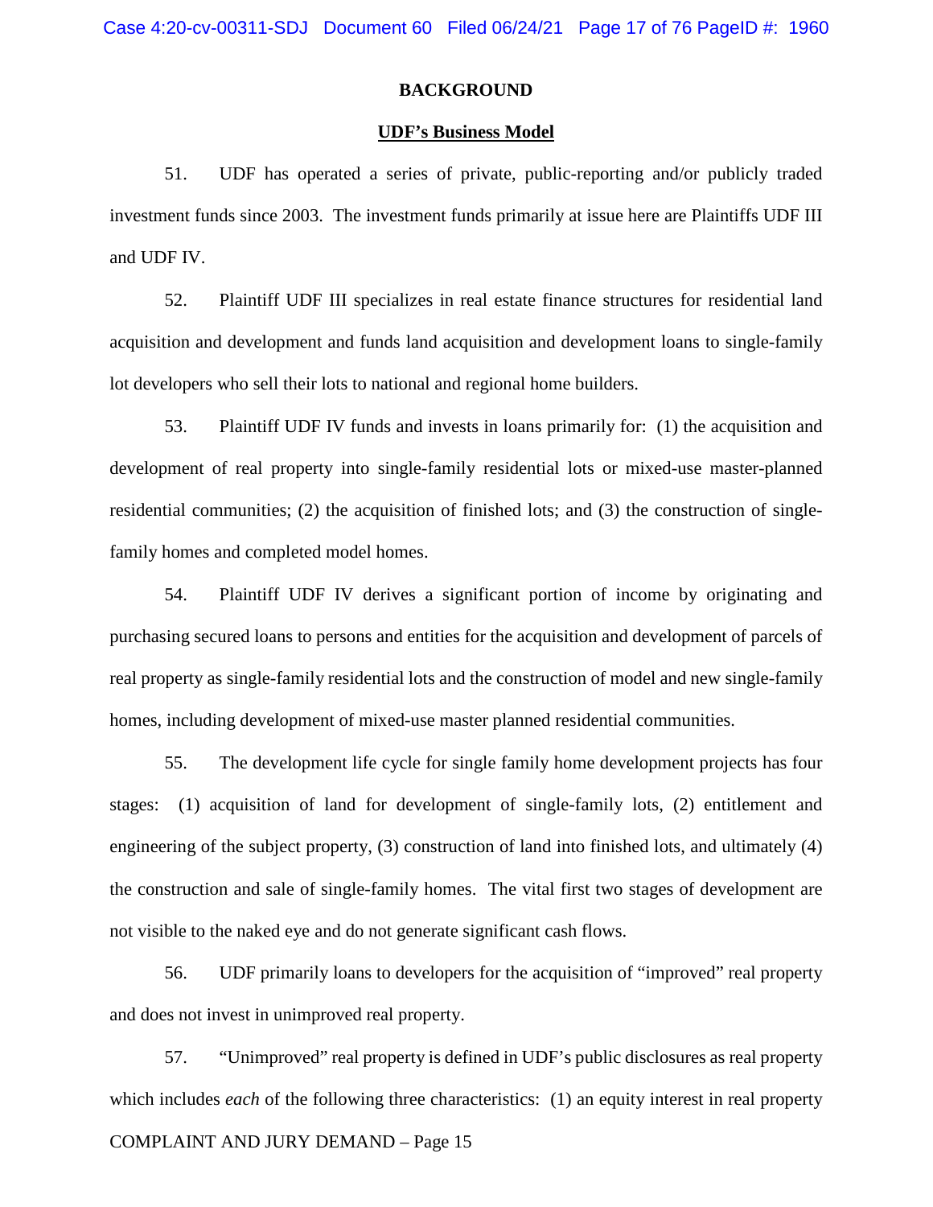## BACKGROUND

### UDF's Business Model

51. UDF has operated a series of private, public-reporting and/or publicly traded investment funds since 2003. The investment funds primarily at issue here are Plaintiffs UDF III and UDF IV.

52. Plaintiff UDF III specializes in real estate finance structures for residential land acquisition and development and funds land acquisition and development loans to single-family lot developers who sell their lots to national and regional home builders.

53. Plaintiff UDF IV funds and invests in loans primarily for: (1) the acquisition and development of real property into single-family residential lots or mixed-use master-planned residential communities; (2) the acquisition of finished lots; and (3) the construction of single-family homes and completed model homes.

54. Plaintiff UDF IV derives a significant portion of income by originating and purchasing secured loans to persons and entities for the acquisition and development of parcels of real property as single-family residential lots and the construction of model and new single-family homes, including development of mixed-use master planned residential communities.

55. The development life cycle for single family home development projects has four stages: (1) acquisition of land for development of single-family lots, (2) entitlement and engineering of the subject property, (3) construction of land into finished lots, and ultimately (4) the construction and sale of single-family homes. The vital first two stages of development are not visible to the naked eye and do not generate significant cash flows.

56. UDF primarily loans to developers for the acquisition of "improved" real property and does not invest in unimproved real property.

57. "Unimproved" real property is defined in UDF's public disclosures as real property which includes *each* of the following three characteristics: (1) an equity interest in real property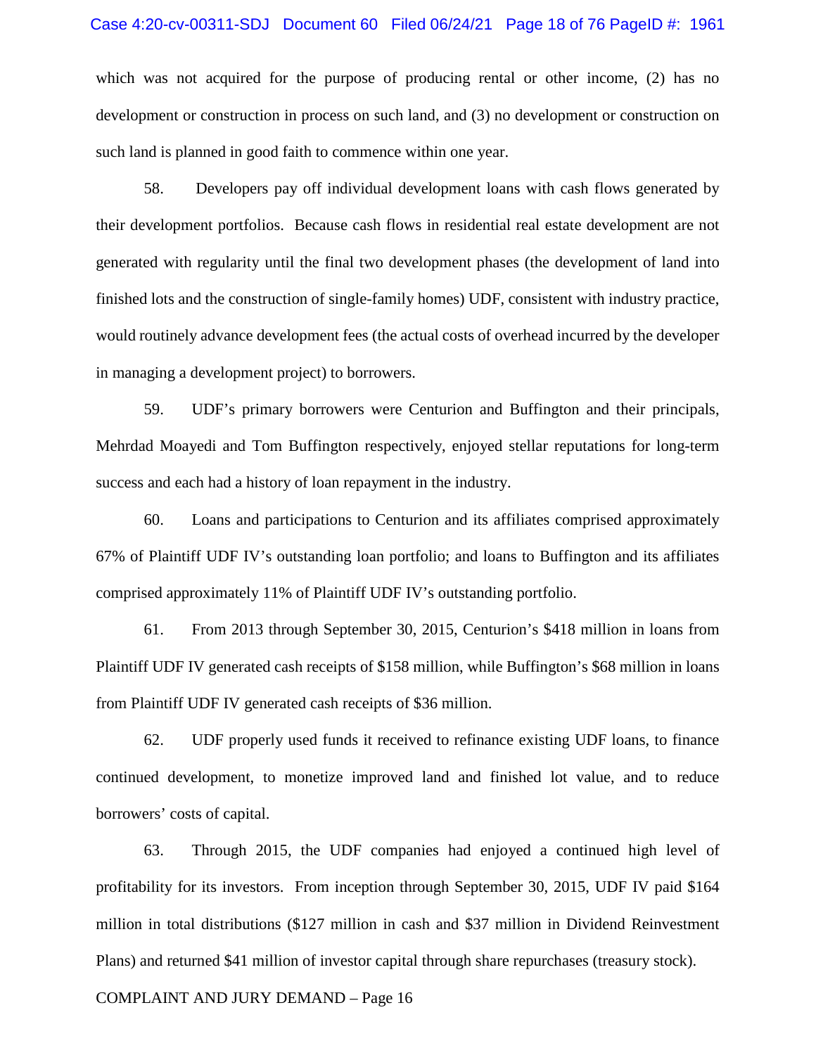which was not acquired for the purpose of producing rental or other income, (2) has no development or construction in process on such land, and (3) no development or construction on such land is planned in good faith to commence within one year.

58. Developers pay off individual development loans with cash flows generated by their development portfolios. Because cash flows in residential real estate development are not generated with regularity until the final two development phases (the development of land into finished lots and the construction of single-family homes) UDF, consistent with industry practice, would routinely advance development fees (the actual costs of overhead incurred by the developer in managing a development project) to borrowers.

59. UDF's primary borrowers were Centurion and Buffington and their principals, Mehrdad Moayedi and Tom Buffington respectively, enjoyed stellar reputations for long-term success and each had a history of loan repayment in the industry.

60. Loans and participations to Centurion and its affiliates comprised approximately 67% of Plaintiff UDF IV's outstanding loan portfolio; and loans to Buffington and its affiliates comprised approximately 11% of Plaintiff UDF IV's outstanding portfolio.

61. From 2013 through September 30, 2015, Centurion's $418 million in loans from Plaintiff UDF IV generated cash receipts of $158 million, while Buffington's $68 million in loans from Plaintiff UDF IV generated cash receipts of $36 million.

62. UDF properly used funds it received to refinance existing UDF loans, to finance continued development, to monetize improved land and finished lot value, and to reduce borrowers' costs of capital.

63. Through 2015, the UDF companies had enjoyed a continued high level of profitability for its investors. From inception through September 30, 2015, UDF IV paid $164 million in total distributions ($127 million in cash and $37 million in Dividend Reinvestment Plans) and returned $41 million of investor capital through share repurchases (treasury stock).

COMPLAINT AND JURY DEMAND – Page 16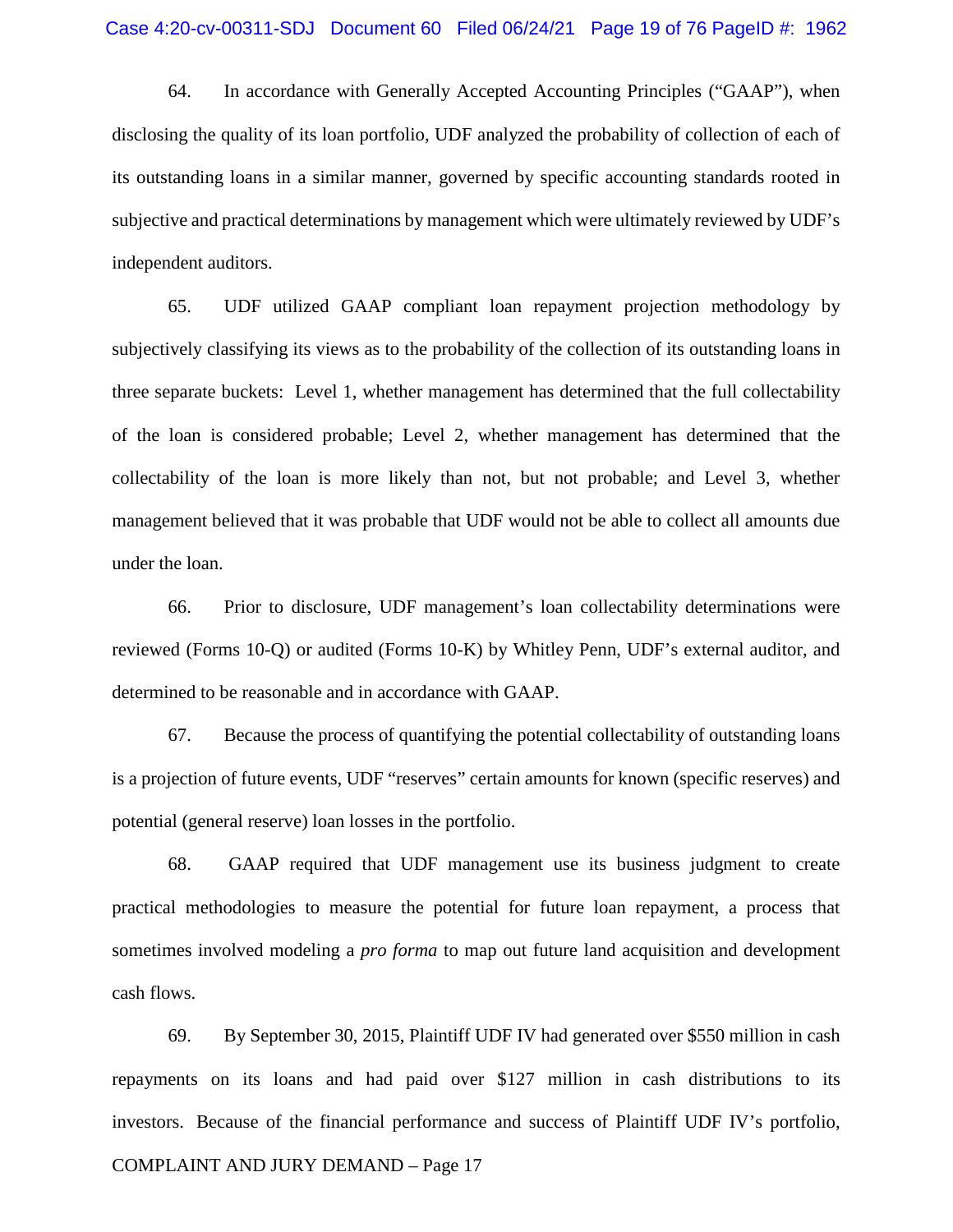64. In accordance with Generally Accepted Accounting Principles ("GAAP"), when disclosing the quality of its loan portfolio, UDF analyzed the probability of collection of each of its outstanding loans in a similar manner, governed by specific accounting standards rooted in subjective and practical determinations by management which were ultimately reviewed by UDF's independent auditors.

65. UDF utilized GAAP compliant loan repayment projection methodology by subjectively classifying its views as to the probability of the collection of its outstanding loans in three separate buckets: Level 1, whether management has determined that the full collectability of the loan is considered probable; Level 2, whether management has determined that the collectability of the loan is more likely than not, but not probable; and Level 3, whether management believed that it was probable that UDF would not be able to collect all amounts due under the loan.

66. Prior to disclosure, UDF management's loan collectability determinations were reviewed (Forms 10-Q) or audited (Forms 10-K) by Whitley Penn, UDF's external auditor, and determined to be reasonable and in accordance with GAAP.

67. Because the process of quantifying the potential collectability of outstanding loans is a projection of future events, UDF "reserves" certain amounts for known (specific reserves) and potential (general reserve) loan losses in the portfolio.

68. GAAP required that UDF management use its business judgment to create practical methodologies to measure the potential for future loan repayment, a process that sometimes involved modeling a *pro forma* to map out future land acquisition and development cash flows.

69. By September 30, 2015, Plaintiff UDF IV had generated over $550 million in cash repayments on its loans and had paid over $127 million in cash distributions to its investors. Because of the financial performance and success of Plaintiff UDF IV's portfolio,

COMPLAINT AND JURY DEMAND – Page 17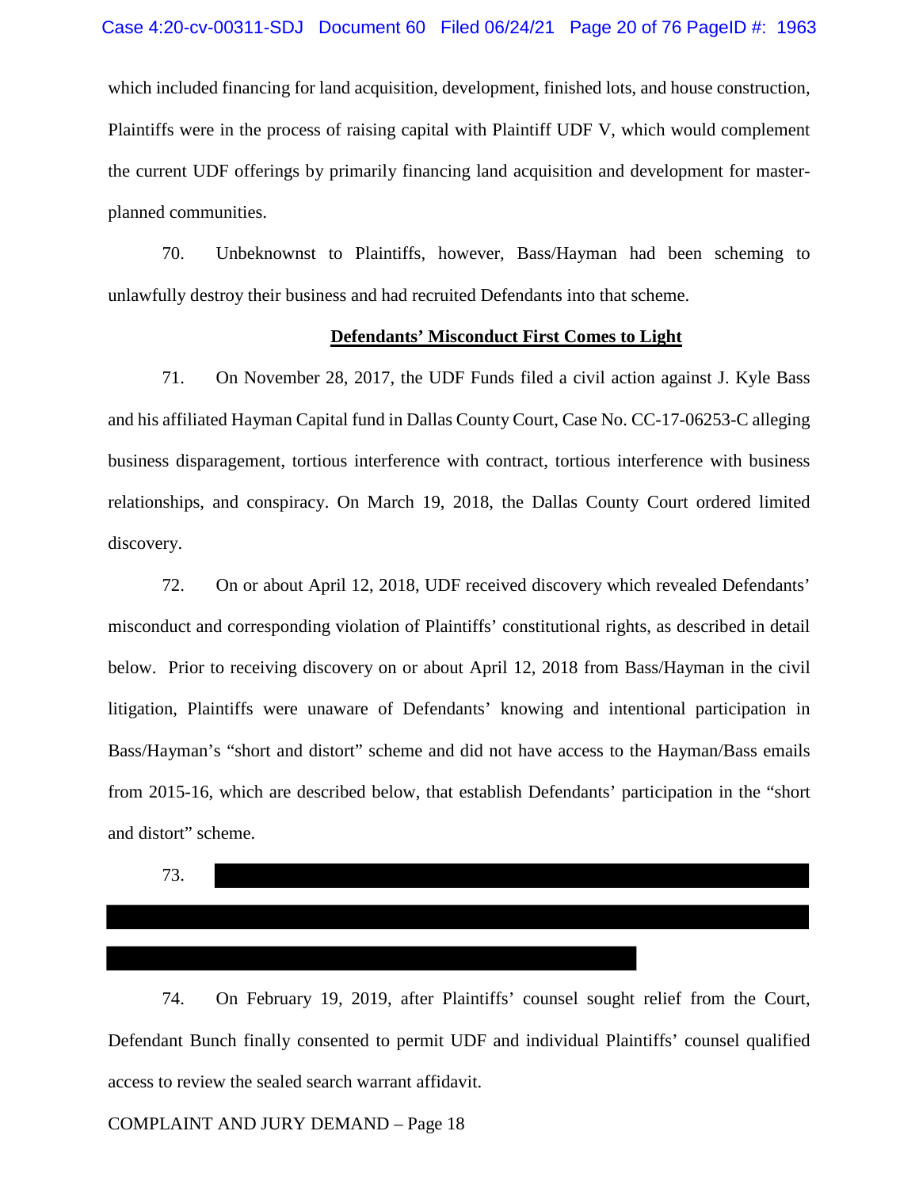which included financing for land acquisition, development, finished lots, and house construction, Plaintiffs were in the process of raising capital with Plaintiff UDF V, which would complement the current UDF offerings by primarily financing land acquisition and development for master-planned communities.

70. Unbeknownst to Plaintiffs, however, Bass/Hayman had been scheming to unlawfully destroy their business and had recruited Defendants into that scheme.

**Defendants' Misconduct First Comes to Light**

71. On November 28, 2017, the UDF Funds filed a civil action against J. Kyle Bass and his affiliated Hayman Capital fund in Dallas County Court, Case No. CC-17-06253-C alleging business disparagement, tortious interference with contract, tortious interference with business relationships, and conspiracy. On March 19, 2018, the Dallas County Court ordered limited discovery.

72. On or about April 12, 2018, UDF received discovery which revealed Defendants' misconduct and corresponding violation of Plaintiffs' constitutional rights, as described in detail below. Prior to receiving discovery on or about April 12, 2018 from Bass/Hayman in the civil litigation, Plaintiffs were unaware of Defendants' knowing and intentional participation in Bass/Hayman's "short and distort" scheme and did not have access to the Hayman/Bass emails from 2015-16, which are described below, that establish Defendants' participation in the "short and distort" scheme.

73. [REDACTED]

74. On February 19, 2019, after Plaintiffs' counsel sought relief from the Court, Defendant Bunch finally consented to permit UDF and individual Plaintiffs' counsel qualified access to review the sealed search warrant affidavit.

COMPLAINT AND JURY DEMAND – Page 18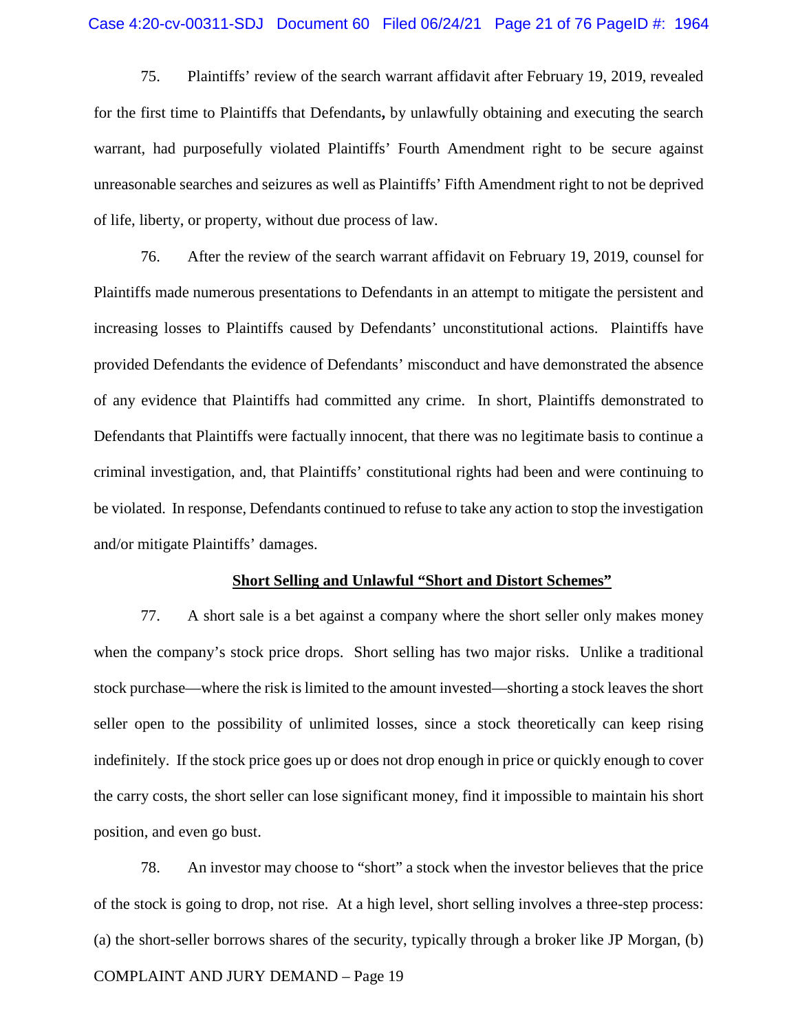75. Plaintiffs' review of the search warrant affidavit after February 19, 2019, revealed for the first time to Plaintiffs that Defendants**,** by unlawfully obtaining and executing the search warrant, had purposefully violated Plaintiffs' Fourth Amendment right to be secure against unreasonable searches and seizures as well as Plaintiffs' Fifth Amendment right to not be deprived of life, liberty, or property, without due process of law.

76. After the review of the search warrant affidavit on February 19, 2019, counsel for Plaintiffs made numerous presentations to Defendants in an attempt to mitigate the persistent and increasing losses to Plaintiffs caused by Defendants' unconstitutional actions. Plaintiffs have provided Defendants the evidence of Defendants' misconduct and have demonstrated the absence of any evidence that Plaintiffs had committed any crime. In short, Plaintiffs demonstrated to Defendants that Plaintiffs were factually innocent, that there was no legitimate basis to continue a criminal investigation, and, that Plaintiffs' constitutional rights had been and were continuing to be violated. In response, Defendants continued to refuse to take any action to stop the investigation and/or mitigate Plaintiffs' damages.

## Short Selling and Unlawful "Short and Distort Schemes"

77. A short sale is a bet against a company where the short seller only makes money when the company's stock price drops. Short selling has two major risks. Unlike a traditional stock purchase—where the risk is limited to the amount invested—shorting a stock leaves the short seller open to the possibility of unlimited losses, since a stock theoretically can keep rising indefinitely. If the stock price goes up or does not drop enough in price or quickly enough to cover the carry costs, the short seller can lose significant money, find it impossible to maintain his short position, and even go bust.

78. An investor may choose to "short" a stock when the investor believes that the price of the stock is going to drop, not rise. At a high level, short selling involves a three-step process: (a) the short-seller borrows shares of the security, typically through a broker like JP Morgan, (b)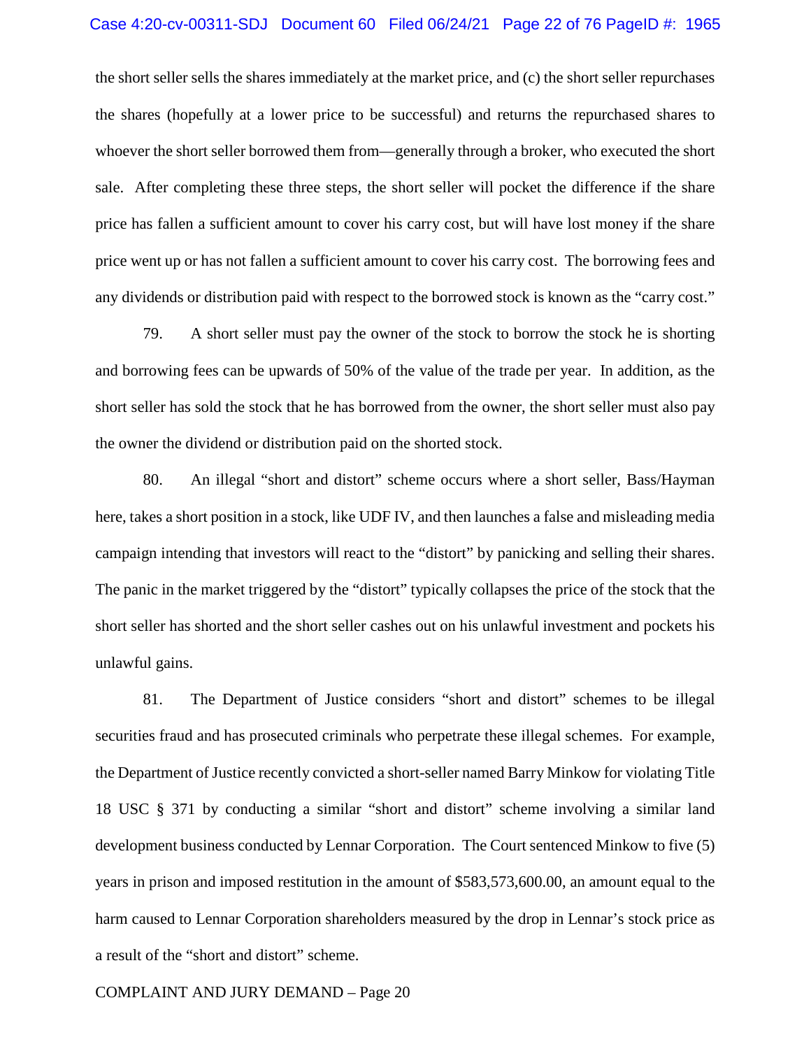the short seller sells the shares immediately at the market price, and (c) the short seller repurchases the shares (hopefully at a lower price to be successful) and returns the repurchased shares to whoever the short seller borrowed them from—generally through a broker, who executed the short sale. After completing these three steps, the short seller will pocket the difference if the share price has fallen a sufficient amount to cover his carry cost, but will have lost money if the share price went up or has not fallen a sufficient amount to cover his carry cost. The borrowing fees and any dividends or distribution paid with respect to the borrowed stock is known as the "carry cost."

79. A short seller must pay the owner of the stock to borrow the stock he is shorting and borrowing fees can be upwards of 50% of the value of the trade per year. In addition, as the short seller has sold the stock that he has borrowed from the owner, the short seller must also pay the owner the dividend or distribution paid on the shorted stock.

80. An illegal "short and distort" scheme occurs where a short seller, Bass/Hayman here, takes a short position in a stock, like UDF IV, and then launches a false and misleading media campaign intending that investors will react to the "distort" by panicking and selling their shares. The panic in the market triggered by the "distort" typically collapses the price of the stock that the short seller has shorted and the short seller cashes out on his unlawful investment and pockets his unlawful gains.

81. The Department of Justice considers "short and distort" schemes to be illegal securities fraud and has prosecuted criminals who perpetrate these illegal schemes. For example, the Department of Justice recently convicted a short-seller named Barry Minkow for violating Title 18 USC § 371 by conducting a similar "short and distort" scheme involving a similar land development business conducted by Lennar Corporation. The Court sentenced Minkow to five (5) years in prison and imposed restitution in the amount of $583,573,600.00, an amount equal to the harm caused to Lennar Corporation shareholders measured by the drop in Lennar's stock price as a result of the "short and distort" scheme.

COMPLAINT AND JURY DEMAND – Page 20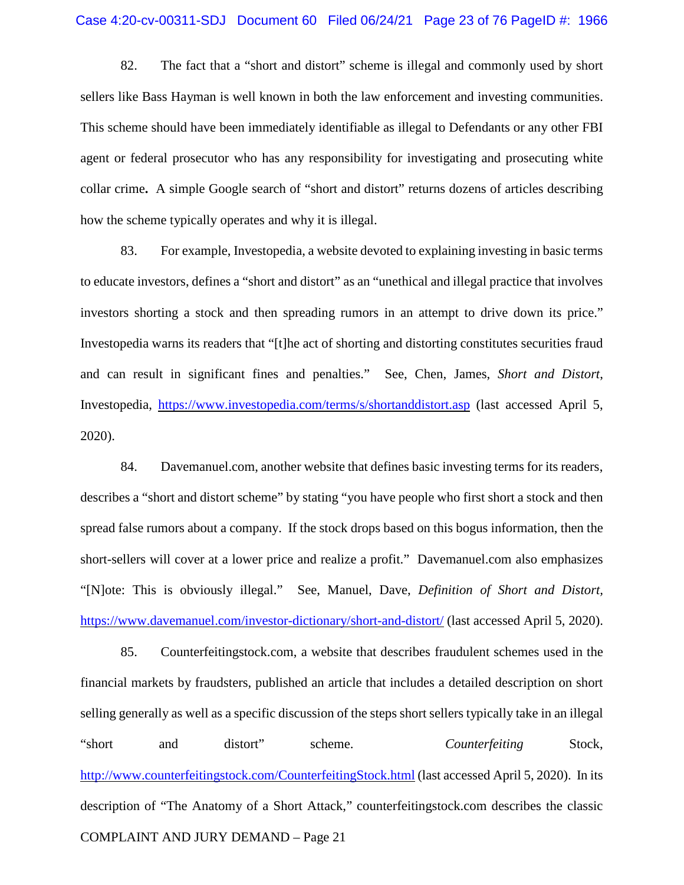82. The fact that a "short and distort" scheme is illegal and commonly used by short sellers like Bass Hayman is well known in both the law enforcement and investing communities. This scheme should have been immediately identifiable as illegal to Defendants or any other FBI agent or federal prosecutor who has any responsibility for investigating and prosecuting white collar crime**.** A simple Google search of "short and distort" returns dozens of articles describing how the scheme typically operates and why it is illegal.

83. For example, Investopedia, a website devoted to explaining investing in basic terms to educate investors, defines a "short and distort" as an "unethical and illegal practice that involves investors shorting a stock and then spreading rumors in an attempt to drive down its price." Investopedia warns its readers that "[t]he act of shorting and distorting constitutes securities fraud and can result in significant fines and penalties." See, Chen, James, *Short and Distort*, Investopedia, https://www.investopedia.com/terms/s/shortanddistort.asp (last accessed April 5, 2020).

84. Davemanuel.com, another website that defines basic investing terms for its readers, describes a "short and distort scheme" by stating "you have people who first short a stock and then spread false rumors about a company. If the stock drops based on this bogus information, then the short-sellers will cover at a lower price and realize a profit." Davemanuel.com also emphasizes "[N]ote: This is obviously illegal." See, Manuel, Dave, *Definition of Short and Distort*, https://www.davemanuel.com/investor-dictionary/short-and-distort/ (last accessed April 5, 2020).

85. Counterfeitingstock.com, a website that describes fraudulent schemes used in the financial markets by fraudsters, published an article that includes a detailed description on short selling generally as well as a specific discussion of the steps short sellers typically take in an illegal "short and distort" scheme. *Counterfeiting* Stock, http://www.counterfeitingstock.com/CounterfeitingStock.html (last accessed April 5, 2020). In its description of "The Anatomy of a Short Attack," counterfeitingstock.com describes the classic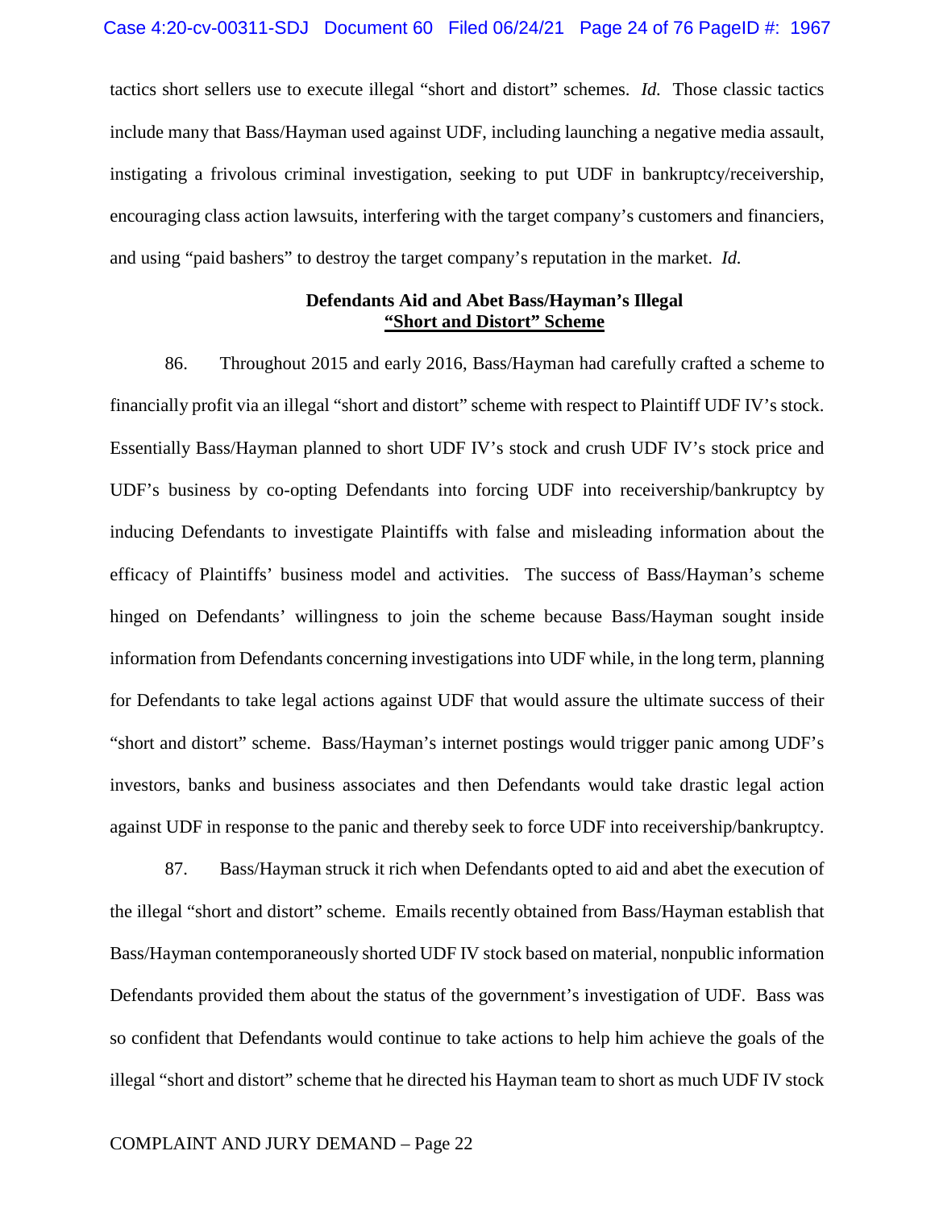tactics short sellers use to execute illegal "short and distort" schemes. *Id.* Those classic tactics include many that Bass/Hayman used against UDF, including launching a negative media assault, instigating a frivolous criminal investigation, seeking to put UDF in bankruptcy/receivership, encouraging class action lawsuits, interfering with the target company's customers and financiers, and using "paid bashers" to destroy the target company's reputation in the market. *Id.*

**Defendants Aid and Abet Bass/Hayman's Illegal**
**<u>"Short and Distort" Scheme</u>**

86. Throughout 2015 and early 2016, Bass/Hayman had carefully crafted a scheme to financially profit via an illegal "short and distort" scheme with respect to Plaintiff UDF IV's stock. Essentially Bass/Hayman planned to short UDF IV's stock and crush UDF IV's stock price and UDF's business by co-opting Defendants into forcing UDF into receivership/bankruptcy by inducing Defendants to investigate Plaintiffs with false and misleading information about the efficacy of Plaintiffs' business model and activities. The success of Bass/Hayman's scheme hinged on Defendants' willingness to join the scheme because Bass/Hayman sought inside information from Defendants concerning investigations into UDF while, in the long term, planning for Defendants to take legal actions against UDF that would assure the ultimate success of their "short and distort" scheme. Bass/Hayman's internet postings would trigger panic among UDF's investors, banks and business associates and then Defendants would take drastic legal action against UDF in response to the panic and thereby seek to force UDF into receivership/bankruptcy.

87. Bass/Hayman struck it rich when Defendants opted to aid and abet the execution of the illegal "short and distort" scheme. Emails recently obtained from Bass/Hayman establish that Bass/Hayman contemporaneously shorted UDF IV stock based on material, nonpublic information Defendants provided them about the status of the government's investigation of UDF. Bass was so confident that Defendants would continue to take actions to help him achieve the goals of the illegal "short and distort" scheme that he directed his Hayman team to short as much UDF IV stock

COMPLAINT AND JURY DEMAND – Page 22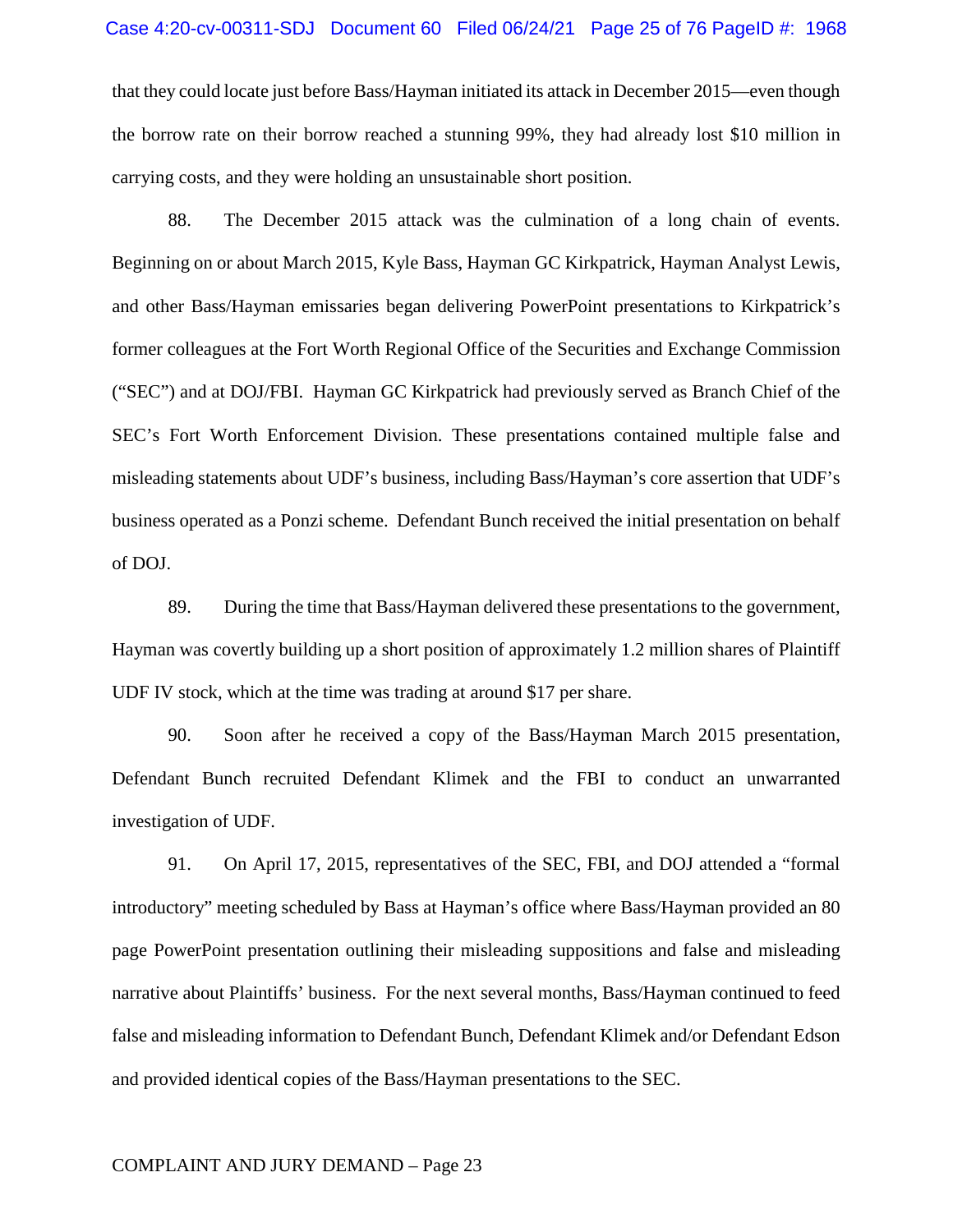that they could locate just before Bass/Hayman initiated its attack in December 2015—even though the borrow rate on their borrow reached a stunning 99%, they had already lost $10 million in carrying costs, and they were holding an unsustainable short position.

88. The December 2015 attack was the culmination of a long chain of events. Beginning on or about March 2015, Kyle Bass, Hayman GC Kirkpatrick, Hayman Analyst Lewis, and other Bass/Hayman emissaries began delivering PowerPoint presentations to Kirkpatrick's former colleagues at the Fort Worth Regional Office of the Securities and Exchange Commission ("SEC") and at DOJ/FBI. Hayman GC Kirkpatrick had previously served as Branch Chief of the SEC's Fort Worth Enforcement Division. These presentations contained multiple false and misleading statements about UDF's business, including Bass/Hayman's core assertion that UDF's business operated as a Ponzi scheme. Defendant Bunch received the initial presentation on behalf of DOJ.

89. During the time that Bass/Hayman delivered these presentations to the government, Hayman was covertly building up a short position of approximately 1.2 million shares of Plaintiff UDF IV stock, which at the time was trading at around $17 per share.

90. Soon after he received a copy of the Bass/Hayman March 2015 presentation, Defendant Bunch recruited Defendant Klimek and the FBI to conduct an unwarranted investigation of UDF.

91. On April 17, 2015, representatives of the SEC, FBI, and DOJ attended a "formal introductory" meeting scheduled by Bass at Hayman's office where Bass/Hayman provided an 80 page PowerPoint presentation outlining their misleading suppositions and false and misleading narrative about Plaintiffs' business. For the next several months, Bass/Hayman continued to feed false and misleading information to Defendant Bunch, Defendant Klimek and/or Defendant Edson and provided identical copies of the Bass/Hayman presentations to the SEC.

COMPLAINT AND JURY DEMAND – Page 23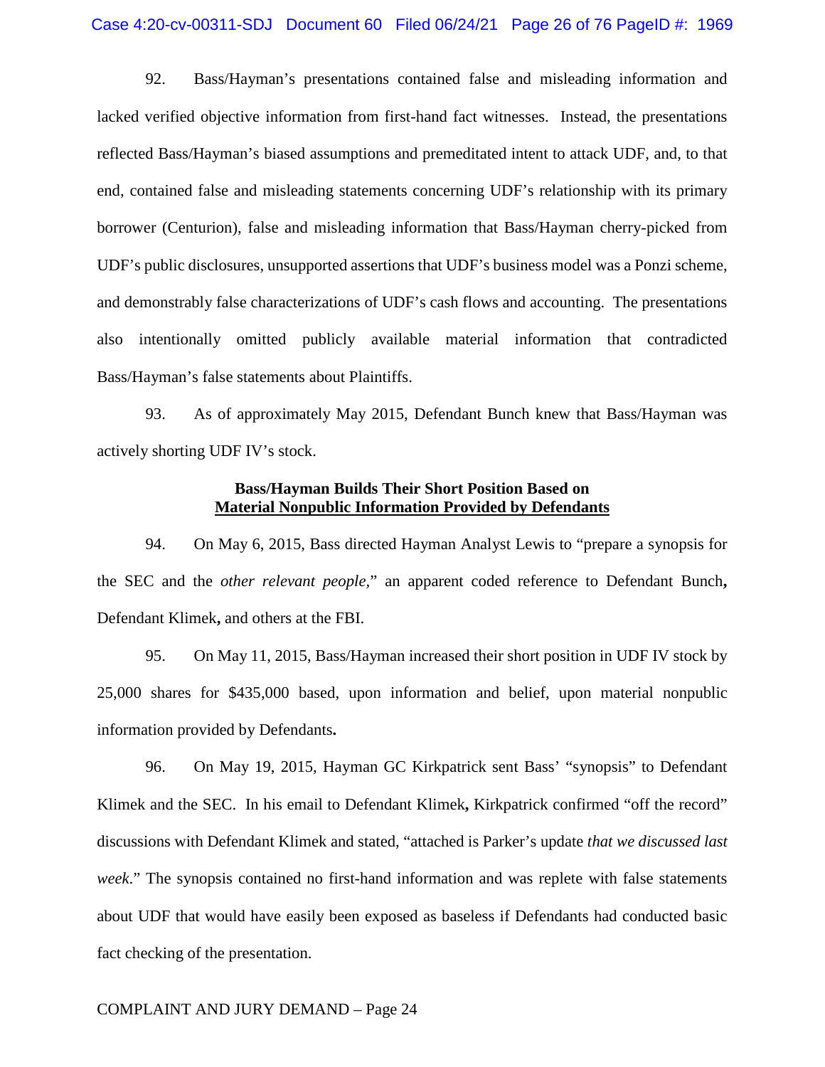92. Bass/Hayman's presentations contained false and misleading information and lacked verified objective information from first-hand fact witnesses. Instead, the presentations reflected Bass/Hayman's biased assumptions and premeditated intent to attack UDF, and, to that end, contained false and misleading statements concerning UDF's relationship with its primary borrower (Centurion), false and misleading information that Bass/Hayman cherry-picked from UDF's public disclosures, unsupported assertions that UDF's business model was a Ponzi scheme, and demonstrably false characterizations of UDF's cash flows and accounting. The presentations also intentionally omitted publicly available material information that contradicted Bass/Hayman's false statements about Plaintiffs.

93. As of approximately May 2015, Defendant Bunch knew that Bass/Hayman was actively shorting UDF IV's stock.

**Bass/Hayman Builds Their Short Position Based on**
**Material Nonpublic Information Provided by Defendants**

94. On May 6, 2015, Bass directed Hayman Analyst Lewis to "prepare a synopsis for the SEC and the *other relevant people*," an apparent coded reference to Defendant Bunch**,** Defendant Klimek**,** and others at the FBI.

95. On May 11, 2015, Bass/Hayman increased their short position in UDF IV stock by 25,000 shares for $435,000 based, upon information and belief, upon material nonpublic information provided by Defendants**.**

96. On May 19, 2015, Hayman GC Kirkpatrick sent Bass' "synopsis" to Defendant Klimek and the SEC. In his email to Defendant Klimek**,** Kirkpatrick confirmed "off the record" discussions with Defendant Klimek and stated, "attached is Parker's update *that we discussed last week*." The synopsis contained no first-hand information and was replete with false statements about UDF that would have easily been exposed as baseless if Defendants had conducted basic fact checking of the presentation.

COMPLAINT AND JURY DEMAND – Page 24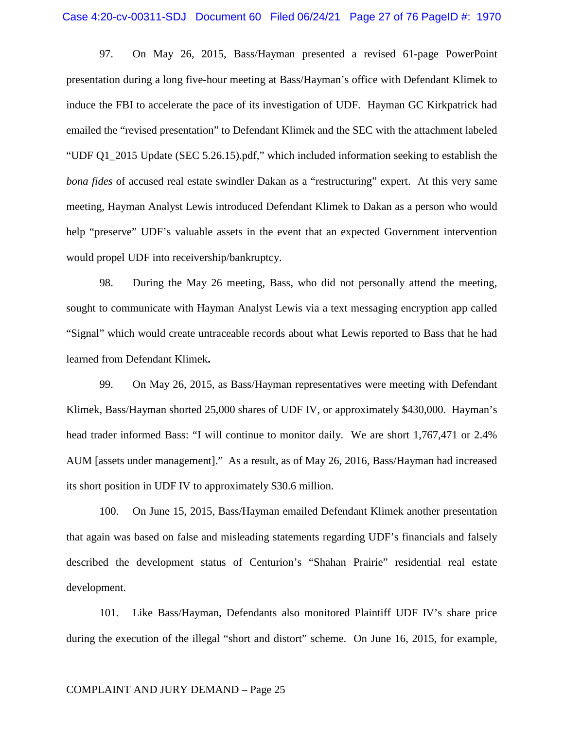97. On May 26, 2015, Bass/Hayman presented a revised 61-page PowerPoint presentation during a long five-hour meeting at Bass/Hayman's office with Defendant Klimek to induce the FBI to accelerate the pace of its investigation of UDF. Hayman GC Kirkpatrick had emailed the "revised presentation" to Defendant Klimek and the SEC with the attachment labeled "UDF Q1_2015 Update (SEC 5.26.15).pdf," which included information seeking to establish the *bona fides* of accused real estate swindler Dakan as a "restructuring" expert. At this very same meeting, Hayman Analyst Lewis introduced Defendant Klimek to Dakan as a person who would help "preserve" UDF's valuable assets in the event that an expected Government intervention would propel UDF into receivership/bankruptcy.

98. During the May 26 meeting, Bass, who did not personally attend the meeting, sought to communicate with Hayman Analyst Lewis via a text messaging encryption app called "Signal" which would create untraceable records about what Lewis reported to Bass that he had learned from Defendant Klimek**.**

99. On May 26, 2015, as Bass/Hayman representatives were meeting with Defendant Klimek, Bass/Hayman shorted 25,000 shares of UDF IV, or approximately $430,000. Hayman's head trader informed Bass: "I will continue to monitor daily. We are short 1,767,471 or 2.4% AUM [assets under management]." As a result, as of May 26, 2016, Bass/Hayman had increased its short position in UDF IV to approximately $30.6 million.

100. On June 15, 2015, Bass/Hayman emailed Defendant Klimek another presentation that again was based on false and misleading statements regarding UDF's financials and falsely described the development status of Centurion's "Shahan Prairie" residential real estate development.

101. Like Bass/Hayman, Defendants also monitored Plaintiff UDF IV's share price during the execution of the illegal "short and distort" scheme. On June 16, 2015, for example,

COMPLAINT AND JURY DEMAND – Page 25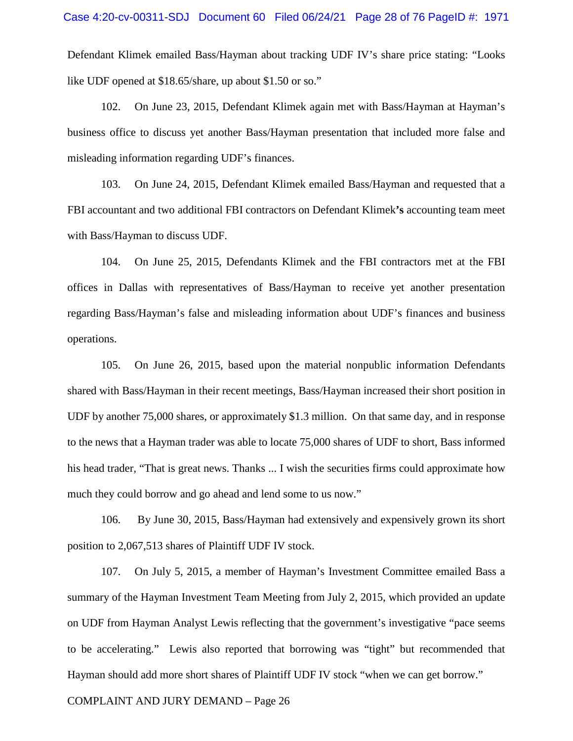Defendant Klimek emailed Bass/Hayman about tracking UDF IV's share price stating: "Looks like UDF opened at $18.65/share, up about $1.50 or so."

102. On June 23, 2015, Defendant Klimek again met with Bass/Hayman at Hayman's business office to discuss yet another Bass/Hayman presentation that included more false and misleading information regarding UDF's finances.

103. On June 24, 2015, Defendant Klimek emailed Bass/Hayman and requested that a FBI accountant and two additional FBI contractors on Defendant Klimek**'s** accounting team meet with Bass/Hayman to discuss UDF.

104. On June 25, 2015, Defendants Klimek and the FBI contractors met at the FBI offices in Dallas with representatives of Bass/Hayman to receive yet another presentation regarding Bass/Hayman's false and misleading information about UDF's finances and business operations.

105. On June 26, 2015, based upon the material nonpublic information Defendants shared with Bass/Hayman in their recent meetings, Bass/Hayman increased their short position in UDF by another 75,000 shares, or approximately $1.3 million. On that same day, and in response to the news that a Hayman trader was able to locate 75,000 shares of UDF to short, Bass informed his head trader, "That is great news. Thanks ... I wish the securities firms could approximate how much they could borrow and go ahead and lend some to us now."

106. By June 30, 2015, Bass/Hayman had extensively and expensively grown its short position to 2,067,513 shares of Plaintiff UDF IV stock.

107. On July 5, 2015, a member of Hayman's Investment Committee emailed Bass a summary of the Hayman Investment Team Meeting from July 2, 2015, which provided an update on UDF from Hayman Analyst Lewis reflecting that the government's investigative "pace seems to be accelerating." Lewis also reported that borrowing was "tight" but recommended that Hayman should add more short shares of Plaintiff UDF IV stock "when we can get borrow."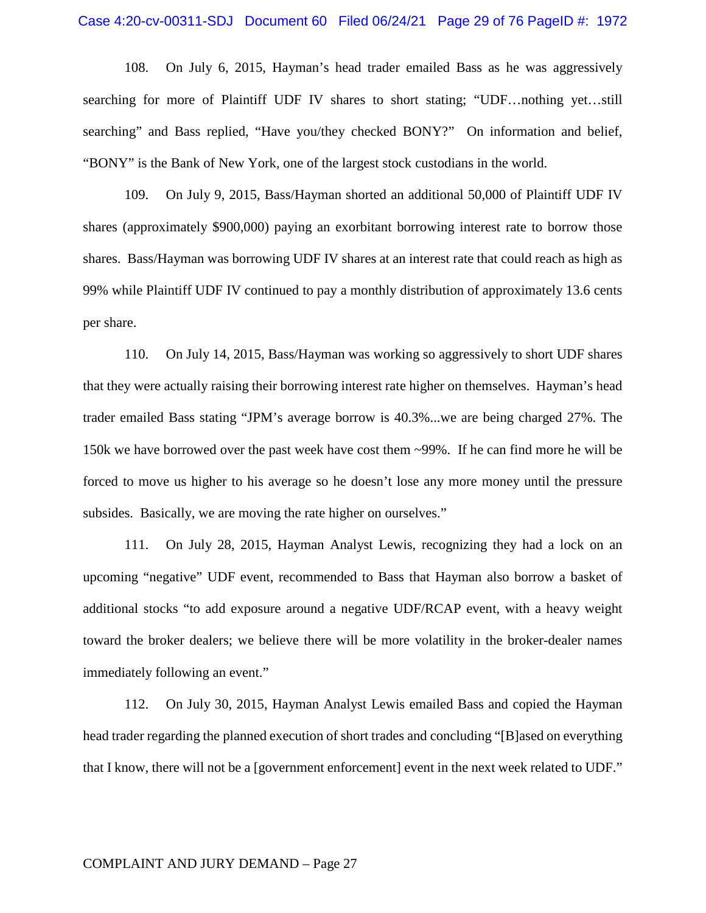108. On July 6, 2015, Hayman's head trader emailed Bass as he was aggressively searching for more of Plaintiff UDF IV shares to short stating; "UDF…nothing yet…still searching" and Bass replied, "Have you/they checked BONY?" On information and belief, "BONY" is the Bank of New York, one of the largest stock custodians in the world.

109. On July 9, 2015, Bass/Hayman shorted an additional 50,000 of Plaintiff UDF IV shares (approximately $900,000) paying an exorbitant borrowing interest rate to borrow those shares. Bass/Hayman was borrowing UDF IV shares at an interest rate that could reach as high as 99% while Plaintiff UDF IV continued to pay a monthly distribution of approximately 13.6 cents per share.

110. On July 14, 2015, Bass/Hayman was working so aggressively to short UDF shares that they were actually raising their borrowing interest rate higher on themselves. Hayman's head trader emailed Bass stating "JPM's average borrow is 40.3%...we are being charged 27%. The 150k we have borrowed over the past week have cost them ~99%. If he can find more he will be forced to move us higher to his average so he doesn't lose any more money until the pressure subsides. Basically, we are moving the rate higher on ourselves."

111. On July 28, 2015, Hayman Analyst Lewis, recognizing they had a lock on an upcoming "negative" UDF event, recommended to Bass that Hayman also borrow a basket of additional stocks "to add exposure around a negative UDF/RCAP event, with a heavy weight toward the broker dealers; we believe there will be more volatility in the broker-dealer names immediately following an event."

112. On July 30, 2015, Hayman Analyst Lewis emailed Bass and copied the Hayman head trader regarding the planned execution of short trades and concluding "[B]ased on everything that I know, there will not be a [government enforcement] event in the next week related to UDF."

COMPLAINT AND JURY DEMAND – Page 27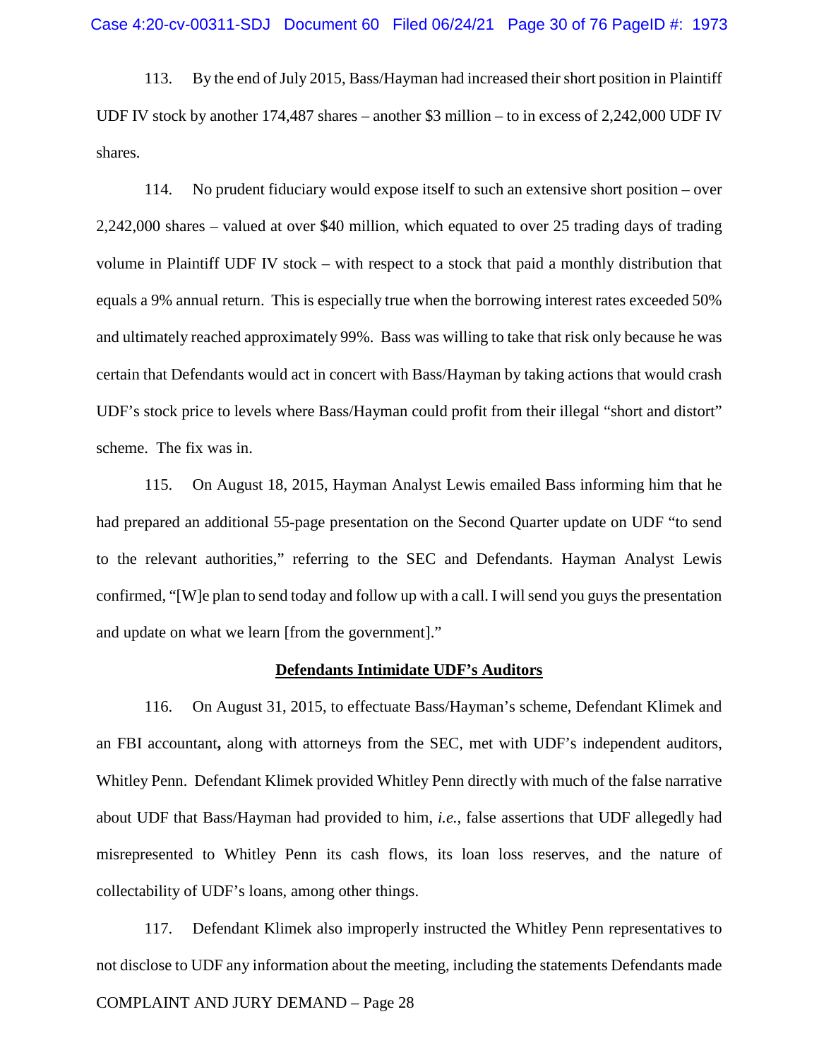113. By the end of July 2015, Bass/Hayman had increased their short position in Plaintiff UDF IV stock by another 174,487 shares – another $3 million – to in excess of 2,242,000 UDF IV shares.

114. No prudent fiduciary would expose itself to such an extensive short position – over 2,242,000 shares – valued at over $40 million, which equated to over 25 trading days of trading volume in Plaintiff UDF IV stock – with respect to a stock that paid a monthly distribution that equals a 9% annual return. This is especially true when the borrowing interest rates exceeded 50% and ultimately reached approximately 99%. Bass was willing to take that risk only because he was certain that Defendants would act in concert with Bass/Hayman by taking actions that would crash UDF's stock price to levels where Bass/Hayman could profit from their illegal "short and distort" scheme. The fix was in.

115. On August 18, 2015, Hayman Analyst Lewis emailed Bass informing him that he had prepared an additional 55-page presentation on the Second Quarter update on UDF "to send to the relevant authorities," referring to the SEC and Defendants. Hayman Analyst Lewis confirmed, "[W]e plan to send today and follow up with a call. I will send you guys the presentation and update on what we learn [from the government]."

**<u>Defendants Intimidate UDF's Auditors</u>**

116. On August 31, 2015, to effectuate Bass/Hayman's scheme, Defendant Klimek and an FBI accountant**,** along with attorneys from the SEC, met with UDF's independent auditors, Whitley Penn. Defendant Klimek provided Whitley Penn directly with much of the false narrative about UDF that Bass/Hayman had provided to him, *i.e.*, false assertions that UDF allegedly had misrepresented to Whitley Penn its cash flows, its loan loss reserves, and the nature of collectability of UDF's loans, among other things.

117. Defendant Klimek also improperly instructed the Whitley Penn representatives to not disclose to UDF any information about the meeting, including the statements Defendants made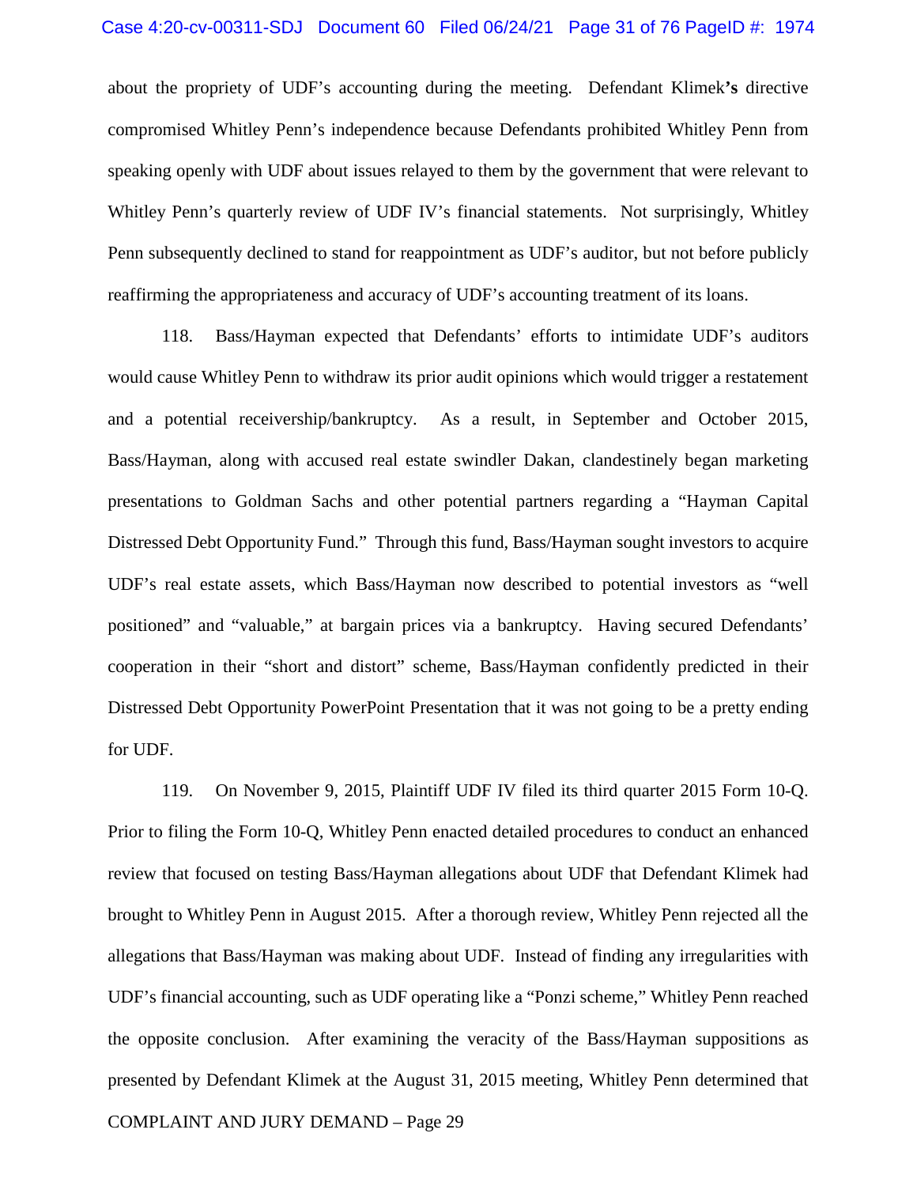about the propriety of UDF's accounting during the meeting. Defendant Klimek**'s** directive compromised Whitley Penn's independence because Defendants prohibited Whitley Penn from speaking openly with UDF about issues relayed to them by the government that were relevant to Whitley Penn's quarterly review of UDF IV's financial statements. Not surprisingly, Whitley Penn subsequently declined to stand for reappointment as UDF's auditor, but not before publicly reaffirming the appropriateness and accuracy of UDF's accounting treatment of its loans.

118. Bass/Hayman expected that Defendants' efforts to intimidate UDF's auditors would cause Whitley Penn to withdraw its prior audit opinions which would trigger a restatement and a potential receivership/bankruptcy. As a result, in September and October 2015, Bass/Hayman, along with accused real estate swindler Dakan, clandestinely began marketing presentations to Goldman Sachs and other potential partners regarding a "Hayman Capital Distressed Debt Opportunity Fund." Through this fund, Bass/Hayman sought investors to acquire UDF's real estate assets, which Bass/Hayman now described to potential investors as "well positioned" and "valuable," at bargain prices via a bankruptcy. Having secured Defendants' cooperation in their "short and distort" scheme, Bass/Hayman confidently predicted in their Distressed Debt Opportunity PowerPoint Presentation that it was not going to be a pretty ending for UDF.

119. On November 9, 2015, Plaintiff UDF IV filed its third quarter 2015 Form 10-Q. Prior to filing the Form 10-Q, Whitley Penn enacted detailed procedures to conduct an enhanced review that focused on testing Bass/Hayman allegations about UDF that Defendant Klimek had brought to Whitley Penn in August 2015. After a thorough review, Whitley Penn rejected all the allegations that Bass/Hayman was making about UDF. Instead of finding any irregularities with UDF's financial accounting, such as UDF operating like a "Ponzi scheme," Whitley Penn reached the opposite conclusion. After examining the veracity of the Bass/Hayman suppositions as presented by Defendant Klimek at the August 31, 2015 meeting, Whitley Penn determined that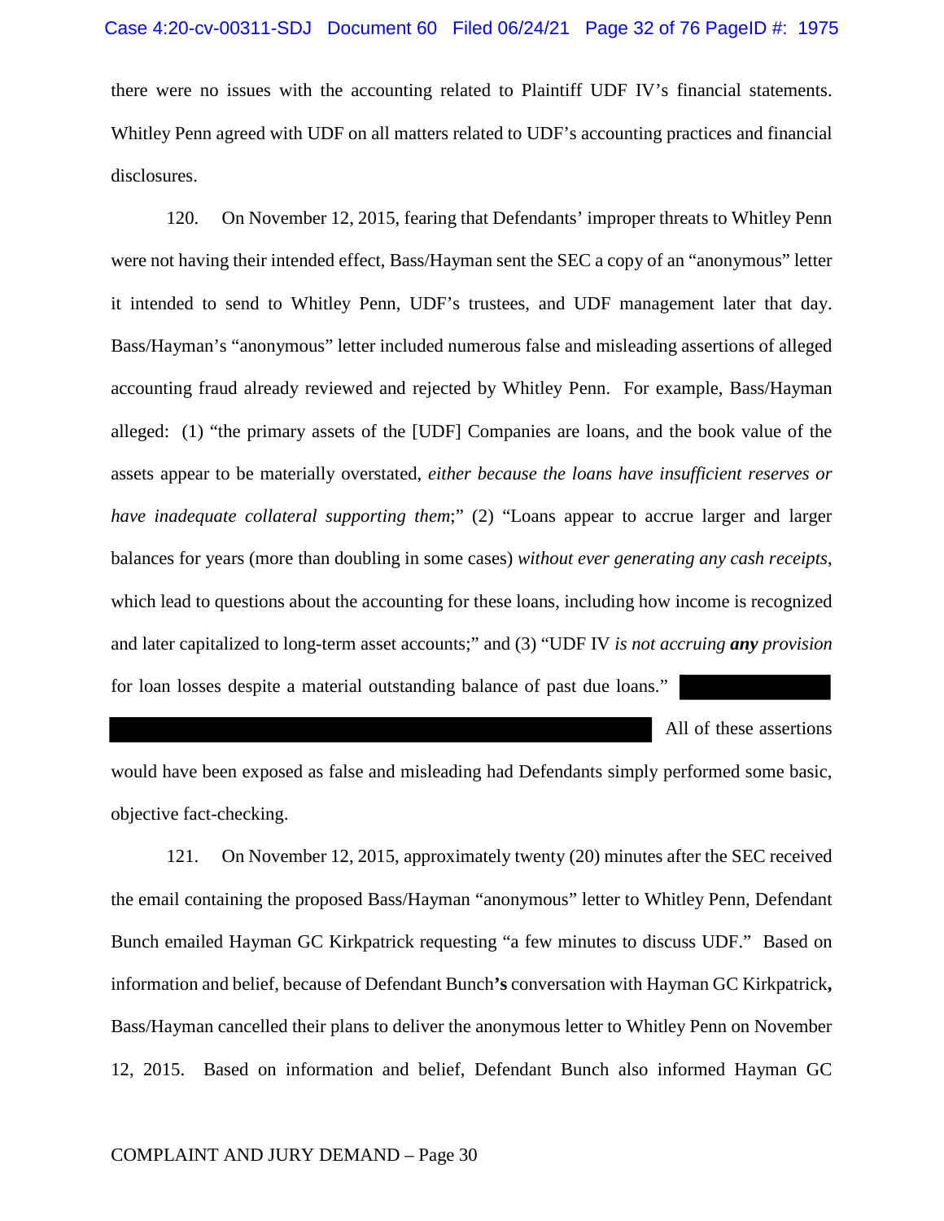there were no issues with the accounting related to Plaintiff UDF IV's financial statements. Whitley Penn agreed with UDF on all matters related to UDF's accounting practices and financial disclosures.

120. On November 12, 2015, fearing that Defendants' improper threats to Whitley Penn were not having their intended effect, Bass/Hayman sent the SEC a copy of an "anonymous" letter it intended to send to Whitley Penn, UDF's trustees, and UDF management later that day. Bass/Hayman's "anonymous" letter included numerous false and misleading assertions of alleged accounting fraud already reviewed and rejected by Whitley Penn. For example, Bass/Hayman alleged: (1) "the primary assets of the [UDF] Companies are loans, and the book value of the assets appear to be materially overstated, *either because the loans have insufficient reserves or have inadequate collateral supporting them*;" (2) "Loans appear to accrue larger and larger balances for years (more than doubling in some cases) *without ever generating any cash receipts*, which lead to questions about the accounting for these loans, including how income is recognized and later capitalized to long-term asset accounts;" and (3) "UDF IV *is not accruing* ***any*** *provision* for loan losses despite a material outstanding balance of past due loans." [REDACTED] All of these assertions would have been exposed as false and misleading had Defendants simply performed some basic, objective fact-checking.

121. On November 12, 2015, approximately twenty (20) minutes after the SEC received the email containing the proposed Bass/Hayman "anonymous" letter to Whitley Penn, Defendant Bunch emailed Hayman GC Kirkpatrick requesting "a few minutes to discuss UDF." Based on information and belief, because of Defendant Bunch's conversation with Hayman GC Kirkpatrick, Bass/Hayman cancelled their plans to deliver the anonymous letter to Whitley Penn on November 12, 2015. Based on information and belief, Defendant Bunch also informed Hayman GC

COMPLAINT AND JURY DEMAND – Page 30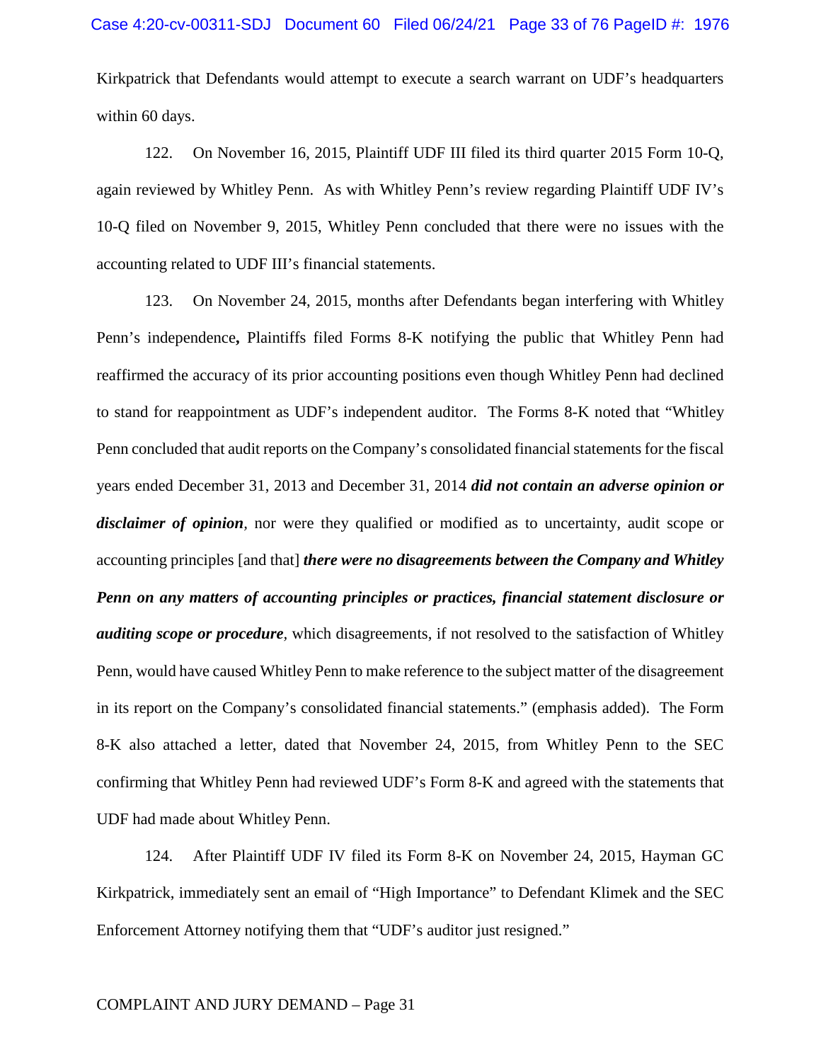Kirkpatrick that Defendants would attempt to execute a search warrant on UDF's headquarters within 60 days.

122. On November 16, 2015, Plaintiff UDF III filed its third quarter 2015 Form 10-Q, again reviewed by Whitley Penn. As with Whitley Penn's review regarding Plaintiff UDF IV's 10-Q filed on November 9, 2015, Whitley Penn concluded that there were no issues with the accounting related to UDF III's financial statements.

123. On November 24, 2015, months after Defendants began interfering with Whitley Penn's independence**,** Plaintiffs filed Forms 8-K notifying the public that Whitley Penn had reaffirmed the accuracy of its prior accounting positions even though Whitley Penn had declined to stand for reappointment as UDF's independent auditor. The Forms 8-K noted that "Whitley Penn concluded that audit reports on the Company's consolidated financial statements for the fiscal years ended December 31, 2013 and December 31, 2014 ***did not contain an adverse opinion or disclaimer of opinion****,* nor were they qualified or modified as to uncertainty, audit scope or accounting principles [and that] ***there were no disagreements between the Company and Whitley Penn on any matters of accounting principles or practices, financial statement disclosure or auditing scope or procedure****,* which disagreements, if not resolved to the satisfaction of Whitley Penn, would have caused Whitley Penn to make reference to the subject matter of the disagreement in its report on the Company's consolidated financial statements." (emphasis added). The Form 8-K also attached a letter, dated that November 24, 2015, from Whitley Penn to the SEC confirming that Whitley Penn had reviewed UDF's Form 8-K and agreed with the statements that UDF had made about Whitley Penn.

124. After Plaintiff UDF IV filed its Form 8-K on November 24, 2015, Hayman GC Kirkpatrick, immediately sent an email of "High Importance" to Defendant Klimek and the SEC Enforcement Attorney notifying them that "UDF's auditor just resigned."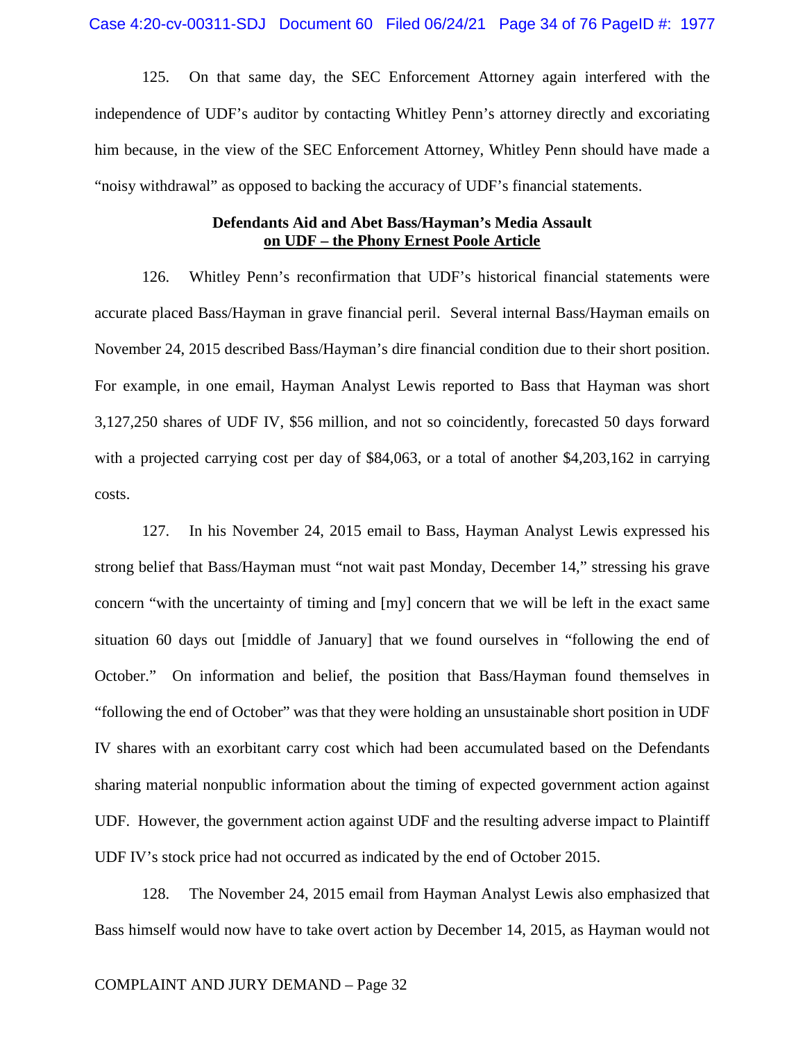125. On that same day, the SEC Enforcement Attorney again interfered with the independence of UDF's auditor by contacting Whitley Penn's attorney directly and excoriating him because, in the view of the SEC Enforcement Attorney, Whitley Penn should have made a "noisy withdrawal" as opposed to backing the accuracy of UDF's financial statements.

**Defendants Aid and Abet Bass/Hayman's Media Assault**
**<u>on UDF – the Phony Ernest Poole Article</u>**

126. Whitley Penn's reconfirmation that UDF's historical financial statements were accurate placed Bass/Hayman in grave financial peril. Several internal Bass/Hayman emails on November 24, 2015 described Bass/Hayman's dire financial condition due to their short position. For example, in one email, Hayman Analyst Lewis reported to Bass that Hayman was short 3,127,250 shares of UDF IV, $56 million, and not so coincidently, forecasted 50 days forward with a projected carrying cost per day of $84,063, or a total of another $4,203,162 in carrying costs.

127. In his November 24, 2015 email to Bass, Hayman Analyst Lewis expressed his strong belief that Bass/Hayman must "not wait past Monday, December 14," stressing his grave concern "with the uncertainty of timing and [my] concern that we will be left in the exact same situation 60 days out [middle of January] that we found ourselves in "following the end of October." On information and belief, the position that Bass/Hayman found themselves in "following the end of October" was that they were holding an unsustainable short position in UDF IV shares with an exorbitant carry cost which had been accumulated based on the Defendants sharing material nonpublic information about the timing of expected government action against UDF. However, the government action against UDF and the resulting adverse impact to Plaintiff UDF IV's stock price had not occurred as indicated by the end of October 2015.

128. The November 24, 2015 email from Hayman Analyst Lewis also emphasized that Bass himself would now have to take overt action by December 14, 2015, as Hayman would not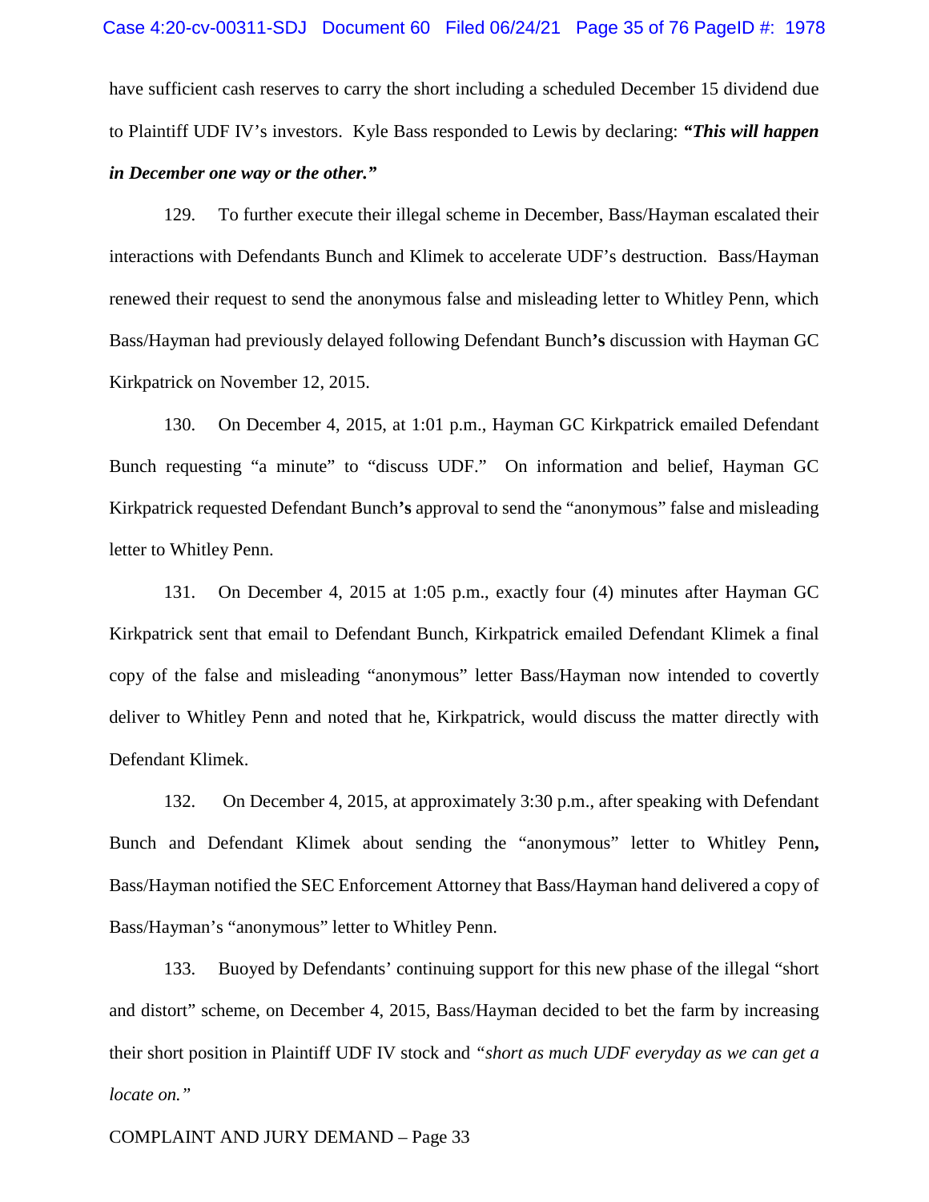have sufficient cash reserves to carry the short including a scheduled December 15 dividend due to Plaintiff UDF IV's investors. Kyle Bass responded to Lewis by declaring: ***"This will happen in December one way or the other."***

129. To further execute their illegal scheme in December, Bass/Hayman escalated their interactions with Defendants Bunch and Klimek to accelerate UDF's destruction. Bass/Hayman renewed their request to send the anonymous false and misleading letter to Whitley Penn, which Bass/Hayman had previously delayed following Defendant Bunch**'s** discussion with Hayman GC Kirkpatrick on November 12, 2015.

130. On December 4, 2015, at 1:01 p.m., Hayman GC Kirkpatrick emailed Defendant Bunch requesting "a minute" to "discuss UDF." On information and belief, Hayman GC Kirkpatrick requested Defendant Bunch**'s** approval to send the "anonymous" false and misleading letter to Whitley Penn.

131. On December 4, 2015 at 1:05 p.m., exactly four (4) minutes after Hayman GC Kirkpatrick sent that email to Defendant Bunch, Kirkpatrick emailed Defendant Klimek a final copy of the false and misleading "anonymous" letter Bass/Hayman now intended to covertly deliver to Whitley Penn and noted that he, Kirkpatrick, would discuss the matter directly with Defendant Klimek.

132. On December 4, 2015, at approximately 3:30 p.m., after speaking with Defendant Bunch and Defendant Klimek about sending the "anonymous" letter to Whitley Penn**,** Bass/Hayman notified the SEC Enforcement Attorney that Bass/Hayman hand delivered a copy of Bass/Hayman's "anonymous" letter to Whitley Penn.

133. Buoyed by Defendants' continuing support for this new phase of the illegal "short and distort" scheme, on December 4, 2015, Bass/Hayman decided to bet the farm by increasing their short position in Plaintiff UDF IV stock and *"short as much UDF everyday as we can get a locate on."*

COMPLAINT AND JURY DEMAND – Page 33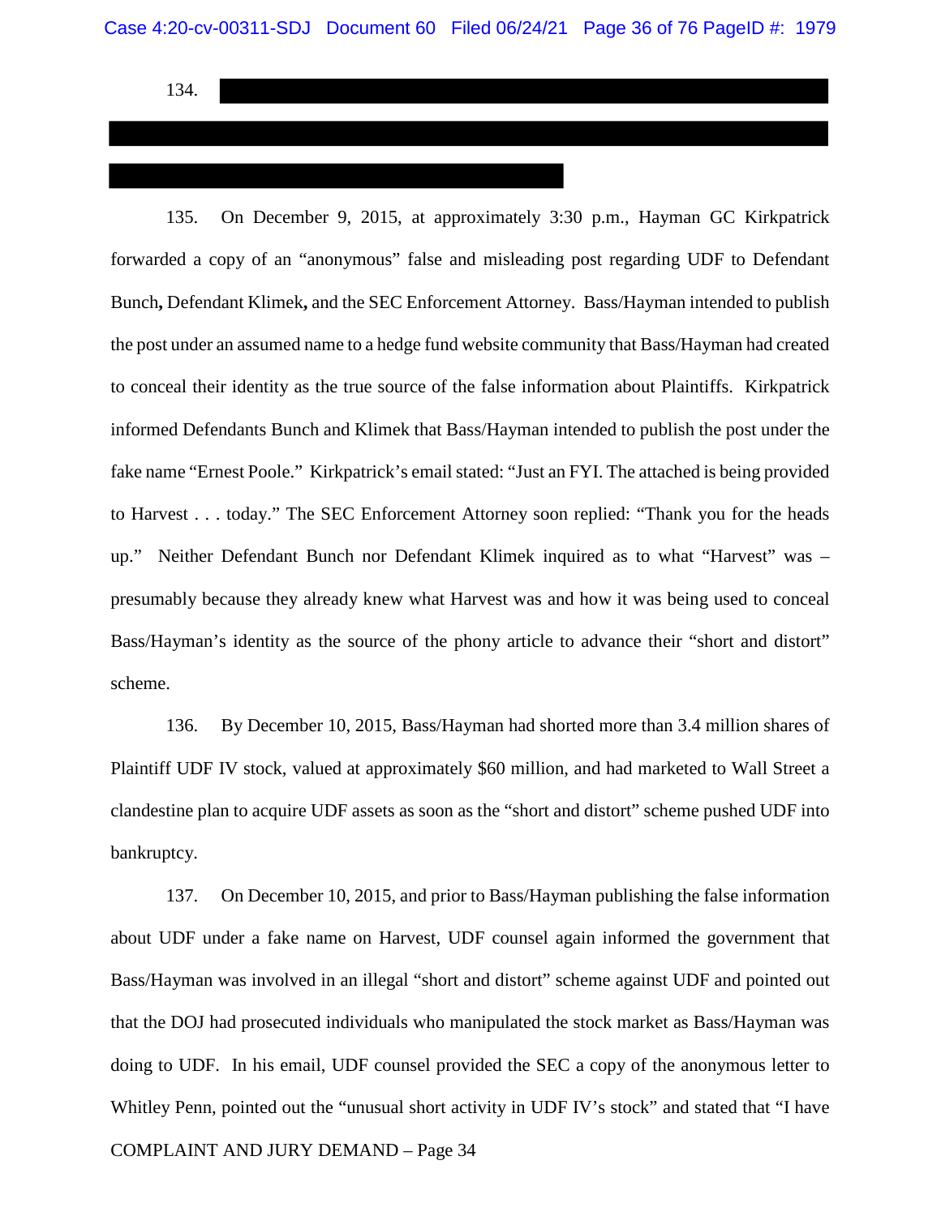134. [REDACTED]

135. On December 9, 2015, at approximately 3:30 p.m., Hayman GC Kirkpatrick forwarded a copy of an "anonymous" false and misleading post regarding UDF to Defendant Bunch**,** Defendant Klimek**,** and the SEC Enforcement Attorney. Bass/Hayman intended to publish the post under an assumed name to a hedge fund website community that Bass/Hayman had created to conceal their identity as the true source of the false information about Plaintiffs. Kirkpatrick informed Defendants Bunch and Klimek that Bass/Hayman intended to publish the post under the fake name "Ernest Poole." Kirkpatrick's email stated: "Just an FYI. The attached is being provided to Harvest . . . today." The SEC Enforcement Attorney soon replied: "Thank you for the heads up." Neither Defendant Bunch nor Defendant Klimek inquired as to what "Harvest" was – presumably because they already knew what Harvest was and how it was being used to conceal Bass/Hayman's identity as the source of the phony article to advance their "short and distort" scheme.

136. By December 10, 2015, Bass/Hayman had shorted more than 3.4 million shares of Plaintiff UDF IV stock, valued at approximately $60 million, and had marketed to Wall Street a clandestine plan to acquire UDF assets as soon as the "short and distort" scheme pushed UDF into bankruptcy.

137. On December 10, 2015, and prior to Bass/Hayman publishing the false information about UDF under a fake name on Harvest, UDF counsel again informed the government that Bass/Hayman was involved in an illegal "short and distort" scheme against UDF and pointed out that the DOJ had prosecuted individuals who manipulated the stock market as Bass/Hayman was doing to UDF. In his email, UDF counsel provided the SEC a copy of the anonymous letter to Whitley Penn, pointed out the "unusual short activity in UDF IV's stock" and stated that "I have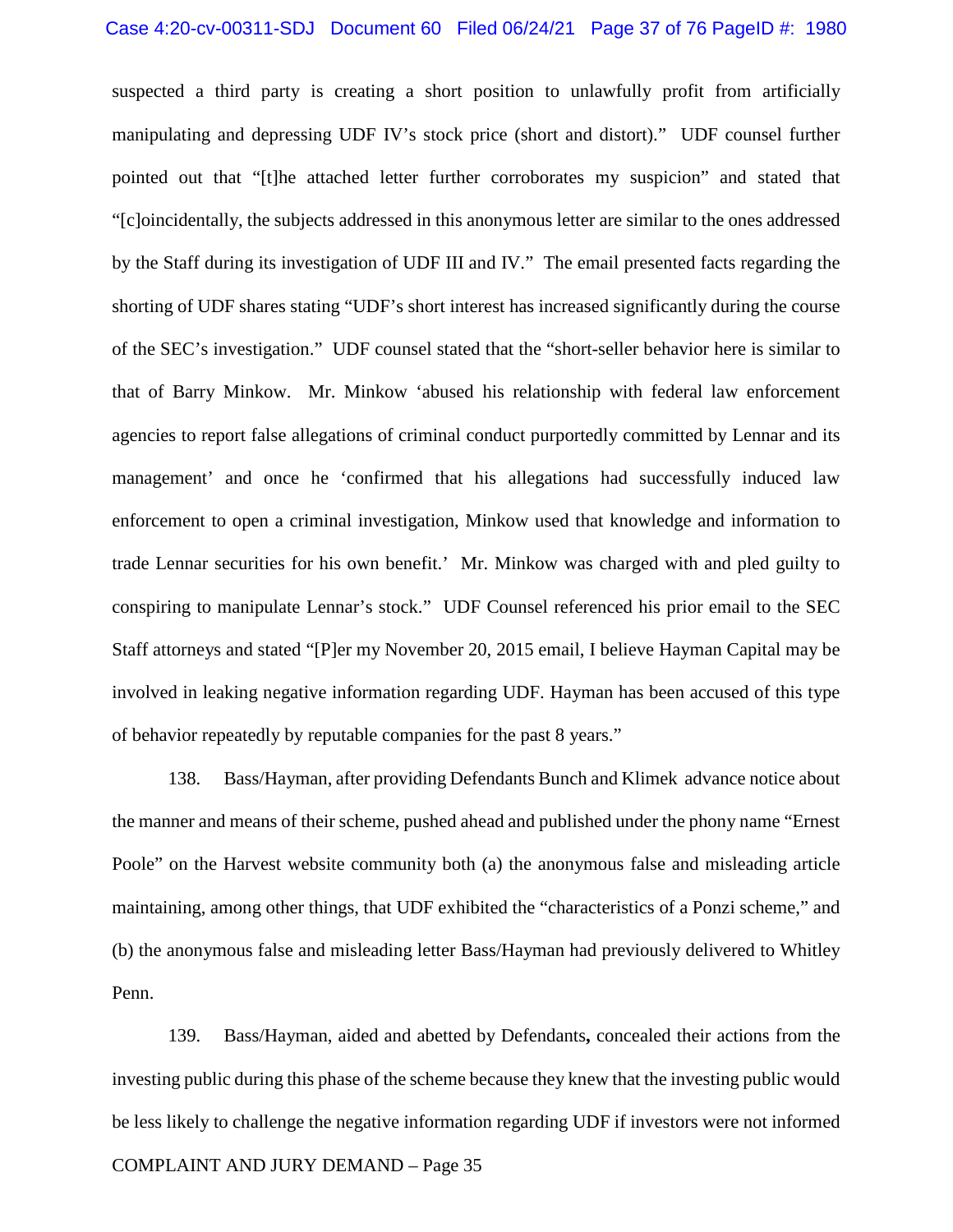suspected a third party is creating a short position to unlawfully profit from artificially manipulating and depressing UDF IV's stock price (short and distort)." UDF counsel further pointed out that "[t]he attached letter further corroborates my suspicion" and stated that "[c]oincidentally, the subjects addressed in this anonymous letter are similar to the ones addressed by the Staff during its investigation of UDF III and IV." The email presented facts regarding the shorting of UDF shares stating "UDF's short interest has increased significantly during the course of the SEC's investigation." UDF counsel stated that the "short-seller behavior here is similar to that of Barry Minkow. Mr. Minkow 'abused his relationship with federal law enforcement agencies to report false allegations of criminal conduct purportedly committed by Lennar and its management' and once he 'confirmed that his allegations had successfully induced law enforcement to open a criminal investigation, Minkow used that knowledge and information to trade Lennar securities for his own benefit.' Mr. Minkow was charged with and pled guilty to conspiring to manipulate Lennar's stock." UDF Counsel referenced his prior email to the SEC Staff attorneys and stated "[P]er my November 20, 2015 email, I believe Hayman Capital may be involved in leaking negative information regarding UDF. Hayman has been accused of this type of behavior repeatedly by reputable companies for the past 8 years."

138. Bass/Hayman, after providing Defendants Bunch and Klimek advance notice about the manner and means of their scheme, pushed ahead and published under the phony name "Ernest Poole" on the Harvest website community both (a) the anonymous false and misleading article maintaining, among other things, that UDF exhibited the "characteristics of a Ponzi scheme," and (b) the anonymous false and misleading letter Bass/Hayman had previously delivered to Whitley Penn.

139. Bass/Hayman, aided and abetted by Defendants**,** concealed their actions from the investing public during this phase of the scheme because they knew that the investing public would be less likely to challenge the negative information regarding UDF if investors were not informed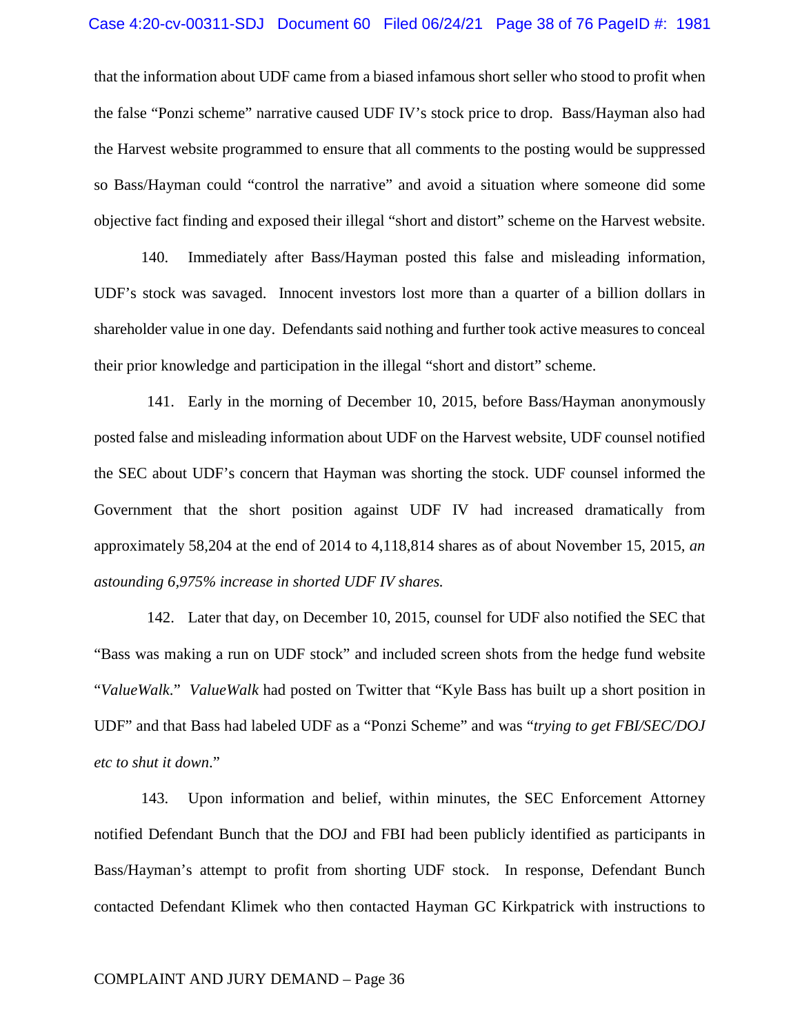that the information about UDF came from a biased infamous short seller who stood to profit when the false "Ponzi scheme" narrative caused UDF IV's stock price to drop. Bass/Hayman also had the Harvest website programmed to ensure that all comments to the posting would be suppressed so Bass/Hayman could "control the narrative" and avoid a situation where someone did some objective fact finding and exposed their illegal "short and distort" scheme on the Harvest website.

140. Immediately after Bass/Hayman posted this false and misleading information, UDF's stock was savaged. Innocent investors lost more than a quarter of a billion dollars in shareholder value in one day. Defendants said nothing and further took active measures to conceal their prior knowledge and participation in the illegal "short and distort" scheme.

141. Early in the morning of December 10, 2015, before Bass/Hayman anonymously posted false and misleading information about UDF on the Harvest website, UDF counsel notified the SEC about UDF's concern that Hayman was shorting the stock. UDF counsel informed the Government that the short position against UDF IV had increased dramatically from approximately 58,204 at the end of 2014 to 4,118,814 shares as of about November 15, 2015, *an astounding 6,975% increase in shorted UDF IV shares.*

142. Later that day, on December 10, 2015, counsel for UDF also notified the SEC that "Bass was making a run on UDF stock" and included screen shots from the hedge fund website "*ValueWalk*." *ValueWalk* had posted on Twitter that "Kyle Bass has built up a short position in UDF" and that Bass had labeled UDF as a "Ponzi Scheme" and was "*trying to get FBI/SEC/DOJ etc to shut it down*."

143. Upon information and belief, within minutes, the SEC Enforcement Attorney notified Defendant Bunch that the DOJ and FBI had been publicly identified as participants in Bass/Hayman's attempt to profit from shorting UDF stock. In response, Defendant Bunch contacted Defendant Klimek who then contacted Hayman GC Kirkpatrick with instructions to

COMPLAINT AND JURY DEMAND – Page 36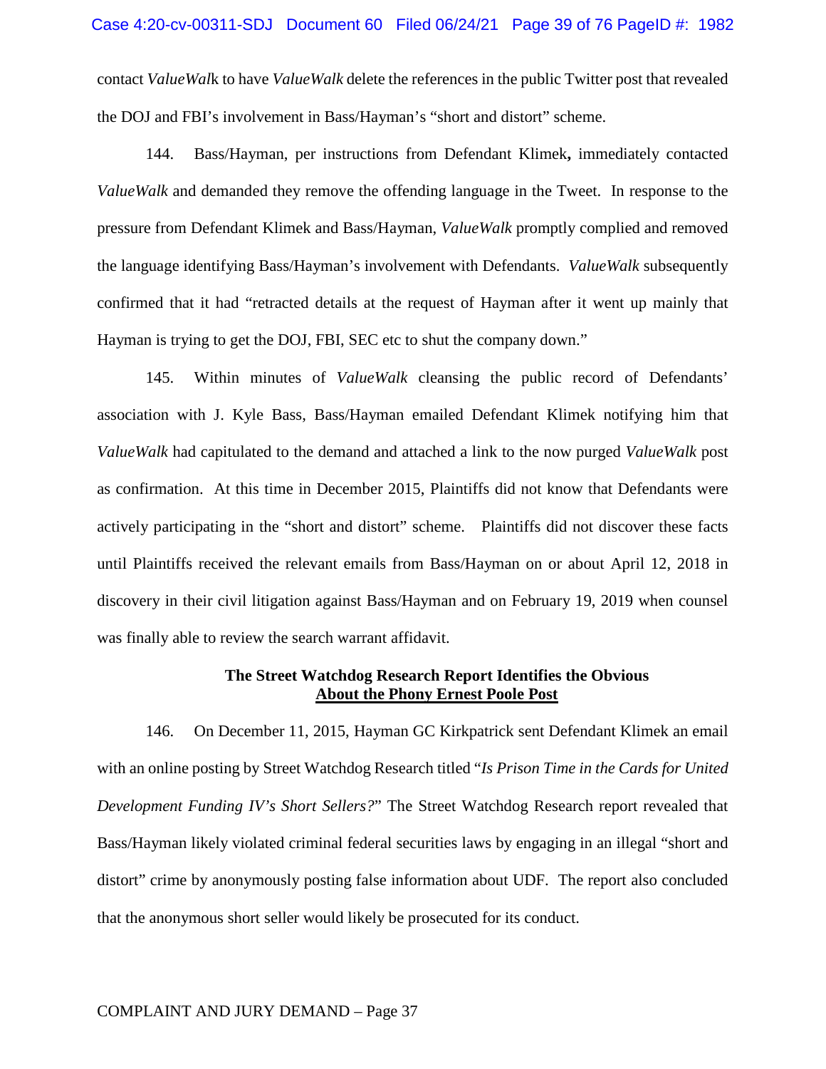contact *ValueWalk* to have *ValueWalk* delete the references in the public Twitter post that revealed the DOJ and FBI's involvement in Bass/Hayman's "short and distort" scheme.

144. Bass/Hayman, per instructions from Defendant Klimek**,** immediately contacted *ValueWalk* and demanded they remove the offending language in the Tweet. In response to the pressure from Defendant Klimek and Bass/Hayman, *ValueWalk* promptly complied and removed the language identifying Bass/Hayman's involvement with Defendants. *ValueWalk* subsequently confirmed that it had "retracted details at the request of Hayman after it went up mainly that Hayman is trying to get the DOJ, FBI, SEC etc to shut the company down."

145. Within minutes of *ValueWalk* cleansing the public record of Defendants' association with J. Kyle Bass, Bass/Hayman emailed Defendant Klimek notifying him that *ValueWalk* had capitulated to the demand and attached a link to the now purged *ValueWalk* post as confirmation. At this time in December 2015, Plaintiffs did not know that Defendants were actively participating in the "short and distort" scheme. Plaintiffs did not discover these facts until Plaintiffs received the relevant emails from Bass/Hayman on or about April 12, 2018 in discovery in their civil litigation against Bass/Hayman and on February 19, 2019 when counsel was finally able to review the search warrant affidavit.

**The Street Watchdog Research Report Identifies the Obvious About the Phony Ernest Poole Post**

146. On December 11, 2015, Hayman GC Kirkpatrick sent Defendant Klimek an email with an online posting by Street Watchdog Research titled "*Is Prison Time in the Cards for United Development Funding IV's Short Sellers?*" The Street Watchdog Research report revealed that Bass/Hayman likely violated criminal federal securities laws by engaging in an illegal "short and distort" crime by anonymously posting false information about UDF. The report also concluded that the anonymous short seller would likely be prosecuted for its conduct.

COMPLAINT AND JURY DEMAND – Page 37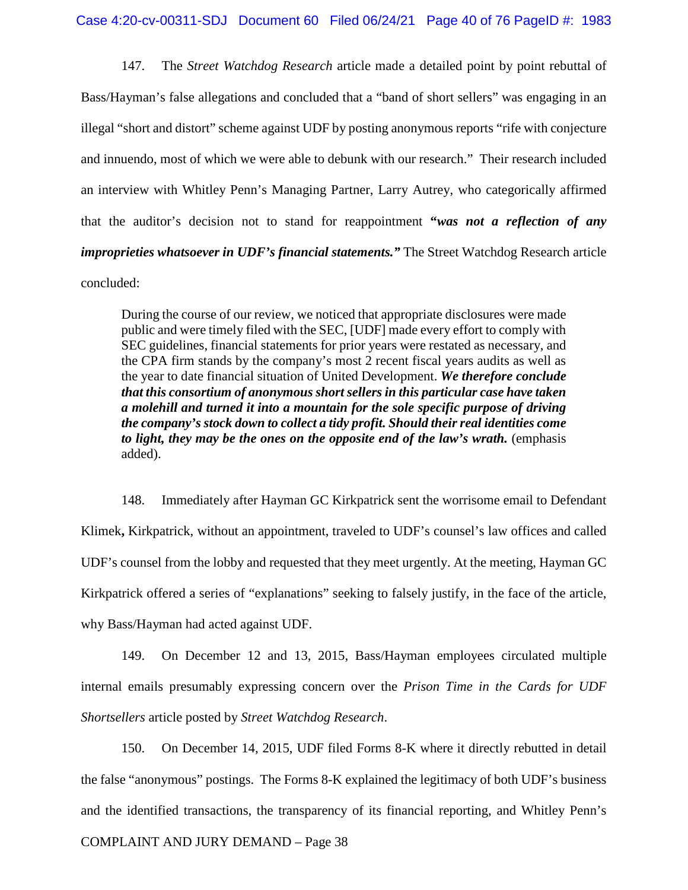147. The *Street Watchdog Research* article made a detailed point by point rebuttal of Bass/Hayman's false allegations and concluded that a "band of short sellers" was engaging in an illegal "short and distort" scheme against UDF by posting anonymous reports "rife with conjecture and innuendo, most of which we were able to debunk with our research." Their research included an interview with Whitley Penn's Managing Partner, Larry Autrey, who categorically affirmed that the auditor's decision not to stand for reappointment ***"was not a reflection of any improprieties whatsoever in UDF's financial statements."*** The Street Watchdog Research article concluded:

> During the course of our review, we noticed that appropriate disclosures were made public and were timely filed with the SEC, [UDF] made every effort to comply with SEC guidelines, financial statements for prior years were restated as necessary, and the CPA firm stands by the company's most 2 recent fiscal years audits as well as the year to date financial situation of United Development. ***We therefore conclude that this consortium of anonymous short sellers in this particular case have taken a molehill and turned it into a mountain for the sole specific purpose of driving the company's stock down to collect a tidy profit. Should their real identities come to light, they may be the ones on the opposite end of the law's wrath.*** (emphasis added).

148. Immediately after Hayman GC Kirkpatrick sent the worrisome email to Defendant Klimek**,** Kirkpatrick, without an appointment, traveled to UDF's counsel's law offices and called UDF's counsel from the lobby and requested that they meet urgently. At the meeting, Hayman GC Kirkpatrick offered a series of "explanations" seeking to falsely justify, in the face of the article, why Bass/Hayman had acted against UDF.

149. On December 12 and 13, 2015, Bass/Hayman employees circulated multiple internal emails presumably expressing concern over the *Prison Time in the Cards for UDF Shortsellers* article posted by *Street Watchdog Research*.

150. On December 14, 2015, UDF filed Forms 8-K where it directly rebutted in detail the false "anonymous" postings. The Forms 8-K explained the legitimacy of both UDF's business and the identified transactions, the transparency of its financial reporting, and Whitley Penn's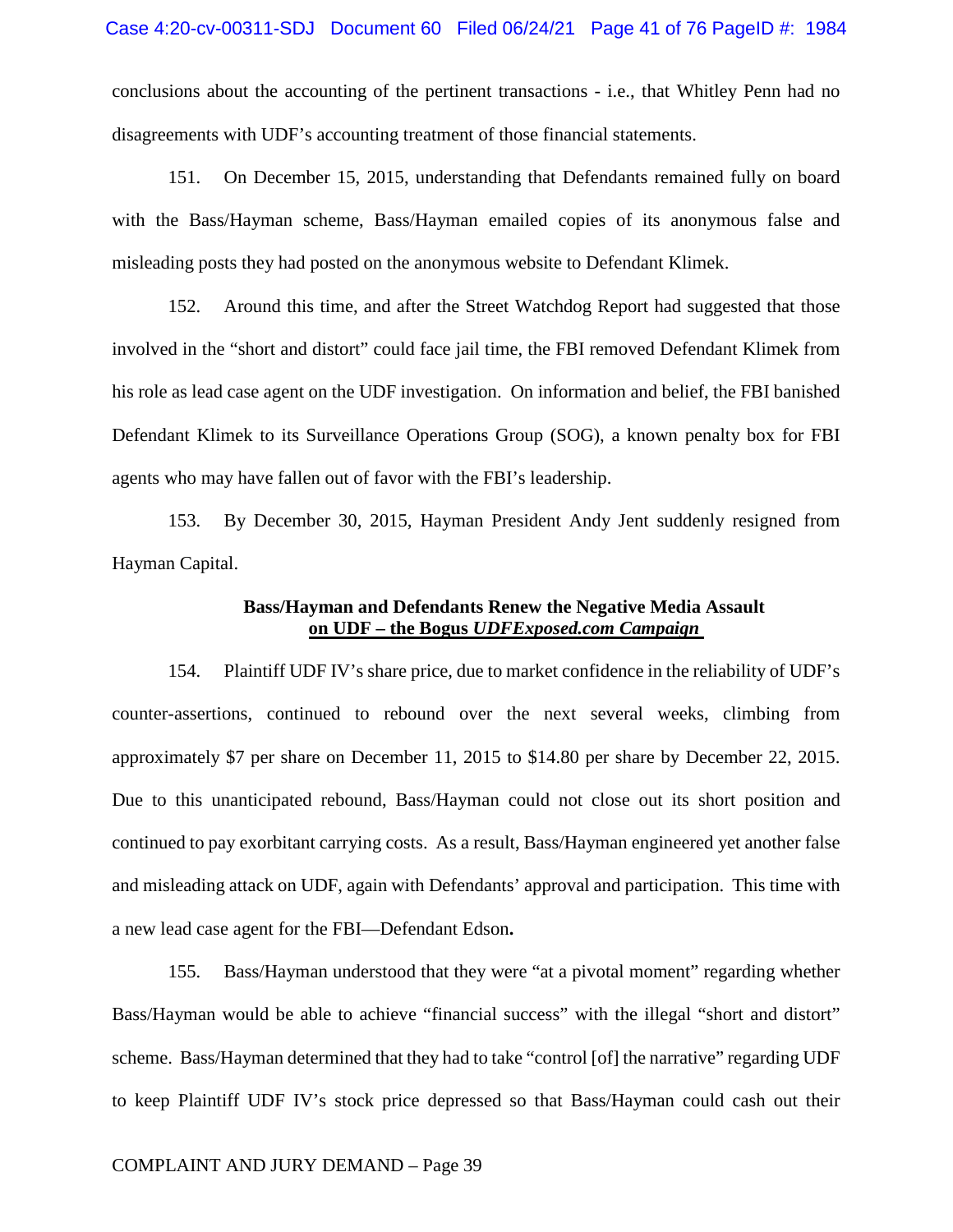conclusions about the accounting of the pertinent transactions - i.e., that Whitley Penn had no disagreements with UDF's accounting treatment of those financial statements.

151. On December 15, 2015, understanding that Defendants remained fully on board with the Bass/Hayman scheme, Bass/Hayman emailed copies of its anonymous false and misleading posts they had posted on the anonymous website to Defendant Klimek.

152. Around this time, and after the Street Watchdog Report had suggested that those involved in the "short and distort" could face jail time, the FBI removed Defendant Klimek from his role as lead case agent on the UDF investigation. On information and belief, the FBI banished Defendant Klimek to its Surveillance Operations Group (SOG), a known penalty box for FBI agents who may have fallen out of favor with the FBI's leadership.

153. By December 30, 2015, Hayman President Andy Jent suddenly resigned from Hayman Capital.

**Bass/Hayman and Defendants Renew the Negative Media Assault on UDF – the Bogus *UDFExposed.com Campaign***

154. Plaintiff UDF IV's share price, due to market confidence in the reliability of UDF's counter-assertions, continued to rebound over the next several weeks, climbing from approximately $7 per share on December 11, 2015 to $14.80 per share by December 22, 2015. Due to this unanticipated rebound, Bass/Hayman could not close out its short position and continued to pay exorbitant carrying costs. As a result, Bass/Hayman engineered yet another false and misleading attack on UDF, again with Defendants' approval and participation. This time with a new lead case agent for the FBI—Defendant Edson**.**

155. Bass/Hayman understood that they were "at a pivotal moment" regarding whether Bass/Hayman would be able to achieve "financial success" with the illegal "short and distort" scheme. Bass/Hayman determined that they had to take "control [of] the narrative" regarding UDF to keep Plaintiff UDF IV's stock price depressed so that Bass/Hayman could cash out their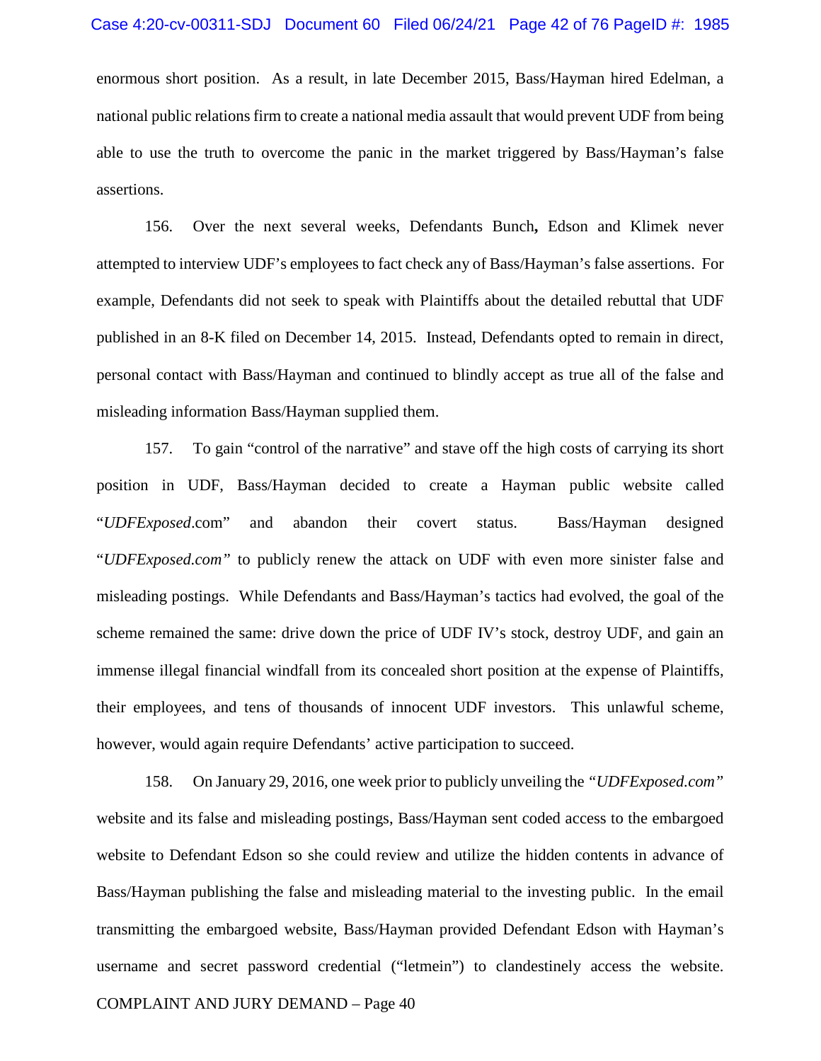enormous short position. As a result, in late December 2015, Bass/Hayman hired Edelman, a national public relations firm to create a national media assault that would prevent UDF from being able to use the truth to overcome the panic in the market triggered by Bass/Hayman's false assertions.

156. Over the next several weeks, Defendants Bunch**,** Edson and Klimek never attempted to interview UDF's employees to fact check any of Bass/Hayman's false assertions. For example, Defendants did not seek to speak with Plaintiffs about the detailed rebuttal that UDF published in an 8-K filed on December 14, 2015. Instead, Defendants opted to remain in direct, personal contact with Bass/Hayman and continued to blindly accept as true all of the false and misleading information Bass/Hayman supplied them.

157. To gain "control of the narrative" and stave off the high costs of carrying its short position in UDF, Bass/Hayman decided to create a Hayman public website called "*UDFExposed*.com" and abandon their covert status. Bass/Hayman designed "*UDFExposed.com*" to publicly renew the attack on UDF with even more sinister false and misleading postings. While Defendants and Bass/Hayman's tactics had evolved, the goal of the scheme remained the same: drive down the price of UDF IV's stock, destroy UDF, and gain an immense illegal financial windfall from its concealed short position at the expense of Plaintiffs, their employees, and tens of thousands of innocent UDF investors. This unlawful scheme, however, would again require Defendants' active participation to succeed.

158. On January 29, 2016, one week prior to publicly unveiling the *"UDFExposed.com"* website and its false and misleading postings, Bass/Hayman sent coded access to the embargoed website to Defendant Edson so she could review and utilize the hidden contents in advance of Bass/Hayman publishing the false and misleading material to the investing public. In the email transmitting the embargoed website, Bass/Hayman provided Defendant Edson with Hayman's username and secret password credential ("letmein") to clandestinely access the website.

COMPLAINT AND JURY DEMAND – Page 40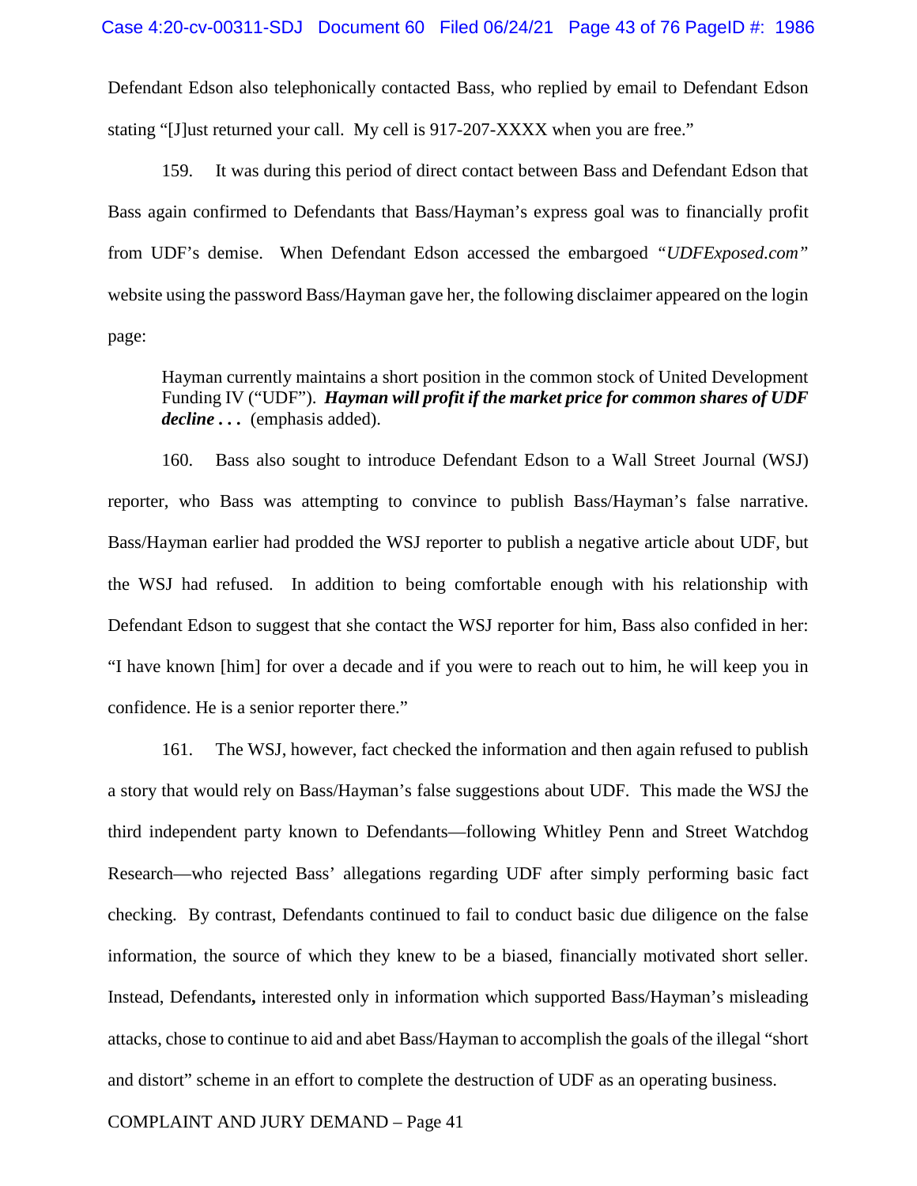Defendant Edson also telephonically contacted Bass, who replied by email to Defendant Edson stating "[J]ust returned your call. My cell is 917-207-XXXX when you are free."

159. It was during this period of direct contact between Bass and Defendant Edson that Bass again confirmed to Defendants that Bass/Hayman's express goal was to financially profit from UDF's demise. When Defendant Edson accessed the embargoed *"UDFExposed.com"* website using the password Bass/Hayman gave her, the following disclaimer appeared on the login page:

> Hayman currently maintains a short position in the common stock of United Development Funding IV ("UDF"). ***Hayman will profit if the market price for common shares of UDF decline . . .*** (emphasis added).

160. Bass also sought to introduce Defendant Edson to a Wall Street Journal (WSJ) reporter, who Bass was attempting to convince to publish Bass/Hayman's false narrative. Bass/Hayman earlier had prodded the WSJ reporter to publish a negative article about UDF, but the WSJ had refused. In addition to being comfortable enough with his relationship with Defendant Edson to suggest that she contact the WSJ reporter for him, Bass also confided in her: "I have known [him] for over a decade and if you were to reach out to him, he will keep you in confidence. He is a senior reporter there."

161. The WSJ, however, fact checked the information and then again refused to publish a story that would rely on Bass/Hayman's false suggestions about UDF. This made the WSJ the third independent party known to Defendants—following Whitley Penn and Street Watchdog Research—who rejected Bass' allegations regarding UDF after simply performing basic fact checking. By contrast, Defendants continued to fail to conduct basic due diligence on the false information, the source of which they knew to be a biased, financially motivated short seller. Instead, Defendants**,** interested only in information which supported Bass/Hayman's misleading attacks, chose to continue to aid and abet Bass/Hayman to accomplish the goals of the illegal "short and distort" scheme in an effort to complete the destruction of UDF as an operating business.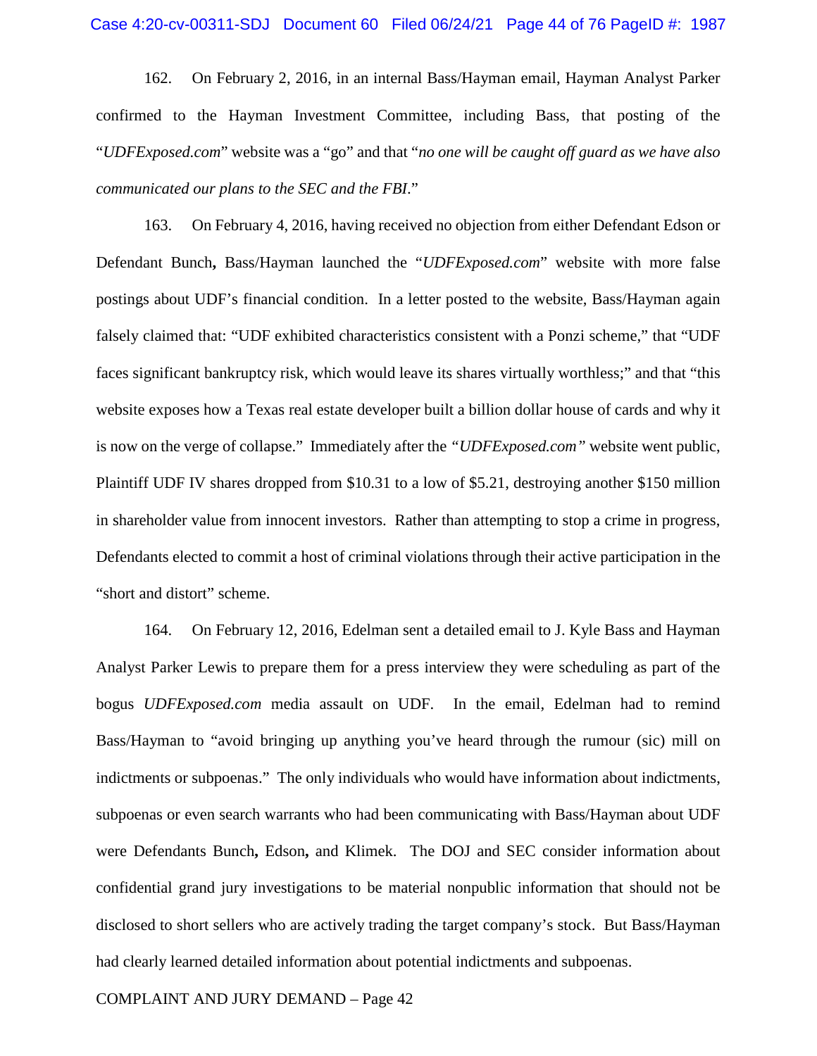162. On February 2, 2016, in an internal Bass/Hayman email, Hayman Analyst Parker confirmed to the Hayman Investment Committee, including Bass, that posting of the "*UDFExposed.com*" website was a "go" and that "*no one will be caught off guard as we have also communicated our plans to the SEC and the FBI*."

163. On February 4, 2016, having received no objection from either Defendant Edson or Defendant Bunch**,** Bass/Hayman launched the "*UDFExposed.com*" website with more false postings about UDF's financial condition. In a letter posted to the website, Bass/Hayman again falsely claimed that: "UDF exhibited characteristics consistent with a Ponzi scheme," that "UDF faces significant bankruptcy risk, which would leave its shares virtually worthless;" and that "this website exposes how a Texas real estate developer built a billion dollar house of cards and why it is now on the verge of collapse." Immediately after the *"UDFExposed.com"* website went public, Plaintiff UDF IV shares dropped from $10.31 to a low of $5.21, destroying another $150 million in shareholder value from innocent investors. Rather than attempting to stop a crime in progress, Defendants elected to commit a host of criminal violations through their active participation in the "short and distort" scheme.

164. On February 12, 2016, Edelman sent a detailed email to J. Kyle Bass and Hayman Analyst Parker Lewis to prepare them for a press interview they were scheduling as part of the bogus *UDFExposed.com* media assault on UDF. In the email, Edelman had to remind Bass/Hayman to "avoid bringing up anything you've heard through the rumour (sic) mill on indictments or subpoenas." The only individuals who would have information about indictments, subpoenas or even search warrants who had been communicating with Bass/Hayman about UDF were Defendants Bunch**,** Edson**,** and Klimek. The DOJ and SEC consider information about confidential grand jury investigations to be material nonpublic information that should not be disclosed to short sellers who are actively trading the target company's stock. But Bass/Hayman had clearly learned detailed information about potential indictments and subpoenas.

COMPLAINT AND JURY DEMAND – Page 42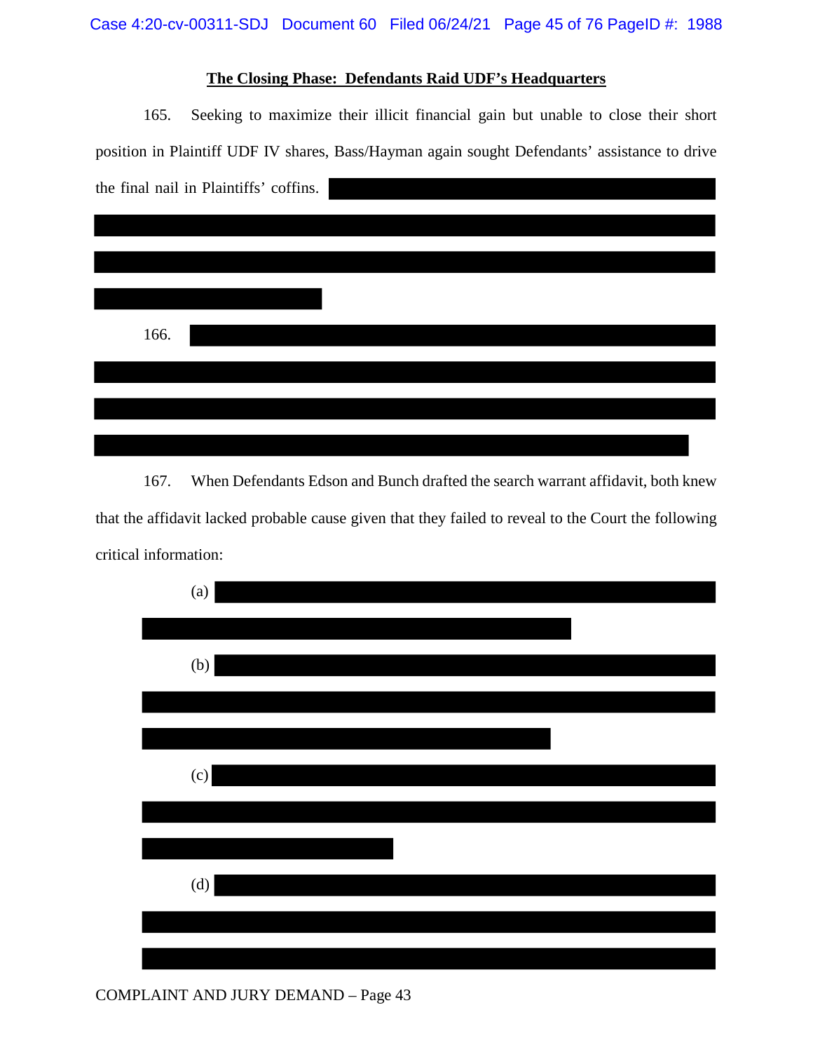**The Closing Phase: Defendants Raid UDF's Headquarters**

165. Seeking to maximize their illicit financial gain but unable to close their short position in Plaintiff UDF IV shares, Bass/Hayman again sought Defendants' assistance to drive the final nail in Plaintiffs' coffins.

166.

167. When Defendants Edson and Bunch drafted the search warrant affidavit, both knew that the affidavit lacked probable cause given that they failed to reveal to the Court the following critical information:

(a)

(b)

(c)

(d)

COMPLAINT AND JURY DEMAND – Page 43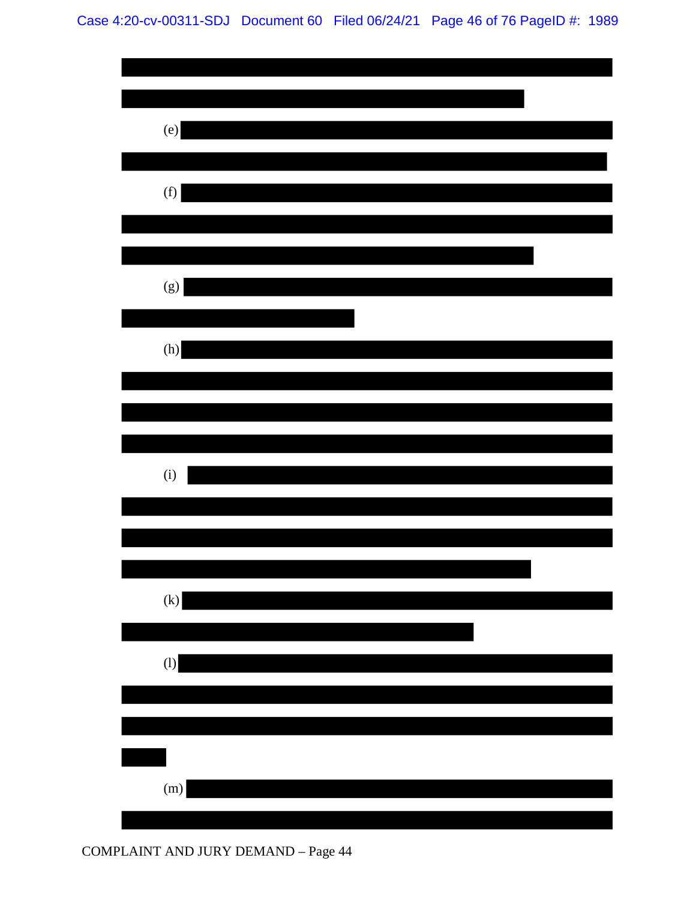(e)

(f)

(g)

(h)

(i)

(k)

(l)

(m)

COMPLAINT AND JURY DEMAND – Page 44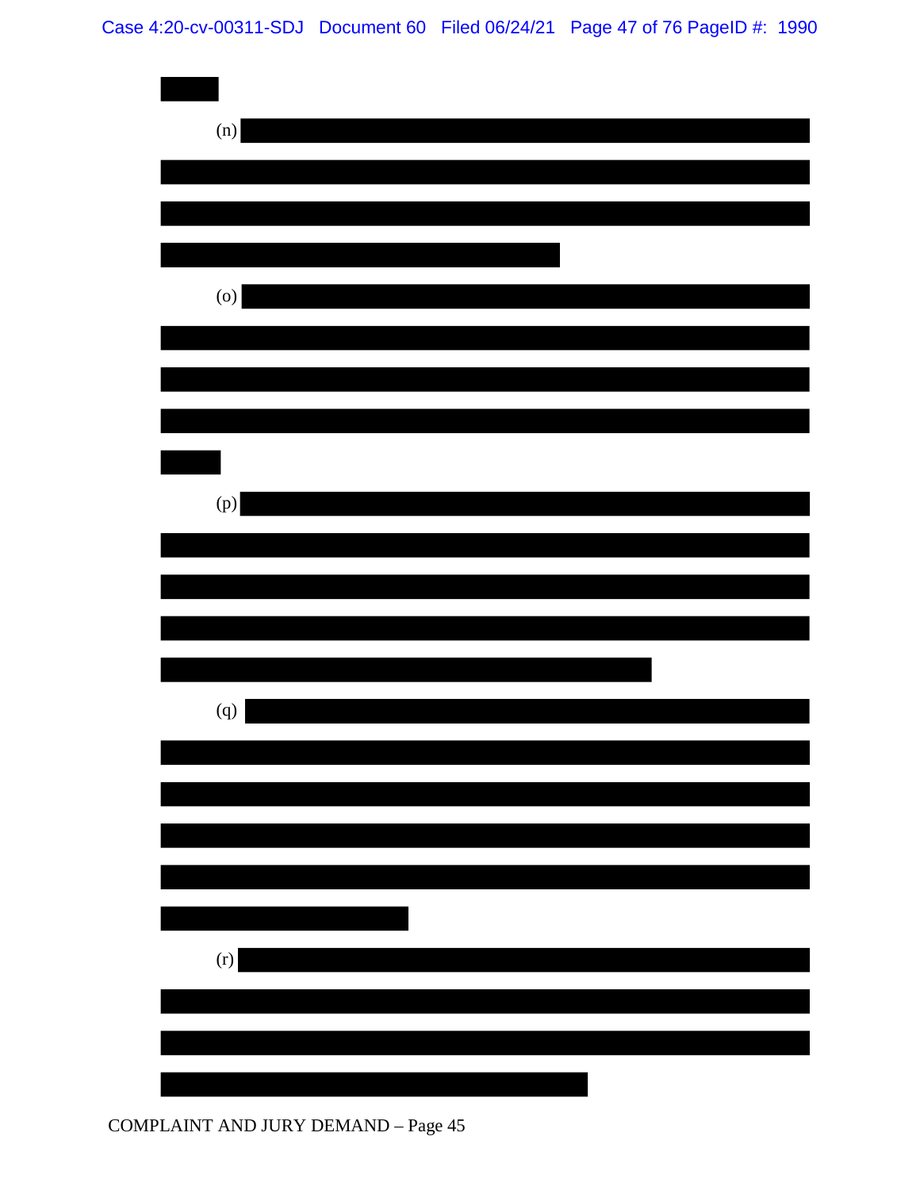(n)

(o)

(p)

(q)

(r)

COMPLAINT AND JURY DEMAND – Page 45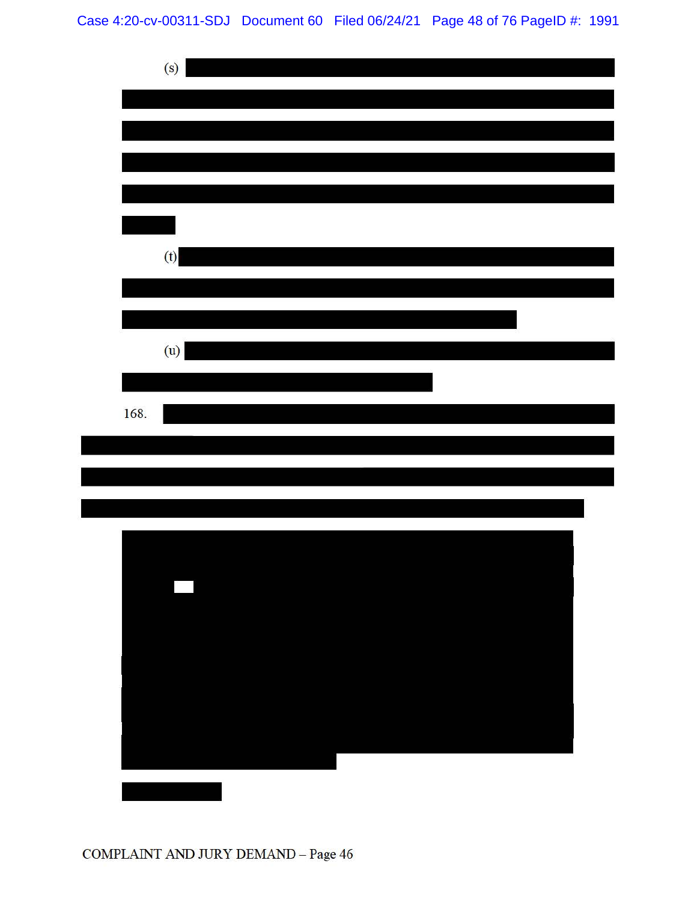(s)

(t)

(u)

168.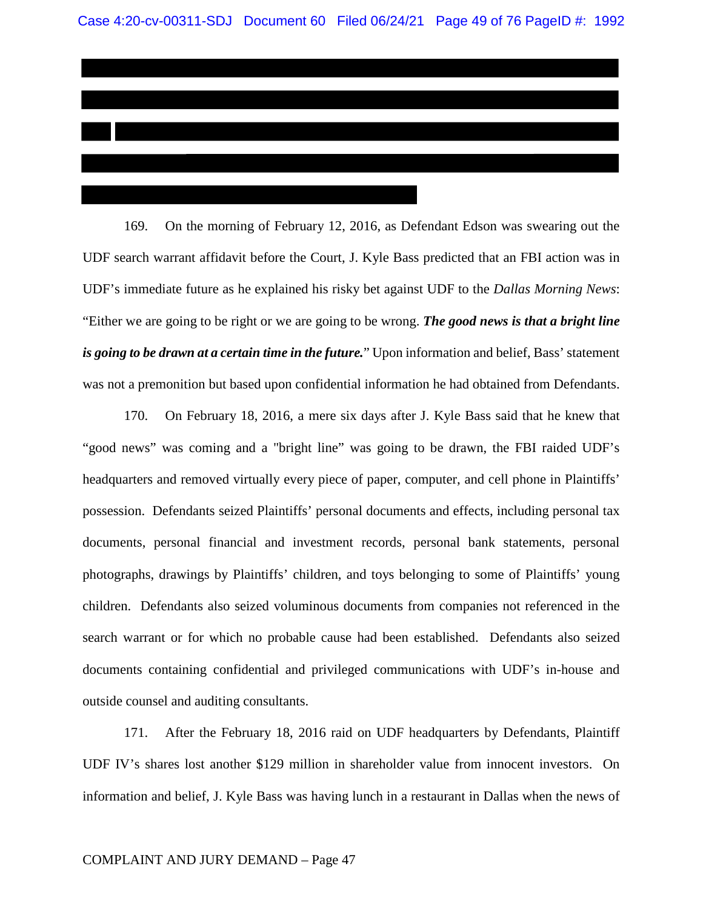169. On the morning of February 12, 2016, as Defendant Edson was swearing out the UDF search warrant affidavit before the Court, J. Kyle Bass predicted that an FBI action was in UDF's immediate future as he explained his risky bet against UDF to the *Dallas Morning News*: "Either we are going to be right or we are going to be wrong. ***The good news is that a bright line is going to be drawn at a certain time in the future.***" Upon information and belief, Bass' statement was not a premonition but based upon confidential information he had obtained from Defendants.

170. On February 18, 2016, a mere six days after J. Kyle Bass said that he knew that "good news" was coming and a "bright line" was going to be drawn, the FBI raided UDF's headquarters and removed virtually every piece of paper, computer, and cell phone in Plaintiffs' possession. Defendants seized Plaintiffs' personal documents and effects, including personal tax documents, personal financial and investment records, personal bank statements, personal photographs, drawings by Plaintiffs' children, and toys belonging to some of Plaintiffs' young children. Defendants also seized voluminous documents from companies not referenced in the search warrant or for which no probable cause had been established. Defendants also seized documents containing confidential and privileged communications with UDF's in-house and outside counsel and auditing consultants.

171. After the February 18, 2016 raid on UDF headquarters by Defendants, Plaintiff UDF IV's shares lost another $129 million in shareholder value from innocent investors. On information and belief, J. Kyle Bass was having lunch in a restaurant in Dallas when the news of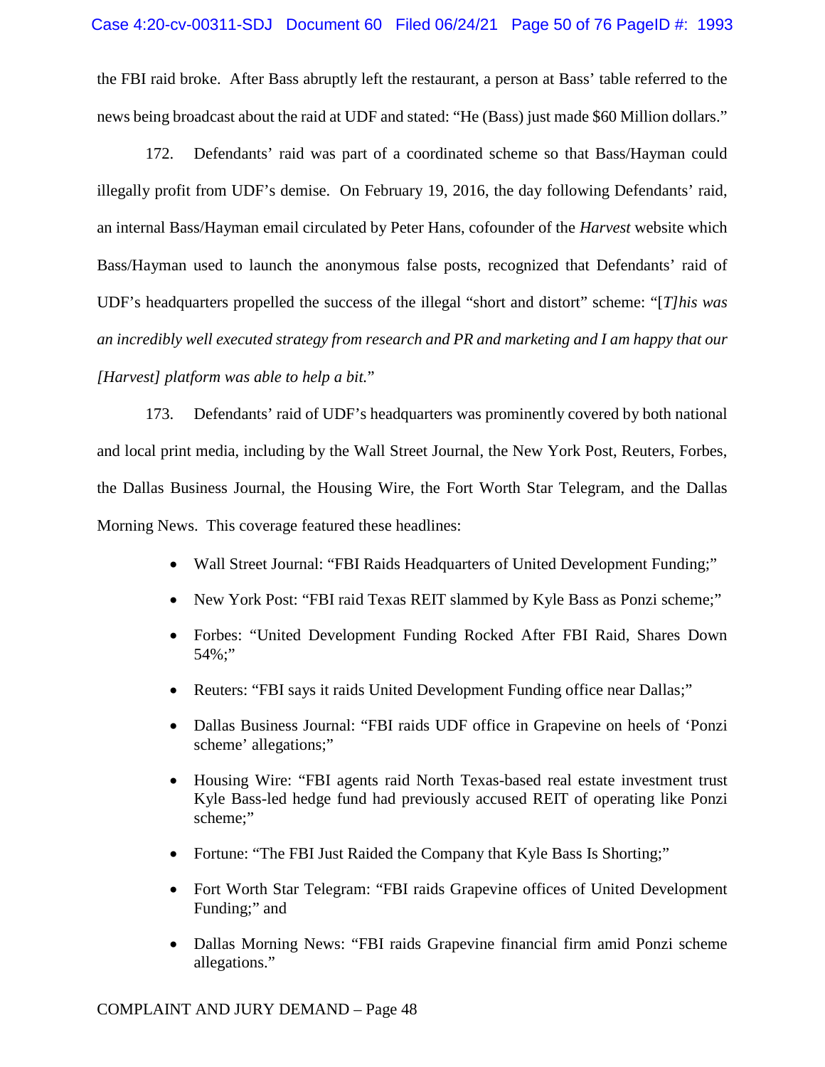the FBI raid broke. After Bass abruptly left the restaurant, a person at Bass' table referred to the news being broadcast about the raid at UDF and stated: "He (Bass) just made $60 Million dollars."

172. Defendants' raid was part of a coordinated scheme so that Bass/Hayman could illegally profit from UDF's demise. On February 19, 2016, the day following Defendants' raid, an internal Bass/Hayman email circulated by Peter Hans, cofounder of the *Harvest* website which Bass/Hayman used to launch the anonymous false posts, recognized that Defendants' raid of UDF's headquarters propelled the success of the illegal "short and distort" scheme: "[*T]his was an incredibly well executed strategy from research and PR and marketing and I am happy that our [Harvest] platform was able to help a bit.*"

173. Defendants' raid of UDF's headquarters was prominently covered by both national and local print media, including by the Wall Street Journal, the New York Post, Reuters, Forbes, the Dallas Business Journal, the Housing Wire, the Fort Worth Star Telegram, and the Dallas Morning News. This coverage featured these headlines:

- Wall Street Journal: "FBI Raids Headquarters of United Development Funding;"
- New York Post: "FBI raid Texas REIT slammed by Kyle Bass as Ponzi scheme;"
- Forbes: "United Development Funding Rocked After FBI Raid, Shares Down 54%;"
- Reuters: "FBI says it raids United Development Funding office near Dallas;"
- Dallas Business Journal: "FBI raids UDF office in Grapevine on heels of 'Ponzi scheme' allegations;"
- Housing Wire: "FBI agents raid North Texas-based real estate investment trust Kyle Bass-led hedge fund had previously accused REIT of operating like Ponzi scheme;"
- Fortune: "The FBI Just Raided the Company that Kyle Bass Is Shorting;"
- Fort Worth Star Telegram: "FBI raids Grapevine offices of United Development Funding;" and
- Dallas Morning News: "FBI raids Grapevine financial firm amid Ponzi scheme allegations."

COMPLAINT AND JURY DEMAND – Page 48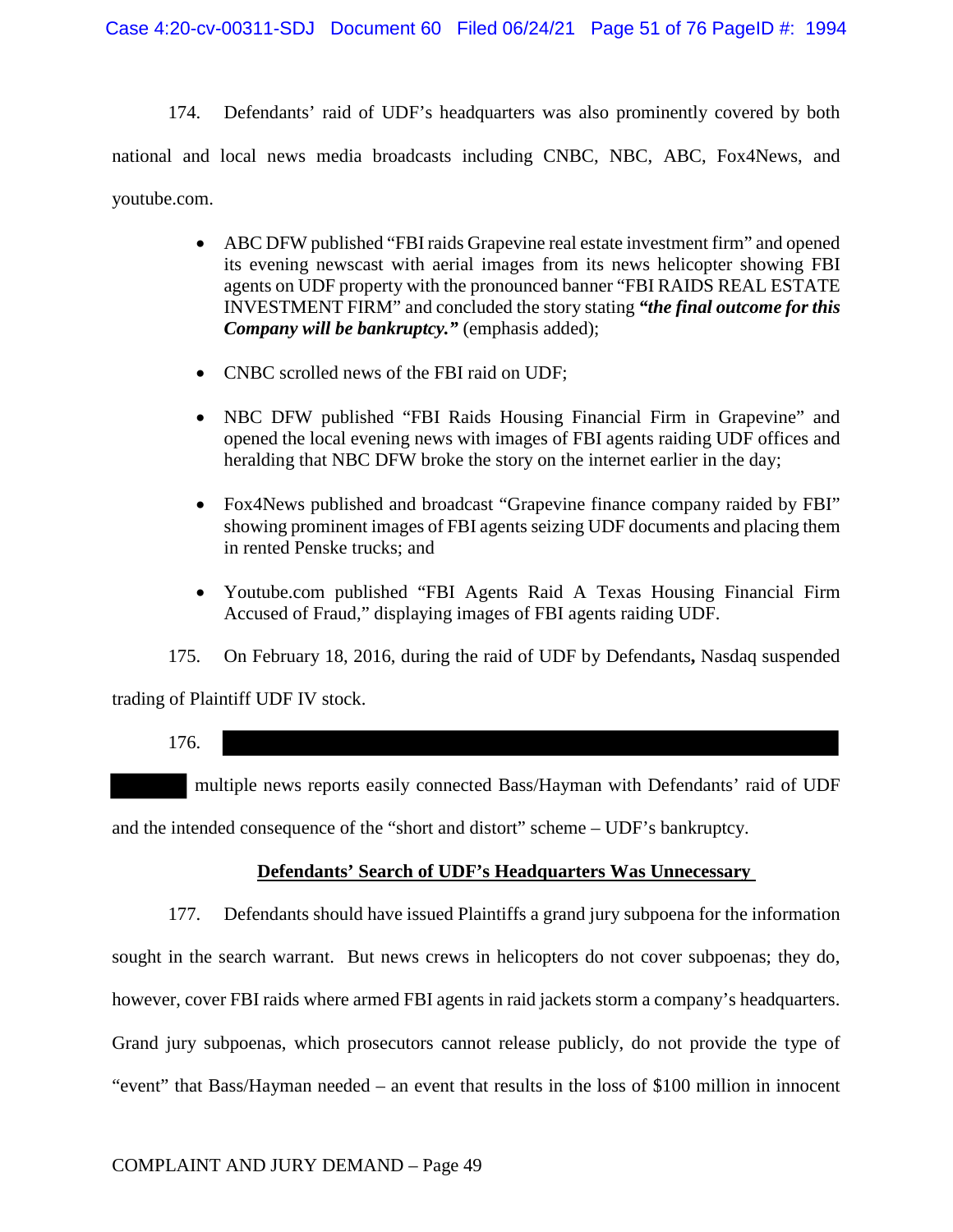174. Defendants' raid of UDF's headquarters was also prominently covered by both national and local news media broadcasts including CNBC, NBC, ABC, Fox4News, and youtube.com.

- ABC DFW published "FBI raids Grapevine real estate investment firm" and opened its evening newscast with aerial images from its news helicopter showing FBI agents on UDF property with the pronounced banner "FBI RAIDS REAL ESTATE INVESTMENT FIRM" and concluded the story stating ***"the final outcome for this Company will be bankruptcy."*** (emphasis added);

- CNBC scrolled news of the FBI raid on UDF;

- NBC DFW published "FBI Raids Housing Financial Firm in Grapevine" and opened the local evening news with images of FBI agents raiding UDF offices and heralding that NBC DFW broke the story on the internet earlier in the day;

- Fox4News published and broadcast "Grapevine finance company raided by FBI" showing prominent images of FBI agents seizing UDF documents and placing them in rented Penske trucks; and

- Youtube.com published "FBI Agents Raid A Texas Housing Financial Firm Accused of Fraud," displaying images of FBI agents raiding UDF.

175. On February 18, 2016, during the raid of UDF by Defendants**,** Nasdaq suspended trading of Plaintiff UDF IV stock.

176. [REDACTED] multiple news reports easily connected Bass/Hayman with Defendants' raid of UDF and the intended consequence of the "short and distort" scheme – UDF's bankruptcy.

**Defendants' Search of UDF's Headquarters Was Unnecessary**

177. Defendants should have issued Plaintiffs a grand jury subpoena for the information sought in the search warrant. But news crews in helicopters do not cover subpoenas; they do, however, cover FBI raids where armed FBI agents in raid jackets storm a company's headquarters. Grand jury subpoenas, which prosecutors cannot release publicly, do not provide the type of "event" that Bass/Hayman needed – an event that results in the loss of $100 million in innocent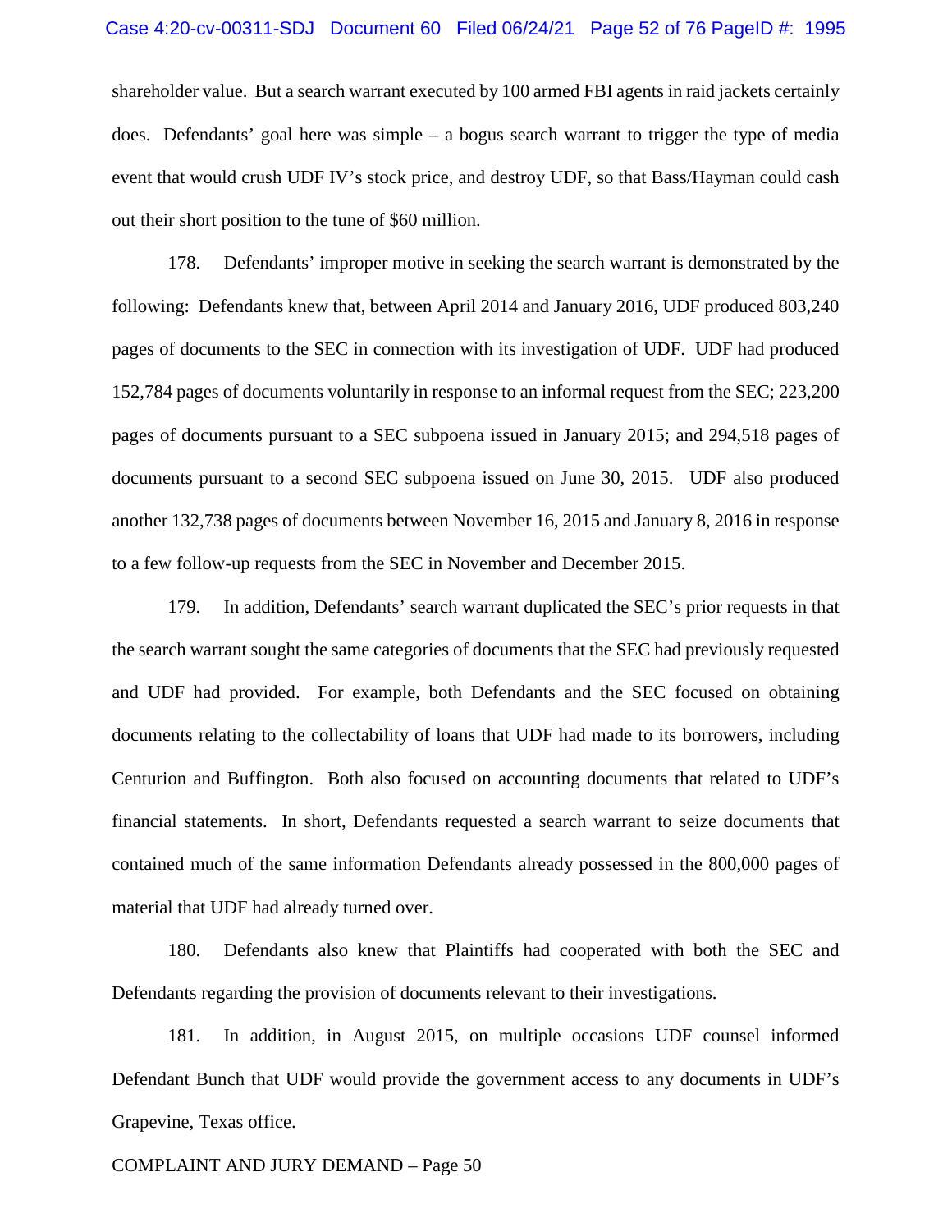shareholder value. But a search warrant executed by 100 armed FBI agents in raid jackets certainly does. Defendants' goal here was simple – a bogus search warrant to trigger the type of media event that would crush UDF IV's stock price, and destroy UDF, so that Bass/Hayman could cash out their short position to the tune of $60 million.

178. Defendants' improper motive in seeking the search warrant is demonstrated by the following: Defendants knew that, between April 2014 and January 2016, UDF produced 803,240 pages of documents to the SEC in connection with its investigation of UDF. UDF had produced 152,784 pages of documents voluntarily in response to an informal request from the SEC; 223,200 pages of documents pursuant to a SEC subpoena issued in January 2015; and 294,518 pages of documents pursuant to a second SEC subpoena issued on June 30, 2015. UDF also produced another 132,738 pages of documents between November 16, 2015 and January 8, 2016 in response to a few follow-up requests from the SEC in November and December 2015.

179. In addition, Defendants' search warrant duplicated the SEC's prior requests in that the search warrant sought the same categories of documents that the SEC had previously requested and UDF had provided. For example, both Defendants and the SEC focused on obtaining documents relating to the collectability of loans that UDF had made to its borrowers, including Centurion and Buffington. Both also focused on accounting documents that related to UDF's financial statements. In short, Defendants requested a search warrant to seize documents that contained much of the same information Defendants already possessed in the 800,000 pages of material that UDF had already turned over.

180. Defendants also knew that Plaintiffs had cooperated with both the SEC and Defendants regarding the provision of documents relevant to their investigations.

181. In addition, in August 2015, on multiple occasions UDF counsel informed Defendant Bunch that UDF would provide the government access to any documents in UDF's Grapevine, Texas office.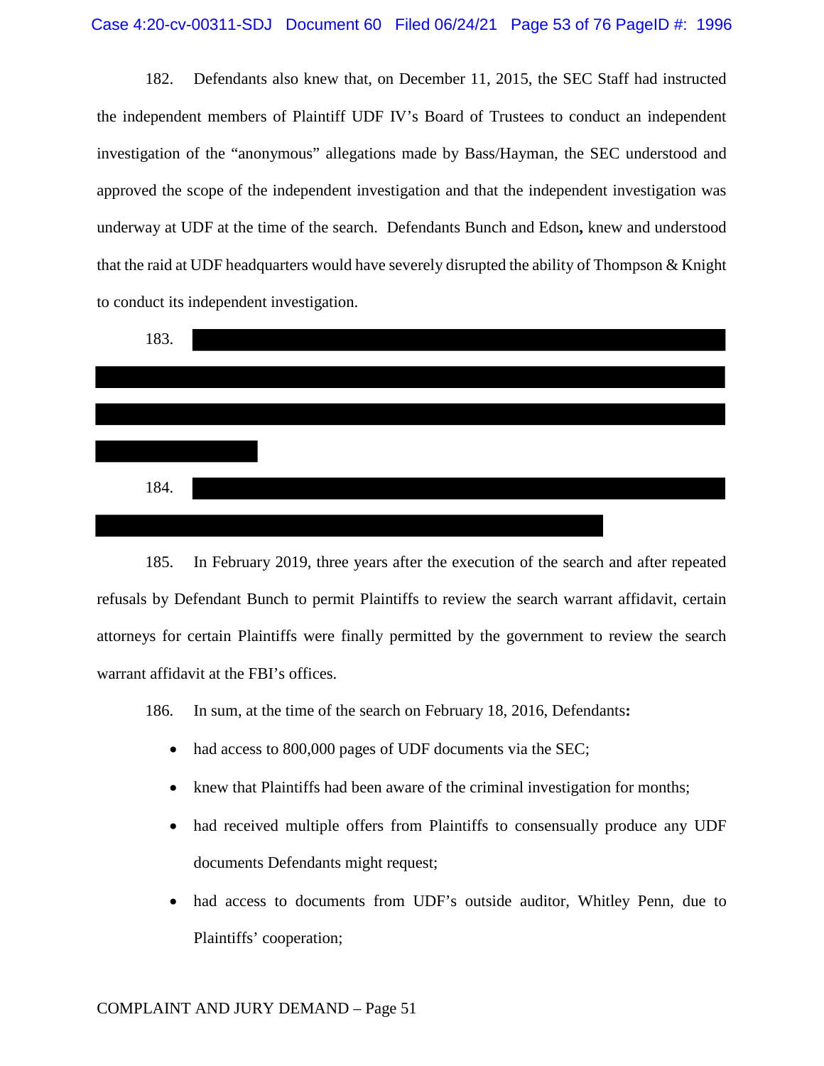182. Defendants also knew that, on December 11, 2015, the SEC Staff had instructed the independent members of Plaintiff UDF IV's Board of Trustees to conduct an independent investigation of the "anonymous" allegations made by Bass/Hayman, the SEC understood and approved the scope of the independent investigation and that the independent investigation was underway at UDF at the time of the search. Defendants Bunch and Edson**,** knew and understood that the raid at UDF headquarters would have severely disrupted the ability of Thompson & Knight to conduct its independent investigation.

183. [REDACTED]

184. [REDACTED]

185. In February 2019, three years after the execution of the search and after repeated refusals by Defendant Bunch to permit Plaintiffs to review the search warrant affidavit, certain attorneys for certain Plaintiffs were finally permitted by the government to review the search warrant affidavit at the FBI's offices.

186. In sum, at the time of the search on February 18, 2016, Defendants**:**

- had access to 800,000 pages of UDF documents via the SEC;
- knew that Plaintiffs had been aware of the criminal investigation for months;
- had received multiple offers from Plaintiffs to consensually produce any UDF documents Defendants might request;
- had access to documents from UDF's outside auditor, Whitley Penn, due to Plaintiffs' cooperation;

COMPLAINT AND JURY DEMAND – Page 51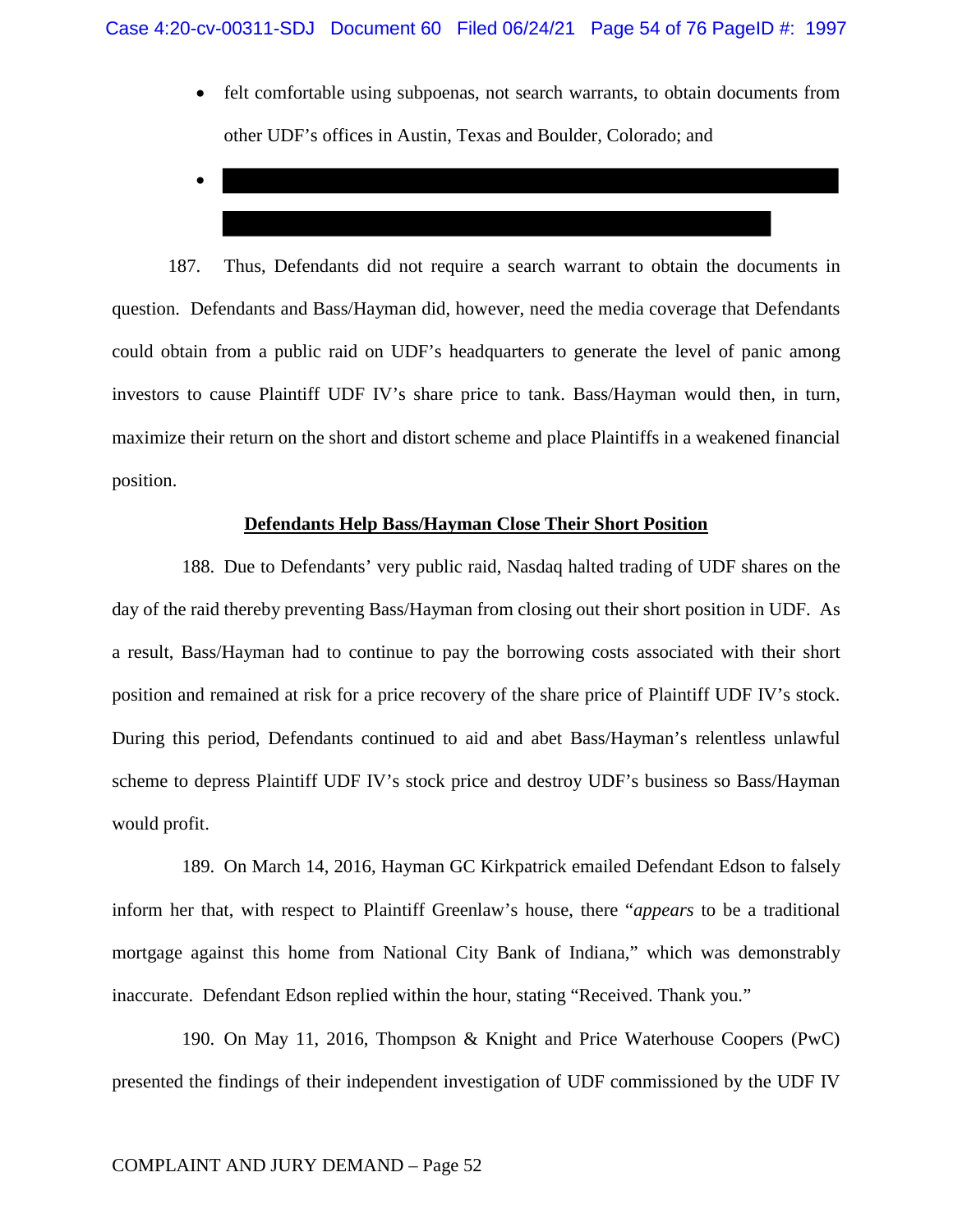- felt comfortable using subpoenas, not search warrants, to obtain documents from other UDF's offices in Austin, Texas and Boulder, Colorado; and
- [REDACTED]

187. Thus, Defendants did not require a search warrant to obtain the documents in question. Defendants and Bass/Hayman did, however, need the media coverage that Defendants could obtain from a public raid on UDF's headquarters to generate the level of panic among investors to cause Plaintiff UDF IV's share price to tank. Bass/Hayman would then, in turn, maximize their return on the short and distort scheme and place Plaintiffs in a weakened financial position.

**Defendants Help Bass/Hayman Close Their Short Position**

188. Due to Defendants' very public raid, Nasdaq halted trading of UDF shares on the day of the raid thereby preventing Bass/Hayman from closing out their short position in UDF. As a result, Bass/Hayman had to continue to pay the borrowing costs associated with their short position and remained at risk for a price recovery of the share price of Plaintiff UDF IV's stock. During this period, Defendants continued to aid and abet Bass/Hayman's relentless unlawful scheme to depress Plaintiff UDF IV's stock price and destroy UDF's business so Bass/Hayman would profit.

189. On March 14, 2016, Hayman GC Kirkpatrick emailed Defendant Edson to falsely inform her that, with respect to Plaintiff Greenlaw's house, there "*appears* to be a traditional mortgage against this home from National City Bank of Indiana," which was demonstrably inaccurate. Defendant Edson replied within the hour, stating "Received. Thank you."

190. On May 11, 2016, Thompson & Knight and Price Waterhouse Coopers (PwC) presented the findings of their independent investigation of UDF commissioned by the UDF IV

COMPLAINT AND JURY DEMAND – Page 52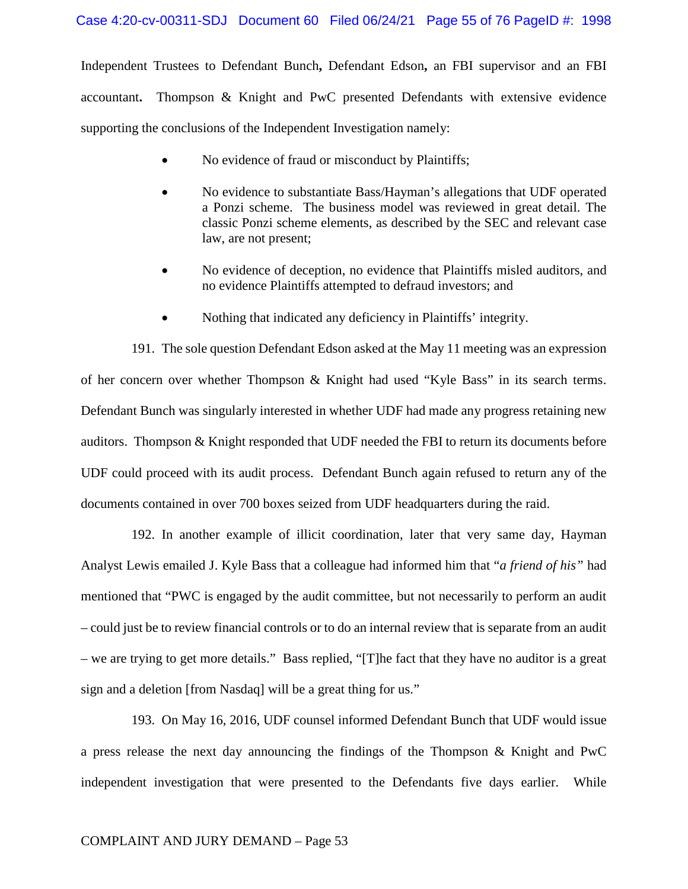Independent Trustees to Defendant Bunch**,** Defendant Edson**,** an FBI supervisor and an FBI accountant**.** Thompson & Knight and PwC presented Defendants with extensive evidence supporting the conclusions of the Independent Investigation namely:

- No evidence of fraud or misconduct by Plaintiffs;
- No evidence to substantiate Bass/Hayman's allegations that UDF operated a Ponzi scheme. The business model was reviewed in great detail. The classic Ponzi scheme elements, as described by the SEC and relevant case law, are not present;
- No evidence of deception, no evidence that Plaintiffs misled auditors, and no evidence Plaintiffs attempted to defraud investors; and
- Nothing that indicated any deficiency in Plaintiffs' integrity.

191. The sole question Defendant Edson asked at the May 11 meeting was an expression of her concern over whether Thompson & Knight had used "Kyle Bass" in its search terms. Defendant Bunch was singularly interested in whether UDF had made any progress retaining new auditors. Thompson & Knight responded that UDF needed the FBI to return its documents before UDF could proceed with its audit process. Defendant Bunch again refused to return any of the documents contained in over 700 boxes seized from UDF headquarters during the raid.

192. In another example of illicit coordination, later that very same day, Hayman Analyst Lewis emailed J. Kyle Bass that a colleague had informed him that "*a friend of his*" had mentioned that "PWC is engaged by the audit committee, but not necessarily to perform an audit – could just be to review financial controls or to do an internal review that is separate from an audit – we are trying to get more details." Bass replied, "[T]he fact that they have no auditor is a great sign and a deletion [from Nasdaq] will be a great thing for us."

193. On May 16, 2016, UDF counsel informed Defendant Bunch that UDF would issue a press release the next day announcing the findings of the Thompson & Knight and PwC independent investigation that were presented to the Defendants five days earlier. While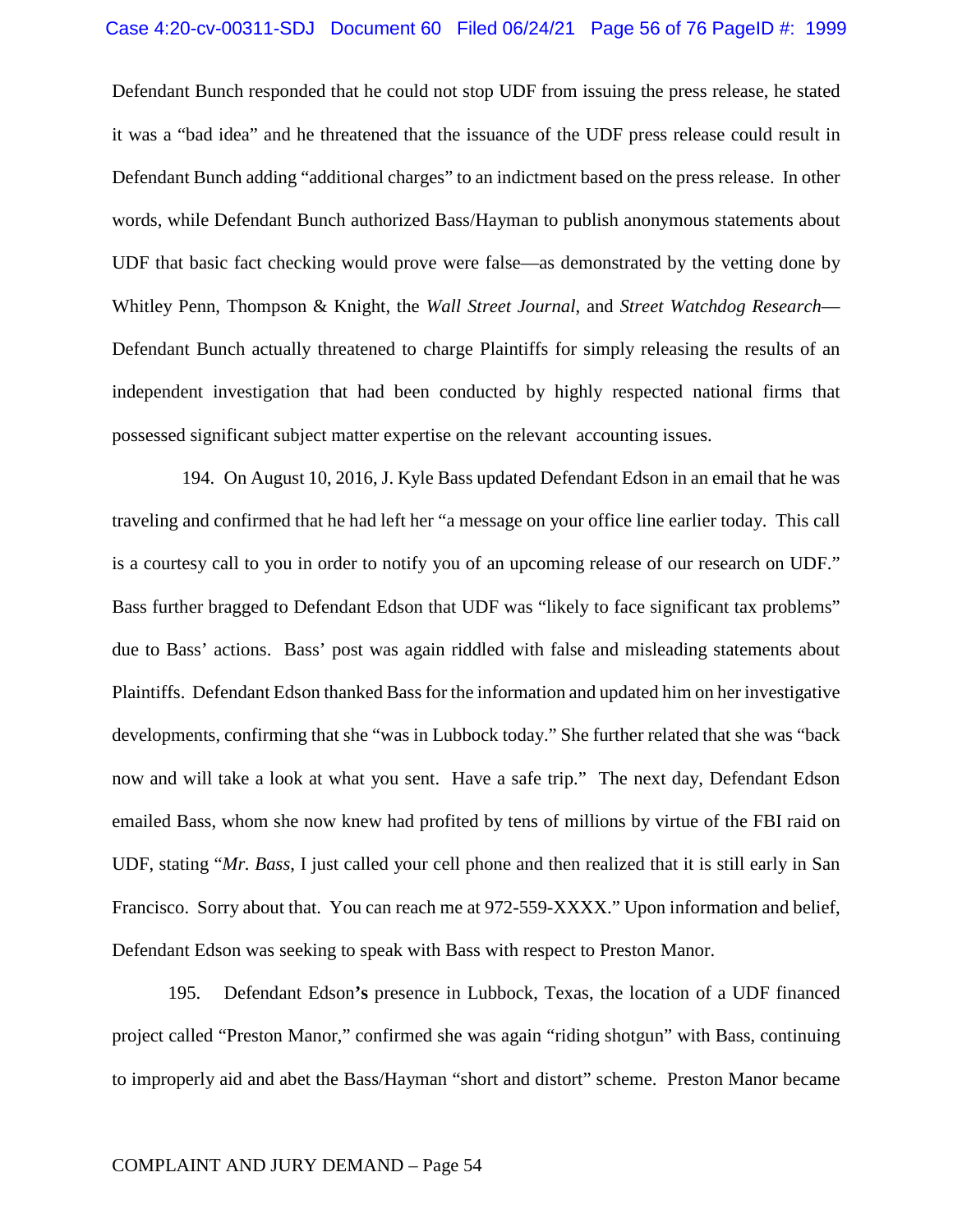Defendant Bunch responded that he could not stop UDF from issuing the press release, he stated it was a "bad idea" and he threatened that the issuance of the UDF press release could result in Defendant Bunch adding "additional charges" to an indictment based on the press release. In other words, while Defendant Bunch authorized Bass/Hayman to publish anonymous statements about UDF that basic fact checking would prove were false—as demonstrated by the vetting done by Whitley Penn, Thompson & Knight, the *Wall Street Journal*, and *Street Watchdog Research*—Defendant Bunch actually threatened to charge Plaintiffs for simply releasing the results of an independent investigation that had been conducted by highly respected national firms that possessed significant subject matter expertise on the relevant accounting issues.

194. On August 10, 2016, J. Kyle Bass updated Defendant Edson in an email that he was traveling and confirmed that he had left her "a message on your office line earlier today. This call is a courtesy call to you in order to notify you of an upcoming release of our research on UDF." Bass further bragged to Defendant Edson that UDF was "likely to face significant tax problems" due to Bass' actions. Bass' post was again riddled with false and misleading statements about Plaintiffs. Defendant Edson thanked Bass for the information and updated him on her investigative developments, confirming that she "was in Lubbock today." She further related that she was "back now and will take a look at what you sent. Have a safe trip." The next day, Defendant Edson emailed Bass, whom she now knew had profited by tens of millions by virtue of the FBI raid on UDF, stating "*Mr. Bass*, I just called your cell phone and then realized that it is still early in San Francisco. Sorry about that. You can reach me at 972-559-XXXX." Upon information and belief, Defendant Edson was seeking to speak with Bass with respect to Preston Manor.

195. Defendant Edson**'s** presence in Lubbock, Texas, the location of a UDF financed project called "Preston Manor," confirmed she was again "riding shotgun" with Bass, continuing to improperly aid and abet the Bass/Hayman "short and distort" scheme. Preston Manor became

COMPLAINT AND JURY DEMAND – Page 54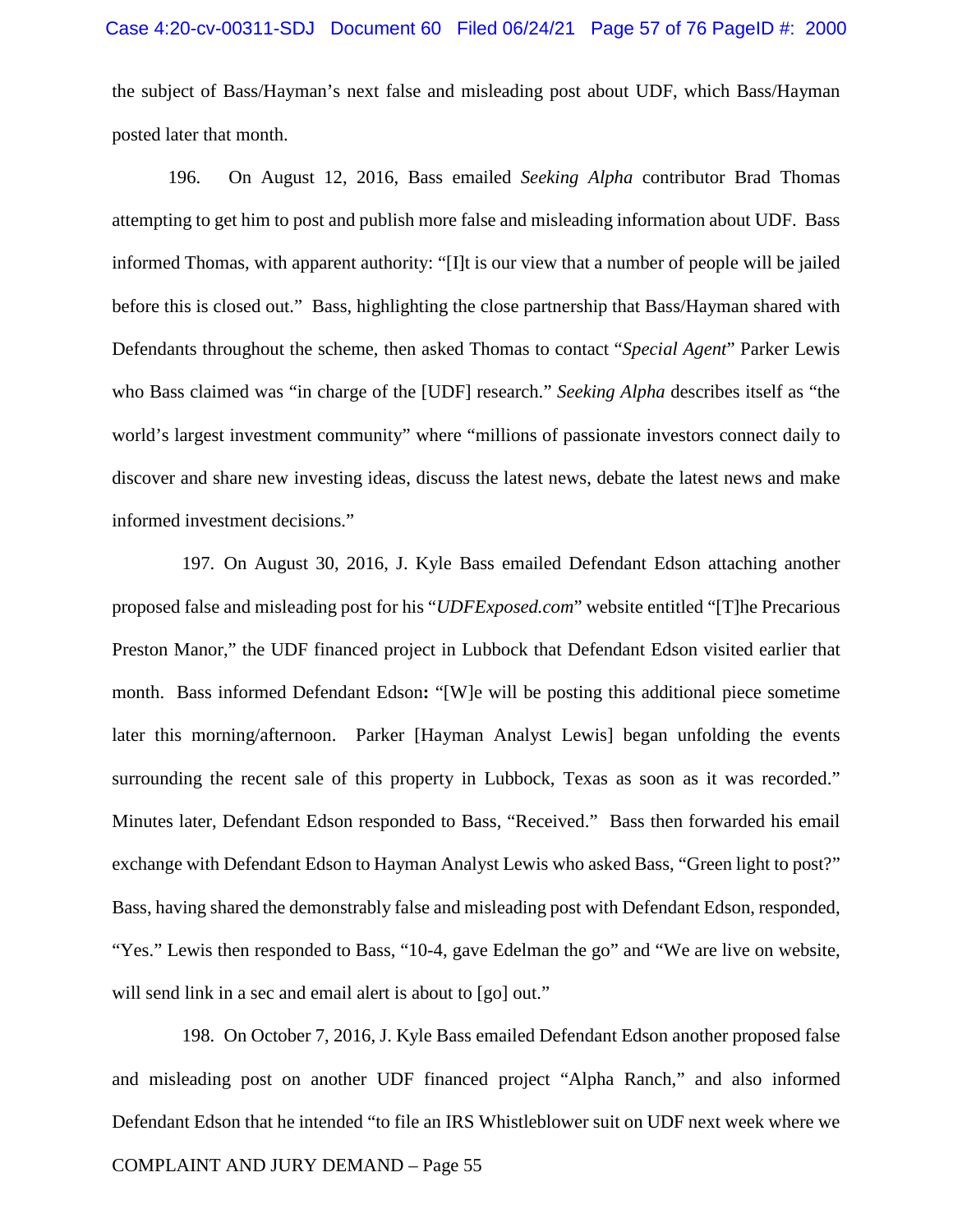the subject of Bass/Hayman's next false and misleading post about UDF, which Bass/Hayman posted later that month.

196. On August 12, 2016, Bass emailed *Seeking Alpha* contributor Brad Thomas attempting to get him to post and publish more false and misleading information about UDF. Bass informed Thomas, with apparent authority: "[I]t is our view that a number of people will be jailed before this is closed out." Bass, highlighting the close partnership that Bass/Hayman shared with Defendants throughout the scheme, then asked Thomas to contact "*Special Agent*" Parker Lewis who Bass claimed was "in charge of the [UDF] research." *Seeking Alpha* describes itself as "the world's largest investment community" where "millions of passionate investors connect daily to discover and share new investing ideas, discuss the latest news, debate the latest news and make informed investment decisions."

197. On August 30, 2016, J. Kyle Bass emailed Defendant Edson attaching another proposed false and misleading post for his "*UDFExposed.com*" website entitled "[T]he Precarious Preston Manor," the UDF financed project in Lubbock that Defendant Edson visited earlier that month. Bass informed Defendant Edson**:** "[W]e will be posting this additional piece sometime later this morning/afternoon. Parker [Hayman Analyst Lewis] began unfolding the events surrounding the recent sale of this property in Lubbock, Texas as soon as it was recorded." Minutes later, Defendant Edson responded to Bass, "Received." Bass then forwarded his email exchange with Defendant Edson to Hayman Analyst Lewis who asked Bass, "Green light to post?" Bass, having shared the demonstrably false and misleading post with Defendant Edson, responded, "Yes." Lewis then responded to Bass, "10-4, gave Edelman the go" and "We are live on website, will send link in a sec and email alert is about to [go] out."

198. On October 7, 2016, J. Kyle Bass emailed Defendant Edson another proposed false and misleading post on another UDF financed project "Alpha Ranch," and also informed Defendant Edson that he intended "to file an IRS Whistleblower suit on UDF next week where we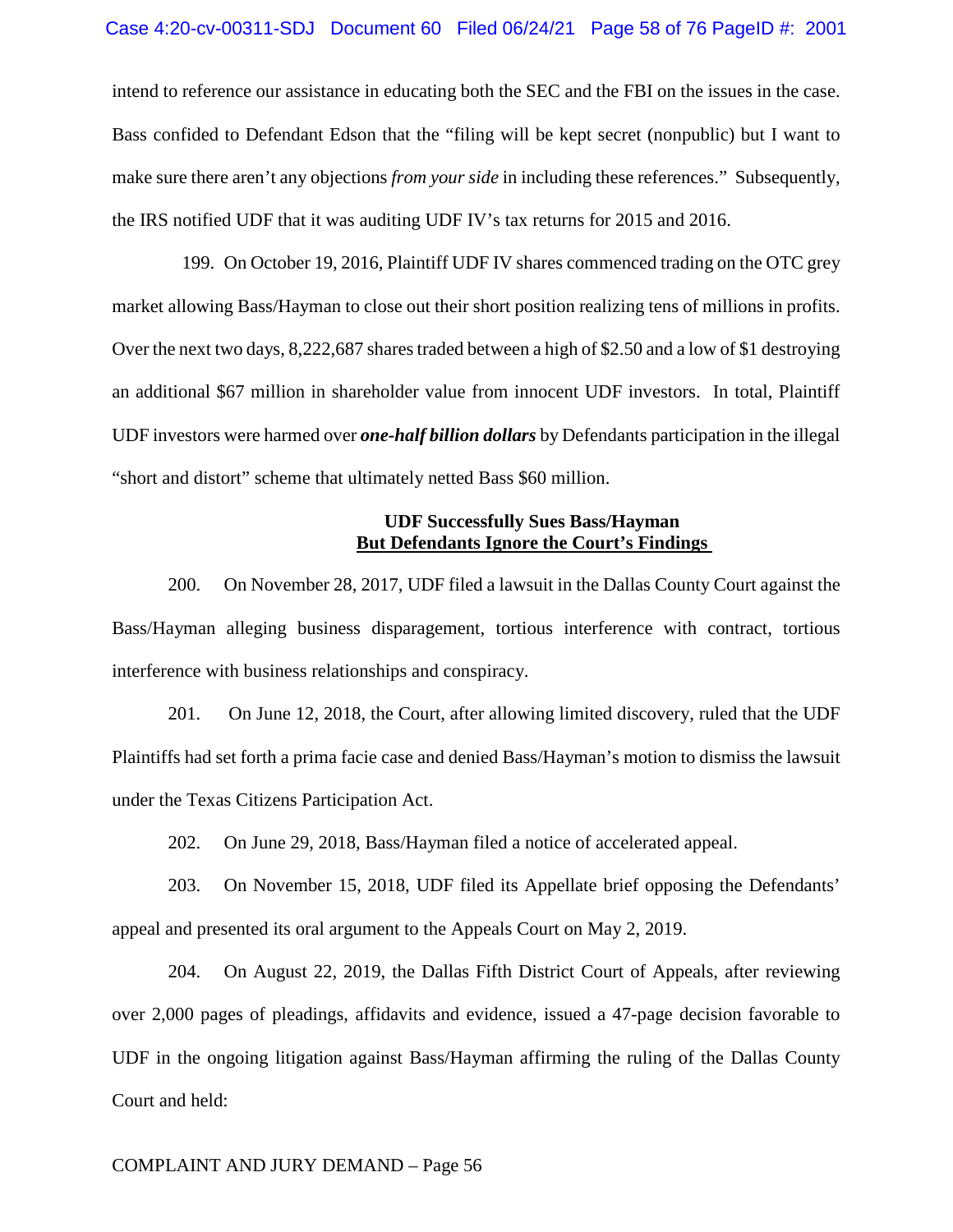intend to reference our assistance in educating both the SEC and the FBI on the issues in the case. Bass confided to Defendant Edson that the "filing will be kept secret (nonpublic) but I want to make sure there aren't any objections *from your side* in including these references." Subsequently, the IRS notified UDF that it was auditing UDF IV's tax returns for 2015 and 2016.

199. On October 19, 2016, Plaintiff UDF IV shares commenced trading on the OTC grey market allowing Bass/Hayman to close out their short position realizing tens of millions in profits. Over the next two days, 8,222,687 shares traded between a high of \$2.50 and a low of \$1 destroying an additional \$67 million in shareholder value from innocent UDF investors. In total, Plaintiff UDF investors were harmed over ***one-half billion dollars*** by Defendants participation in the illegal "short and distort" scheme that ultimately netted Bass \$60 million.

**UDF Successfully Sues Bass/Hayman**
**<u>But Defendants Ignore the Court's Findings</u>**

200. On November 28, 2017, UDF filed a lawsuit in the Dallas County Court against the Bass/Hayman alleging business disparagement, tortious interference with contract, tortious interference with business relationships and conspiracy.

201. On June 12, 2018, the Court, after allowing limited discovery, ruled that the UDF Plaintiffs had set forth a prima facie case and denied Bass/Hayman's motion to dismiss the lawsuit under the Texas Citizens Participation Act.

202. On June 29, 2018, Bass/Hayman filed a notice of accelerated appeal.

203. On November 15, 2018, UDF filed its Appellate brief opposing the Defendants' appeal and presented its oral argument to the Appeals Court on May 2, 2019.

204. On August 22, 2019, the Dallas Fifth District Court of Appeals, after reviewing over 2,000 pages of pleadings, affidavits and evidence, issued a 47-page decision favorable to UDF in the ongoing litigation against Bass/Hayman affirming the ruling of the Dallas County Court and held:

COMPLAINT AND JURY DEMAND – Page 56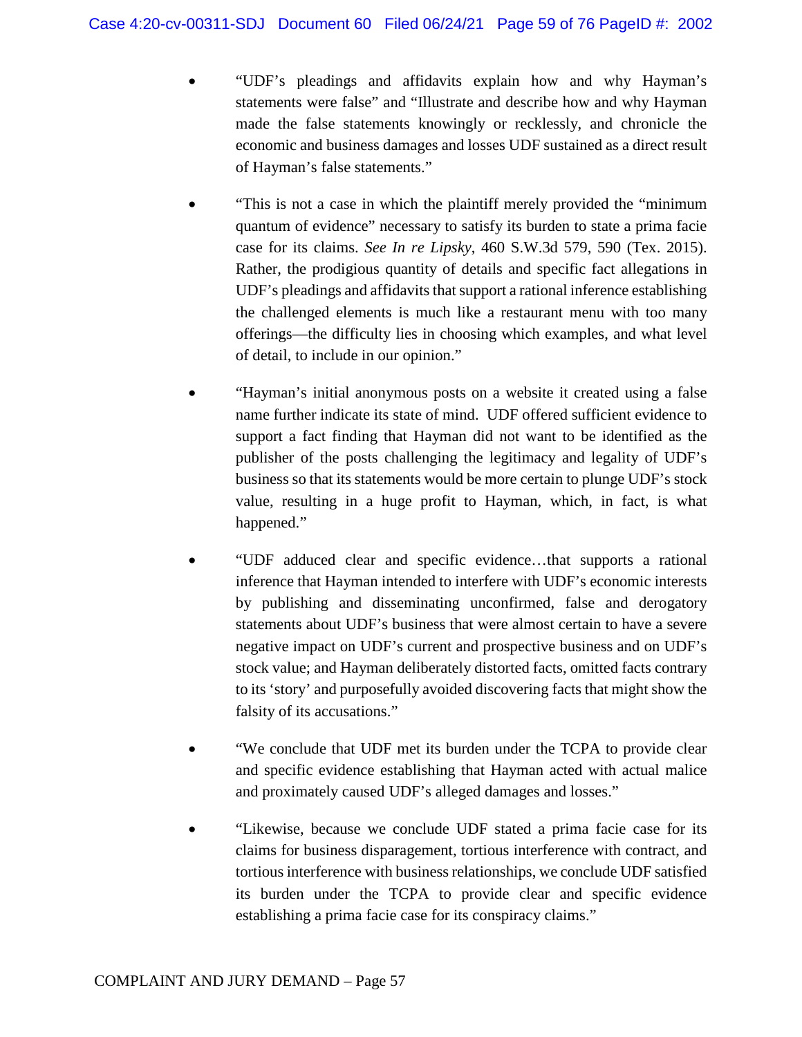- "UDF's pleadings and affidavits explain how and why Hayman's statements were false" and "Illustrate and describe how and why Hayman made the false statements knowingly or recklessly, and chronicle the economic and business damages and losses UDF sustained as a direct result of Hayman's false statements."

- "This is not a case in which the plaintiff merely provided the "minimum quantum of evidence" necessary to satisfy its burden to state a prima facie case for its claims. *See In re Lipsky*, 460 S.W.3d 579, 590 (Tex. 2015). Rather, the prodigious quantity of details and specific fact allegations in UDF's pleadings and affidavits that support a rational inference establishing the challenged elements is much like a restaurant menu with too many offerings—the difficulty lies in choosing which examples, and what level of detail, to include in our opinion."

- "Hayman's initial anonymous posts on a website it created using a false name further indicate its state of mind. UDF offered sufficient evidence to support a fact finding that Hayman did not want to be identified as the publisher of the posts challenging the legitimacy and legality of UDF's business so that its statements would be more certain to plunge UDF's stock value, resulting in a huge profit to Hayman, which, in fact, is what happened."

- "UDF adduced clear and specific evidence…that supports a rational inference that Hayman intended to interfere with UDF's economic interests by publishing and disseminating unconfirmed, false and derogatory statements about UDF's business that were almost certain to have a severe negative impact on UDF's current and prospective business and on UDF's stock value; and Hayman deliberately distorted facts, omitted facts contrary to its 'story' and purposefully avoided discovering facts that might show the falsity of its accusations."

- "We conclude that UDF met its burden under the TCPA to provide clear and specific evidence establishing that Hayman acted with actual malice and proximately caused UDF's alleged damages and losses."

- "Likewise, because we conclude UDF stated a prima facie case for its claims for business disparagement, tortious interference with contract, and tortious interference with business relationships, we conclude UDF satisfied its burden under the TCPA to provide clear and specific evidence establishing a prima facie case for its conspiracy claims."

COMPLAINT AND JURY DEMAND – Page 57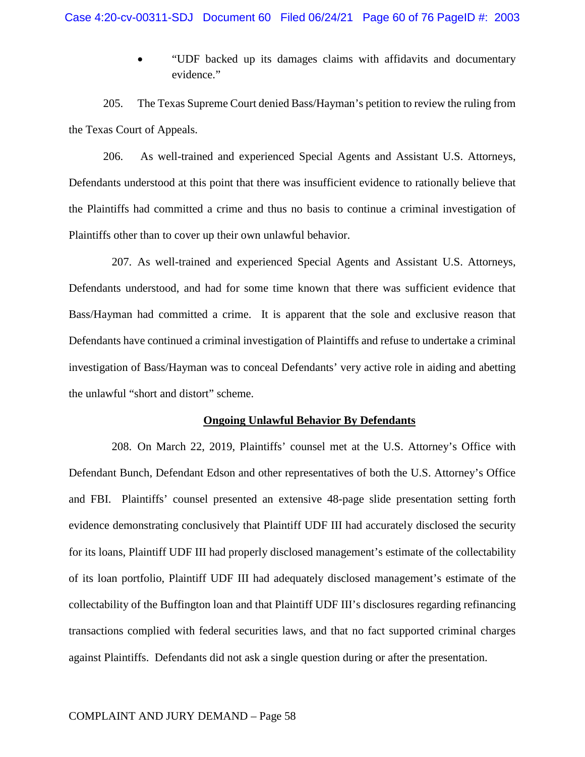- "UDF backed up its damages claims with affidavits and documentary evidence."

205. The Texas Supreme Court denied Bass/Hayman's petition to review the ruling from the Texas Court of Appeals.

206. As well-trained and experienced Special Agents and Assistant U.S. Attorneys, Defendants understood at this point that there was insufficient evidence to rationally believe that the Plaintiffs had committed a crime and thus no basis to continue a criminal investigation of Plaintiffs other than to cover up their own unlawful behavior.

207. As well-trained and experienced Special Agents and Assistant U.S. Attorneys, Defendants understood, and had for some time known that there was sufficient evidence that Bass/Hayman had committed a crime. It is apparent that the sole and exclusive reason that Defendants have continued a criminal investigation of Plaintiffs and refuse to undertake a criminal investigation of Bass/Hayman was to conceal Defendants' very active role in aiding and abetting the unlawful "short and distort" scheme.

**Ongoing Unlawful Behavior By Defendants**

208. On March 22, 2019, Plaintiffs' counsel met at the U.S. Attorney's Office with Defendant Bunch, Defendant Edson and other representatives of both the U.S. Attorney's Office and FBI. Plaintiffs' counsel presented an extensive 48-page slide presentation setting forth evidence demonstrating conclusively that Plaintiff UDF III had accurately disclosed the security for its loans, Plaintiff UDF III had properly disclosed management's estimate of the collectability of its loan portfolio, Plaintiff UDF III had adequately disclosed management's estimate of the collectability of the Buffington loan and that Plaintiff UDF III's disclosures regarding refinancing transactions complied with federal securities laws, and that no fact supported criminal charges against Plaintiffs. Defendants did not ask a single question during or after the presentation.

COMPLAINT AND JURY DEMAND – Page 58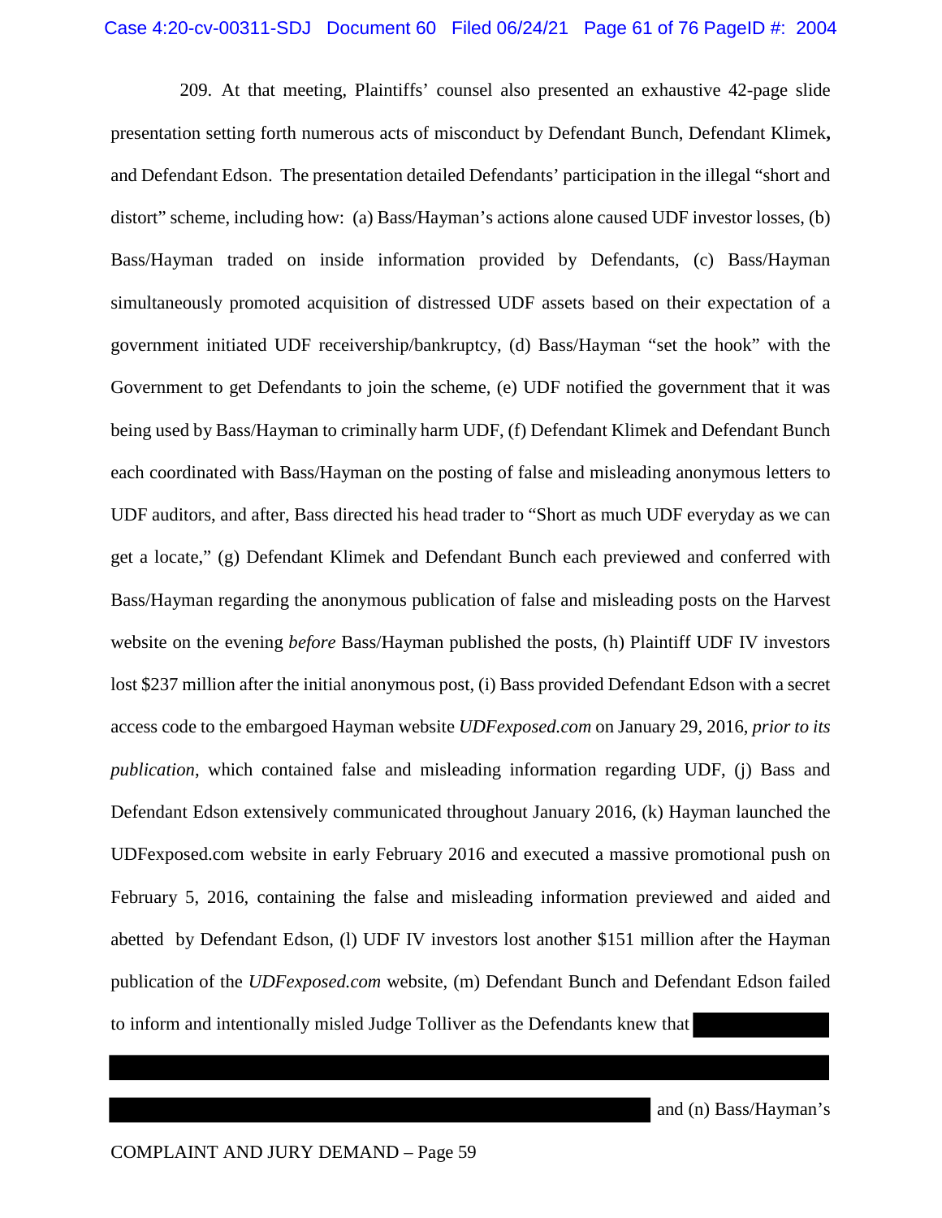209. At that meeting, Plaintiffs' counsel also presented an exhaustive 42-page slide presentation setting forth numerous acts of misconduct by Defendant Bunch, Defendant Klimek**,** and Defendant Edson. The presentation detailed Defendants' participation in the illegal "short and distort" scheme, including how: (a) Bass/Hayman's actions alone caused UDF investor losses, (b) Bass/Hayman traded on inside information provided by Defendants, (c) Bass/Hayman simultaneously promoted acquisition of distressed UDF assets based on their expectation of a government initiated UDF receivership/bankruptcy, (d) Bass/Hayman "set the hook" with the Government to get Defendants to join the scheme, (e) UDF notified the government that it was being used by Bass/Hayman to criminally harm UDF, (f) Defendant Klimek and Defendant Bunch each coordinated with Bass/Hayman on the posting of false and misleading anonymous letters to UDF auditors, and after, Bass directed his head trader to "Short as much UDF everyday as we can get a locate," (g) Defendant Klimek and Defendant Bunch each previewed and conferred with Bass/Hayman regarding the anonymous publication of false and misleading posts on the Harvest website on the evening *before* Bass/Hayman published the posts, (h) Plaintiff UDF IV investors lost $237 million after the initial anonymous post, (i) Bass provided Defendant Edson with a secret access code to the embargoed Hayman website *UDFexposed.com* on January 29, 2016, *prior to its publication*, which contained false and misleading information regarding UDF, (j) Bass and Defendant Edson extensively communicated throughout January 2016, (k) Hayman launched the UDFexposed.com website in early February 2016 and executed a massive promotional push on February 5, 2016, containing the false and misleading information previewed and aided and abetted by Defendant Edson, (l) UDF IV investors lost another $151 million after the Hayman publication of the *UDFexposed.com* website, (m) Defendant Bunch and Defendant Edson failed to inform and intentionally misled Judge Tolliver as the Defendants knew that [REDACTED] and (n) Bass/Hayman's

COMPLAINT AND JURY DEMAND – Page 59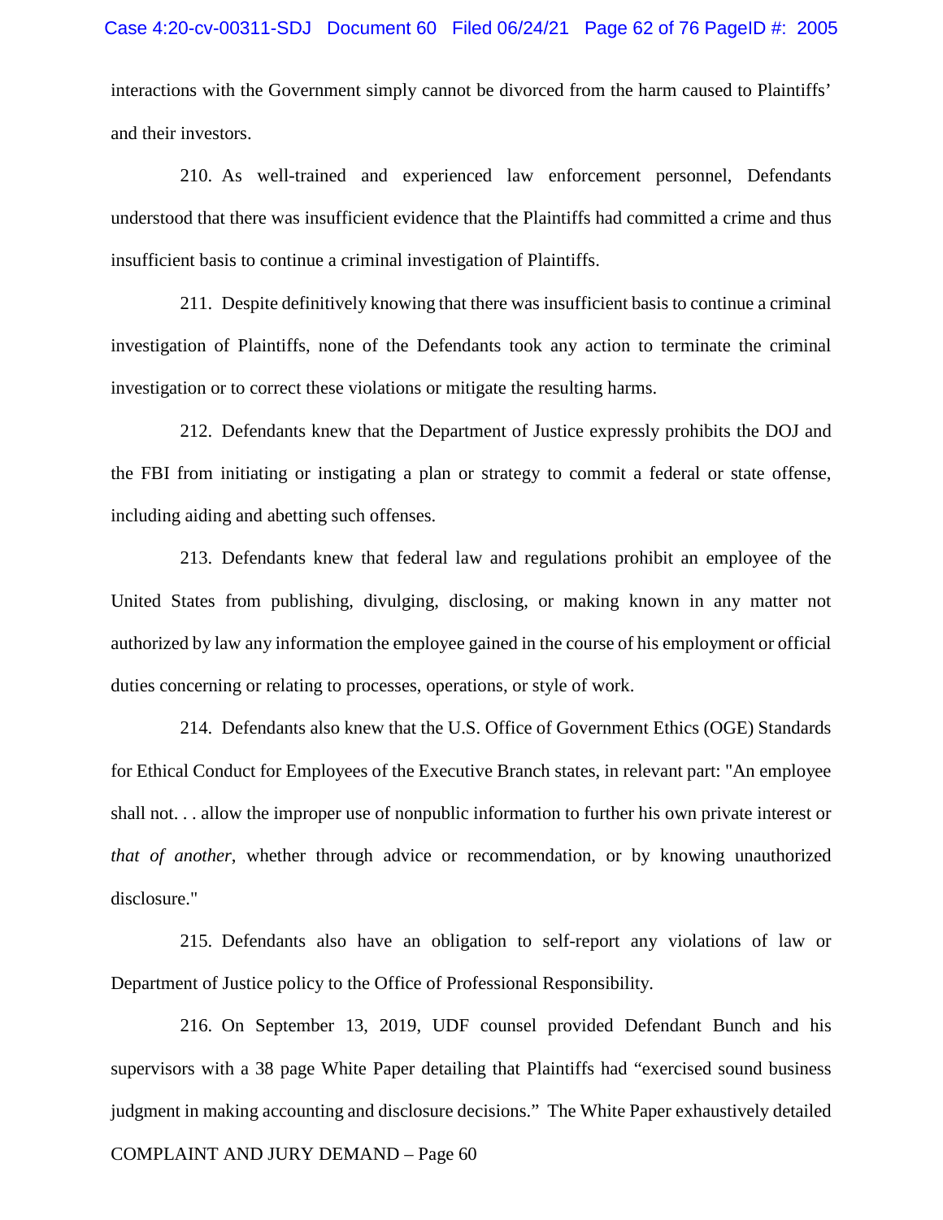interactions with the Government simply cannot be divorced from the harm caused to Plaintiffs' and their investors.

210. As well-trained and experienced law enforcement personnel, Defendants understood that there was insufficient evidence that the Plaintiffs had committed a crime and thus insufficient basis to continue a criminal investigation of Plaintiffs.

211. Despite definitively knowing that there was insufficient basis to continue a criminal investigation of Plaintiffs, none of the Defendants took any action to terminate the criminal investigation or to correct these violations or mitigate the resulting harms.

212. Defendants knew that the Department of Justice expressly prohibits the DOJ and the FBI from initiating or instigating a plan or strategy to commit a federal or state offense, including aiding and abetting such offenses.

213. Defendants knew that federal law and regulations prohibit an employee of the United States from publishing, divulging, disclosing, or making known in any matter not authorized by law any information the employee gained in the course of his employment or official duties concerning or relating to processes, operations, or style of work.

214. Defendants also knew that the U.S. Office of Government Ethics (OGE) Standards for Ethical Conduct for Employees of the Executive Branch states, in relevant part: "An employee shall not. . . allow the improper use of nonpublic information to further his own private interest or *that of another*, whether through advice or recommendation, or by knowing unauthorized disclosure."

215. Defendants also have an obligation to self-report any violations of law or Department of Justice policy to the Office of Professional Responsibility.

216. On September 13, 2019, UDF counsel provided Defendant Bunch and his supervisors with a 38 page White Paper detailing that Plaintiffs had "exercised sound business judgment in making accounting and disclosure decisions." The White Paper exhaustively detailed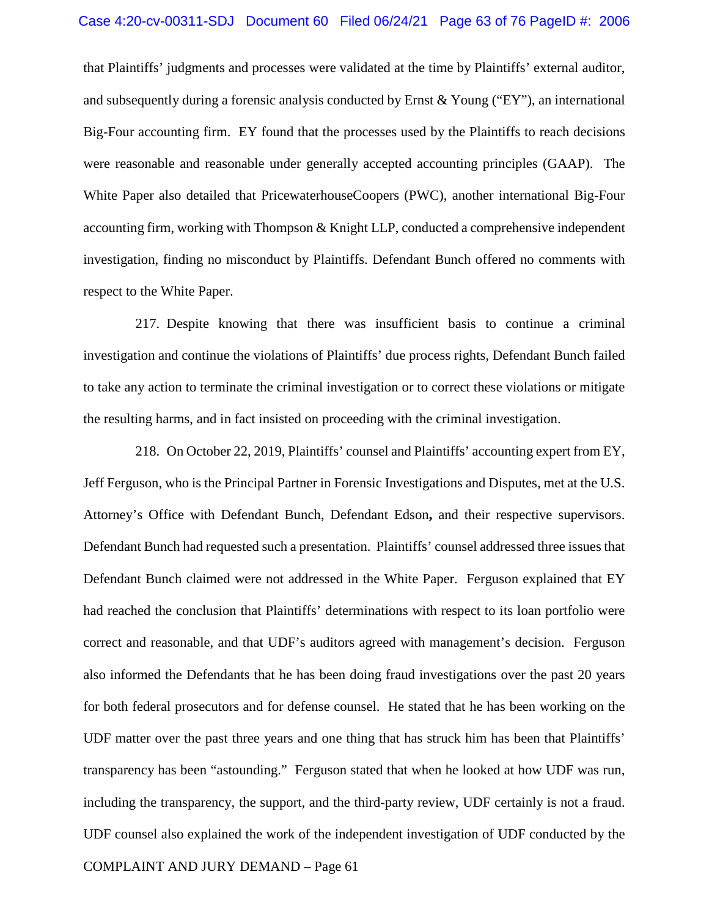that Plaintiffs' judgments and processes were validated at the time by Plaintiffs' external auditor, and subsequently during a forensic analysis conducted by Ernst & Young ("EY"), an international Big-Four accounting firm. EY found that the processes used by the Plaintiffs to reach decisions were reasonable and reasonable under generally accepted accounting principles (GAAP). The White Paper also detailed that PricewaterhouseCoopers (PWC), another international Big-Four accounting firm, working with Thompson & Knight LLP, conducted a comprehensive independent investigation, finding no misconduct by Plaintiffs. Defendant Bunch offered no comments with respect to the White Paper.

217. Despite knowing that there was insufficient basis to continue a criminal investigation and continue the violations of Plaintiffs' due process rights, Defendant Bunch failed to take any action to terminate the criminal investigation or to correct these violations or mitigate the resulting harms, and in fact insisted on proceeding with the criminal investigation.

218. On October 22, 2019, Plaintiffs' counsel and Plaintiffs' accounting expert from EY, Jeff Ferguson, who is the Principal Partner in Forensic Investigations and Disputes, met at the U.S. Attorney's Office with Defendant Bunch, Defendant Edson**,** and their respective supervisors. Defendant Bunch had requested such a presentation. Plaintiffs' counsel addressed three issues that Defendant Bunch claimed were not addressed in the White Paper. Ferguson explained that EY had reached the conclusion that Plaintiffs' determinations with respect to its loan portfolio were correct and reasonable, and that UDF's auditors agreed with management's decision. Ferguson also informed the Defendants that he has been doing fraud investigations over the past 20 years for both federal prosecutors and for defense counsel. He stated that he has been working on the UDF matter over the past three years and one thing that has struck him has been that Plaintiffs' transparency has been "astounding." Ferguson stated that when he looked at how UDF was run, including the transparency, the support, and the third-party review, UDF certainly is not a fraud. UDF counsel also explained the work of the independent investigation of UDF conducted by the

COMPLAINT AND JURY DEMAND – Page 61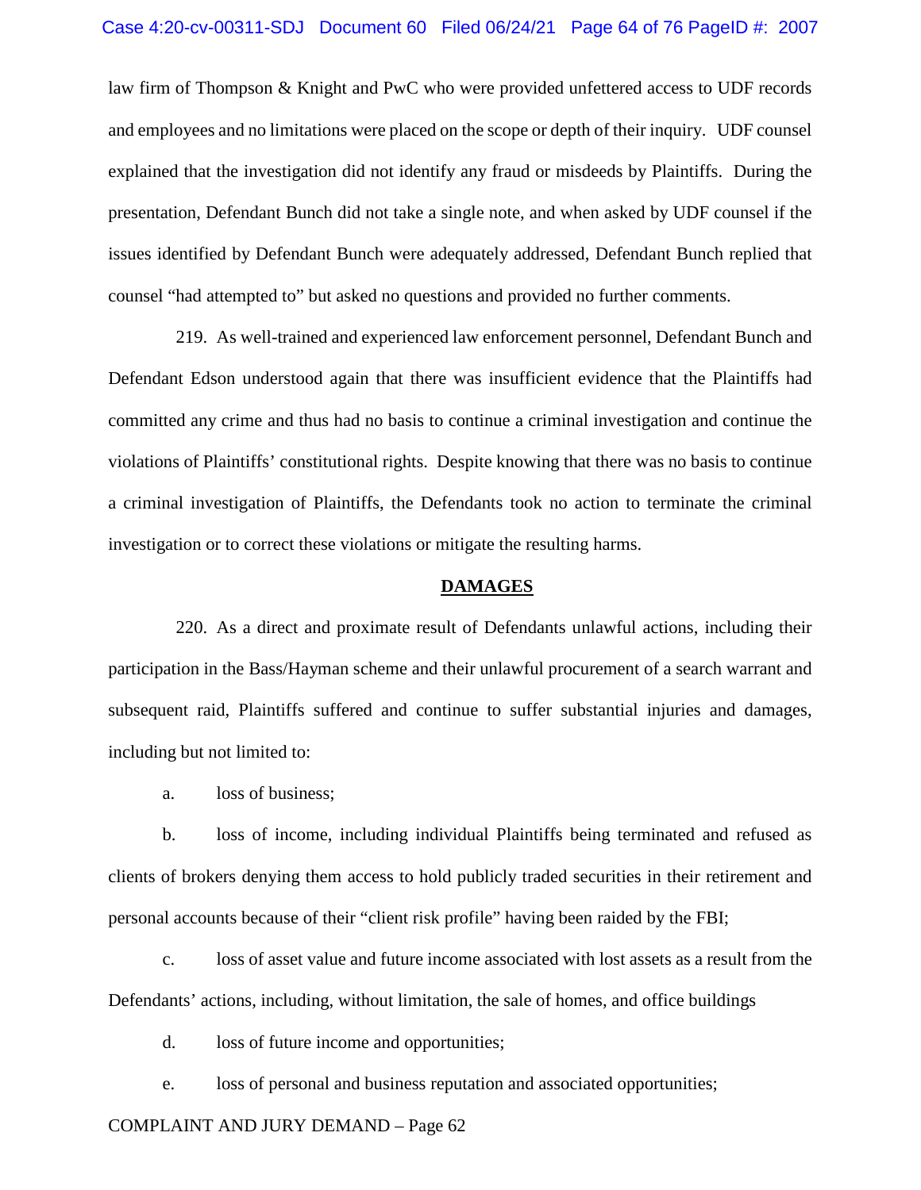law firm of Thompson & Knight and PwC who were provided unfettered access to UDF records and employees and no limitations were placed on the scope or depth of their inquiry. UDF counsel explained that the investigation did not identify any fraud or misdeeds by Plaintiffs. During the presentation, Defendant Bunch did not take a single note, and when asked by UDF counsel if the issues identified by Defendant Bunch were adequately addressed, Defendant Bunch replied that counsel "had attempted to" but asked no questions and provided no further comments.

219. As well-trained and experienced law enforcement personnel, Defendant Bunch and Defendant Edson understood again that there was insufficient evidence that the Plaintiffs had committed any crime and thus had no basis to continue a criminal investigation and continue the violations of Plaintiffs' constitutional rights. Despite knowing that there was no basis to continue a criminal investigation of Plaintiffs, the Defendants took no action to terminate the criminal investigation or to correct these violations or mitigate the resulting harms.

## DAMAGES

220. As a direct and proximate result of Defendants unlawful actions, including their participation in the Bass/Hayman scheme and their unlawful procurement of a search warrant and subsequent raid, Plaintiffs suffered and continue to suffer substantial injuries and damages, including but not limited to:

a. loss of business;

b. loss of income, including individual Plaintiffs being terminated and refused as clients of brokers denying them access to hold publicly traded securities in their retirement and personal accounts because of their "client risk profile" having been raided by the FBI;

c. loss of asset value and future income associated with lost assets as a result from the Defendants' actions, including, without limitation, the sale of homes, and office buildings

d. loss of future income and opportunities;

e. loss of personal and business reputation and associated opportunities;

COMPLAINT AND JURY DEMAND – Page 62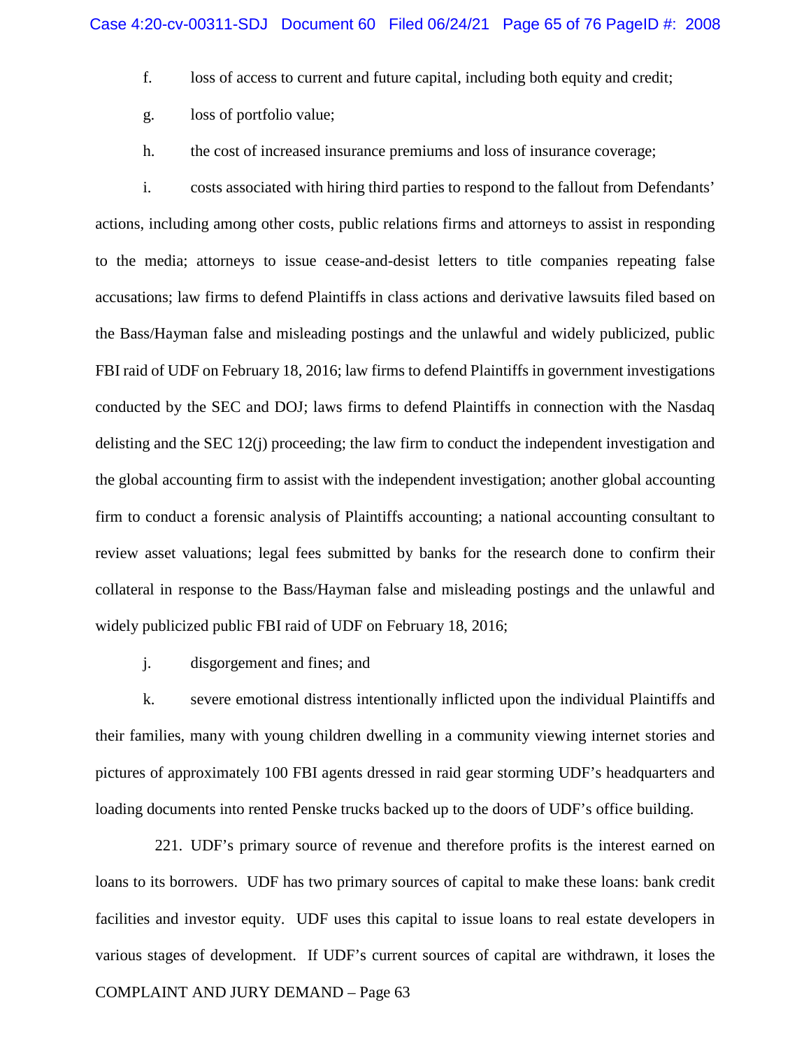f. loss of access to current and future capital, including both equity and credit;

g. loss of portfolio value;

h. the cost of increased insurance premiums and loss of insurance coverage;

i. costs associated with hiring third parties to respond to the fallout from Defendants' actions, including among other costs, public relations firms and attorneys to assist in responding to the media; attorneys to issue cease-and-desist letters to title companies repeating false accusations; law firms to defend Plaintiffs in class actions and derivative lawsuits filed based on the Bass/Hayman false and misleading postings and the unlawful and widely publicized, public FBI raid of UDF on February 18, 2016; law firms to defend Plaintiffs in government investigations conducted by the SEC and DOJ; laws firms to defend Plaintiffs in connection with the Nasdaq delisting and the SEC 12(j) proceeding; the law firm to conduct the independent investigation and the global accounting firm to assist with the independent investigation; another global accounting firm to conduct a forensic analysis of Plaintiffs accounting; a national accounting consultant to review asset valuations; legal fees submitted by banks for the research done to confirm their collateral in response to the Bass/Hayman false and misleading postings and the unlawful and widely publicized public FBI raid of UDF on February 18, 2016;

j. disgorgement and fines; and

k. severe emotional distress intentionally inflicted upon the individual Plaintiffs and their families, many with young children dwelling in a community viewing internet stories and pictures of approximately 100 FBI agents dressed in raid gear storming UDF's headquarters and loading documents into rented Penske trucks backed up to the doors of UDF's office building.

221. UDF's primary source of revenue and therefore profits is the interest earned on loans to its borrowers. UDF has two primary sources of capital to make these loans: bank credit facilities and investor equity. UDF uses this capital to issue loans to real estate developers in various stages of development. If UDF's current sources of capital are withdrawn, it loses the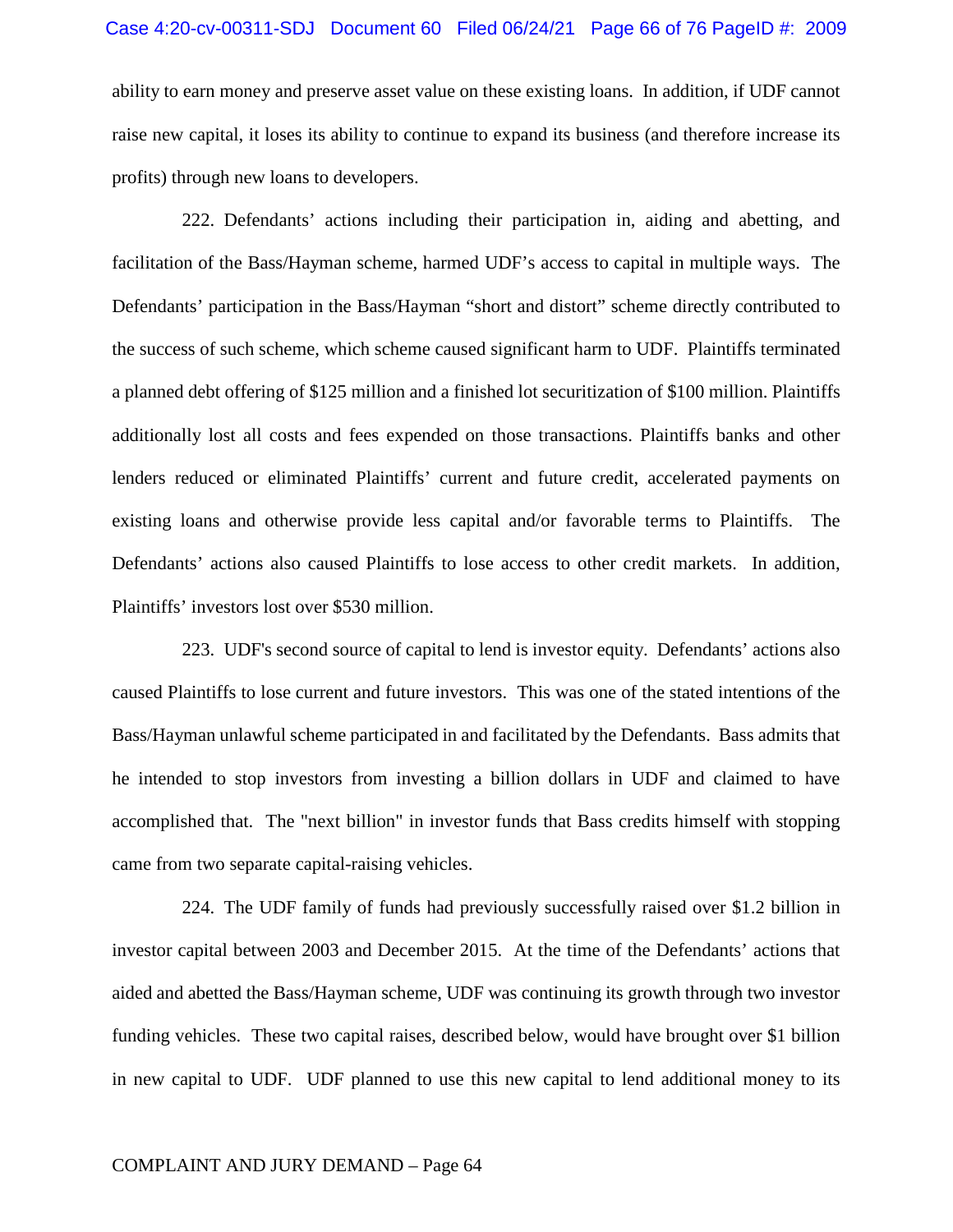ability to earn money and preserve asset value on these existing loans. In addition, if UDF cannot raise new capital, it loses its ability to continue to expand its business (and therefore increase its profits) through new loans to developers.

222. Defendants' actions including their participation in, aiding and abetting, and facilitation of the Bass/Hayman scheme, harmed UDF's access to capital in multiple ways. The Defendants' participation in the Bass/Hayman "short and distort" scheme directly contributed to the success of such scheme, which scheme caused significant harm to UDF. Plaintiffs terminated a planned debt offering of $125 million and a finished lot securitization of $100 million. Plaintiffs additionally lost all costs and fees expended on those transactions. Plaintiffs banks and other lenders reduced or eliminated Plaintiffs' current and future credit, accelerated payments on existing loans and otherwise provide less capital and/or favorable terms to Plaintiffs. The Defendants' actions also caused Plaintiffs to lose access to other credit markets. In addition, Plaintiffs' investors lost over $530 million.

223. UDF's second source of capital to lend is investor equity. Defendants' actions also caused Plaintiffs to lose current and future investors. This was one of the stated intentions of the Bass/Hayman unlawful scheme participated in and facilitated by the Defendants. Bass admits that he intended to stop investors from investing a billion dollars in UDF and claimed to have accomplished that. The "next billion" in investor funds that Bass credits himself with stopping came from two separate capital-raising vehicles.

224. The UDF family of funds had previously successfully raised over $1.2 billion in investor capital between 2003 and December 2015. At the time of the Defendants' actions that aided and abetted the Bass/Hayman scheme, UDF was continuing its growth through two investor funding vehicles. These two capital raises, described below, would have brought over $1 billion in new capital to UDF. UDF planned to use this new capital to lend additional money to its

COMPLAINT AND JURY DEMAND – Page 64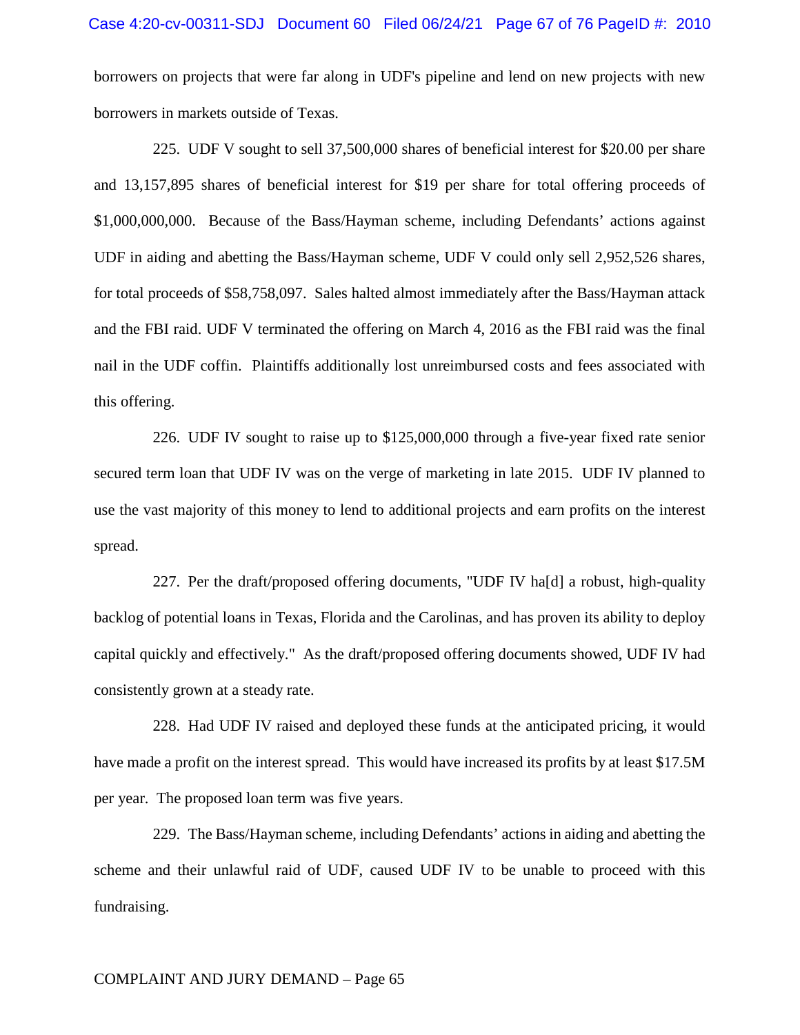borrowers on projects that were far along in UDF's pipeline and lend on new projects with new borrowers in markets outside of Texas.

225. UDF V sought to sell 37,500,000 shares of beneficial interest for $20.00 per share and 13,157,895 shares of beneficial interest for $19 per share for total offering proceeds of $1,000,000,000. Because of the Bass/Hayman scheme, including Defendants' actions against UDF in aiding and abetting the Bass/Hayman scheme, UDF V could only sell 2,952,526 shares, for total proceeds of $58,758,097. Sales halted almost immediately after the Bass/Hayman attack and the FBI raid. UDF V terminated the offering on March 4, 2016 as the FBI raid was the final nail in the UDF coffin. Plaintiffs additionally lost unreimbursed costs and fees associated with this offering.

226. UDF IV sought to raise up to $125,000,000 through a five-year fixed rate senior secured term loan that UDF IV was on the verge of marketing in late 2015. UDF IV planned to use the vast majority of this money to lend to additional projects and earn profits on the interest spread.

227. Per the draft/proposed offering documents, "UDF IV ha[d] a robust, high-quality backlog of potential loans in Texas, Florida and the Carolinas, and has proven its ability to deploy capital quickly and effectively." As the draft/proposed offering documents showed, UDF IV had consistently grown at a steady rate.

228. Had UDF IV raised and deployed these funds at the anticipated pricing, it would have made a profit on the interest spread. This would have increased its profits by at least $17.5M per year. The proposed loan term was five years.

229. The Bass/Hayman scheme, including Defendants' actions in aiding and abetting the scheme and their unlawful raid of UDF, caused UDF IV to be unable to proceed with this fundraising.

COMPLAINT AND JURY DEMAND – Page 65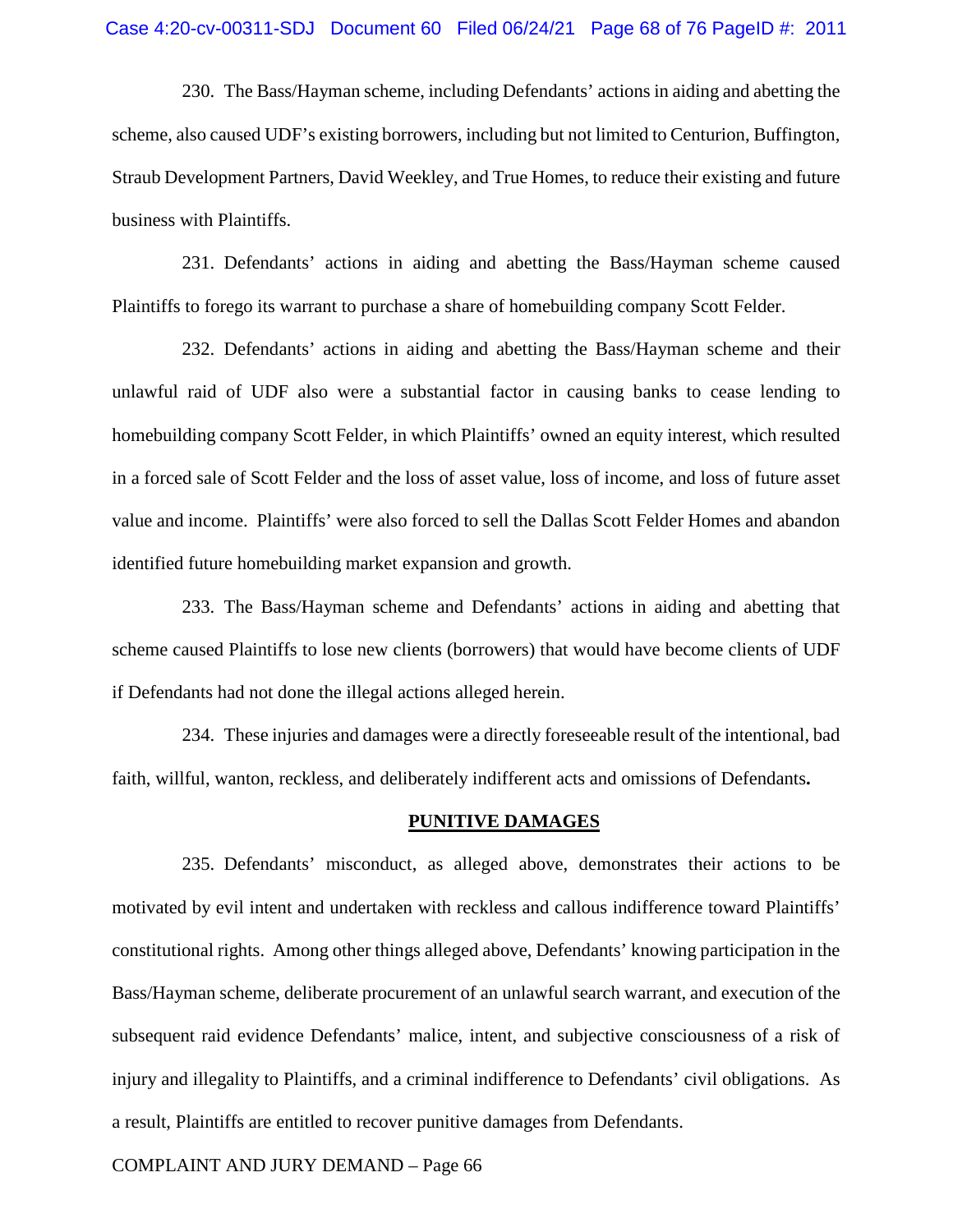230. The Bass/Hayman scheme, including Defendants' actions in aiding and abetting the scheme, also caused UDF's existing borrowers, including but not limited to Centurion, Buffington, Straub Development Partners, David Weekley, and True Homes, to reduce their existing and future business with Plaintiffs.

231. Defendants' actions in aiding and abetting the Bass/Hayman scheme caused Plaintiffs to forego its warrant to purchase a share of homebuilding company Scott Felder.

232. Defendants' actions in aiding and abetting the Bass/Hayman scheme and their unlawful raid of UDF also were a substantial factor in causing banks to cease lending to homebuilding company Scott Felder, in which Plaintiffs' owned an equity interest, which resulted in a forced sale of Scott Felder and the loss of asset value, loss of income, and loss of future asset value and income. Plaintiffs' were also forced to sell the Dallas Scott Felder Homes and abandon identified future homebuilding market expansion and growth.

233. The Bass/Hayman scheme and Defendants' actions in aiding and abetting that scheme caused Plaintiffs to lose new clients (borrowers) that would have become clients of UDF if Defendants had not done the illegal actions alleged herein.

234. These injuries and damages were a directly foreseeable result of the intentional, bad faith, willful, wanton, reckless, and deliberately indifferent acts and omissions of Defendants**.**

## PUNITIVE DAMAGES

235. Defendants' misconduct, as alleged above, demonstrates their actions to be motivated by evil intent and undertaken with reckless and callous indifference toward Plaintiffs' constitutional rights. Among other things alleged above, Defendants' knowing participation in the Bass/Hayman scheme, deliberate procurement of an unlawful search warrant, and execution of the subsequent raid evidence Defendants' malice, intent, and subjective consciousness of a risk of injury and illegality to Plaintiffs, and a criminal indifference to Defendants' civil obligations. As a result, Plaintiffs are entitled to recover punitive damages from Defendants.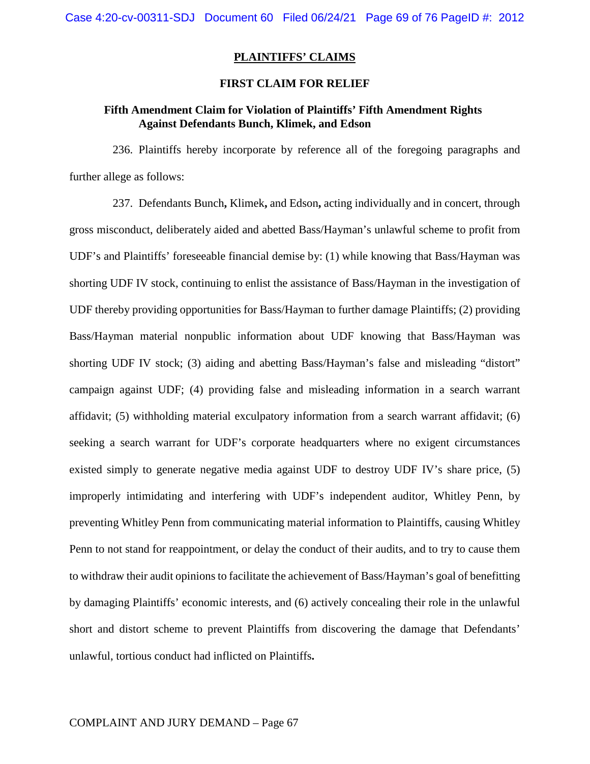## PLAINTIFFS' CLAIMS

### FIRST CLAIM FOR RELIEF

### Fifth Amendment Claim for Violation of Plaintiffs' Fifth Amendment Rights Against Defendants Bunch, Klimek, and Edson

236. Plaintiffs hereby incorporate by reference all of the foregoing paragraphs and further allege as follows:

237. Defendants Bunch**,** Klimek**,** and Edson**,** acting individually and in concert, through gross misconduct, deliberately aided and abetted Bass/Hayman's unlawful scheme to profit from UDF's and Plaintiffs' foreseeable financial demise by: (1) while knowing that Bass/Hayman was shorting UDF IV stock, continuing to enlist the assistance of Bass/Hayman in the investigation of UDF thereby providing opportunities for Bass/Hayman to further damage Plaintiffs; (2) providing Bass/Hayman material nonpublic information about UDF knowing that Bass/Hayman was shorting UDF IV stock; (3) aiding and abetting Bass/Hayman's false and misleading "distort" campaign against UDF; (4) providing false and misleading information in a search warrant affidavit; (5) withholding material exculpatory information from a search warrant affidavit; (6) seeking a search warrant for UDF's corporate headquarters where no exigent circumstances existed simply to generate negative media against UDF to destroy UDF IV's share price, (5) improperly intimidating and interfering with UDF's independent auditor, Whitley Penn, by preventing Whitley Penn from communicating material information to Plaintiffs, causing Whitley Penn to not stand for reappointment, or delay the conduct of their audits, and to try to cause them to withdraw their audit opinions to facilitate the achievement of Bass/Hayman's goal of benefitting by damaging Plaintiffs' economic interests, and (6) actively concealing their role in the unlawful short and distort scheme to prevent Plaintiffs from discovering the damage that Defendants' unlawful, tortious conduct had inflicted on Plaintiffs**.**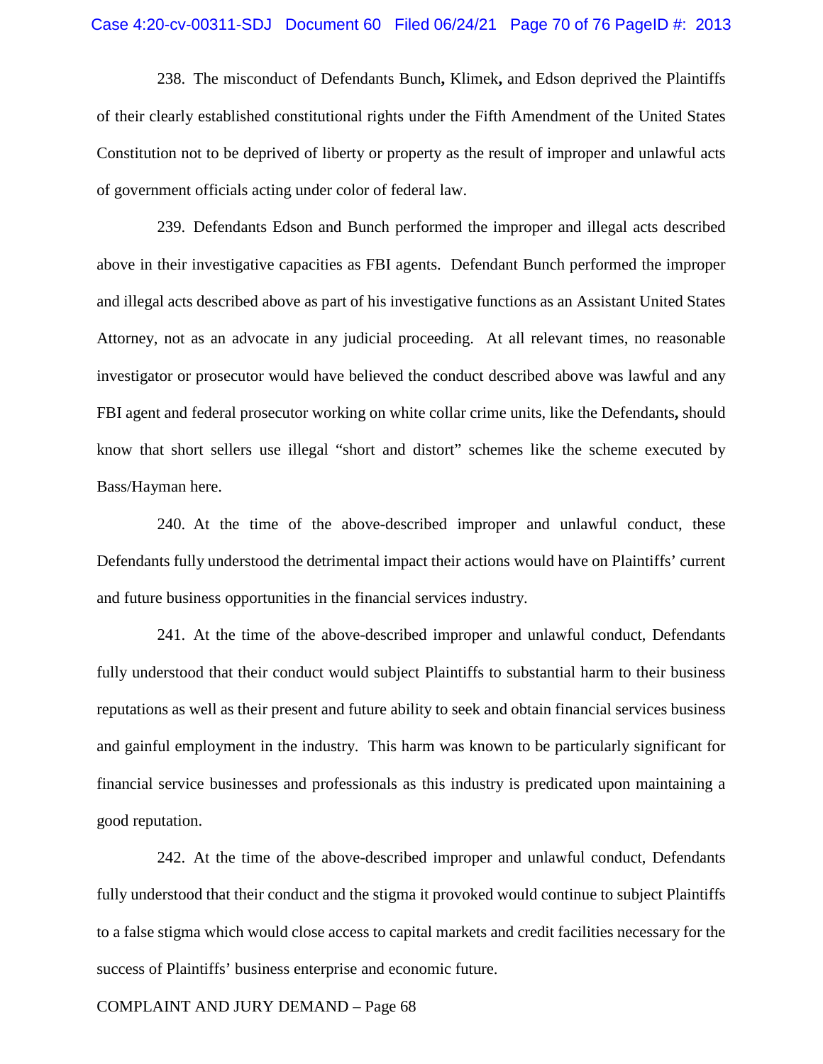238. The misconduct of Defendants Bunch, Klimek, and Edson deprived the Plaintiffs of their clearly established constitutional rights under the Fifth Amendment of the United States Constitution not to be deprived of liberty or property as the result of improper and unlawful acts of government officials acting under color of federal law.

239. Defendants Edson and Bunch performed the improper and illegal acts described above in their investigative capacities as FBI agents. Defendant Bunch performed the improper and illegal acts described above as part of his investigative functions as an Assistant United States Attorney, not as an advocate in any judicial proceeding. At all relevant times, no reasonable investigator or prosecutor would have believed the conduct described above was lawful and any FBI agent and federal prosecutor working on white collar crime units, like the Defendants, should know that short sellers use illegal "short and distort" schemes like the scheme executed by Bass/Hayman here.

240. At the time of the above-described improper and unlawful conduct, these Defendants fully understood the detrimental impact their actions would have on Plaintiffs' current and future business opportunities in the financial services industry.

241. At the time of the above-described improper and unlawful conduct, Defendants fully understood that their conduct would subject Plaintiffs to substantial harm to their business reputations as well as their present and future ability to seek and obtain financial services business and gainful employment in the industry. This harm was known to be particularly significant for financial service businesses and professionals as this industry is predicated upon maintaining a good reputation.

242. At the time of the above-described improper and unlawful conduct, Defendants fully understood that their conduct and the stigma it provoked would continue to subject Plaintiffs to a false stigma which would close access to capital markets and credit facilities necessary for the success of Plaintiffs' business enterprise and economic future.

COMPLAINT AND JURY DEMAND – Page 68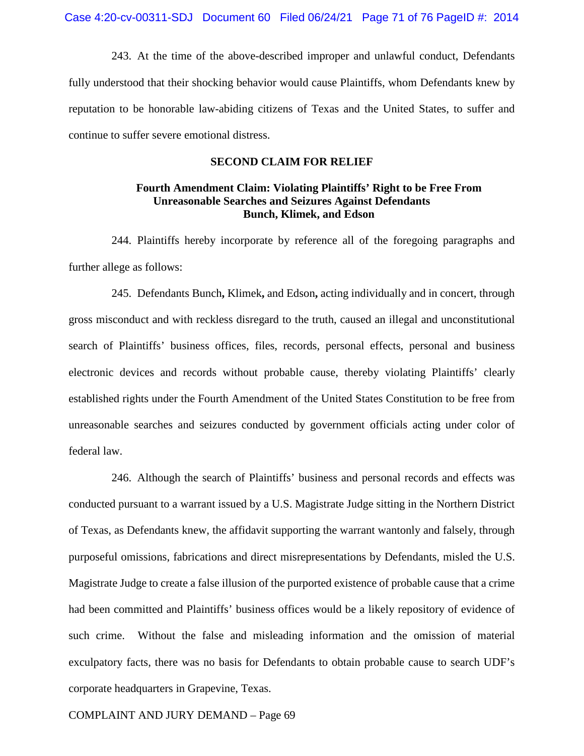243. At the time of the above-described improper and unlawful conduct, Defendants fully understood that their shocking behavior would cause Plaintiffs, whom Defendants knew by reputation to be honorable law-abiding citizens of Texas and the United States, to suffer and continue to suffer severe emotional distress.

## SECOND CLAIM FOR RELIEF

### Fourth Amendment Claim: Violating Plaintiffs' Right to be Free From Unreasonable Searches and Seizures Against Defendants Bunch, Klimek, and Edson

244. Plaintiffs hereby incorporate by reference all of the foregoing paragraphs and further allege as follows:

245. Defendants Bunch**,** Klimek**,** and Edson**,** acting individually and in concert, through gross misconduct and with reckless disregard to the truth, caused an illegal and unconstitutional search of Plaintiffs' business offices, files, records, personal effects, personal and business electronic devices and records without probable cause, thereby violating Plaintiffs' clearly established rights under the Fourth Amendment of the United States Constitution to be free from unreasonable searches and seizures conducted by government officials acting under color of federal law.

246. Although the search of Plaintiffs' business and personal records and effects was conducted pursuant to a warrant issued by a U.S. Magistrate Judge sitting in the Northern District of Texas, as Defendants knew, the affidavit supporting the warrant wantonly and falsely, through purposeful omissions, fabrications and direct misrepresentations by Defendants, misled the U.S. Magistrate Judge to create a false illusion of the purported existence of probable cause that a crime had been committed and Plaintiffs' business offices would be a likely repository of evidence of such crime. Without the false and misleading information and the omission of material exculpatory facts, there was no basis for Defendants to obtain probable cause to search UDF's corporate headquarters in Grapevine, Texas.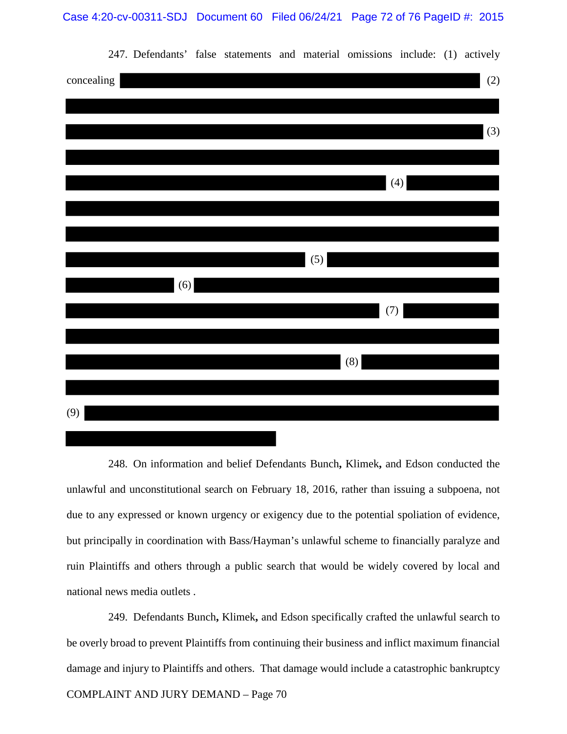247. Defendants' false statements and material omissions include: (1) actively concealing [REDACTED] (2) [REDACTED] (3) [REDACTED] (4) [REDACTED] (5) [REDACTED] (6) [REDACTED] (7) [REDACTED] (8) [REDACTED] (9) [REDACTED]

248. On information and belief Defendants Bunch**,** Klimek**,** and Edson conducted the unlawful and unconstitutional search on February 18, 2016, rather than issuing a subpoena, not due to any expressed or known urgency or exigency due to the potential spoliation of evidence, but principally in coordination with Bass/Hayman's unlawful scheme to financially paralyze and ruin Plaintiffs and others through a public search that would be widely covered by local and national news media outlets .

249. Defendants Bunch**,** Klimek**,** and Edson specifically crafted the unlawful search to be overly broad to prevent Plaintiffs from continuing their business and inflict maximum financial damage and injury to Plaintiffs and others. That damage would include a catastrophic bankruptcy

COMPLAINT AND JURY DEMAND – Page 70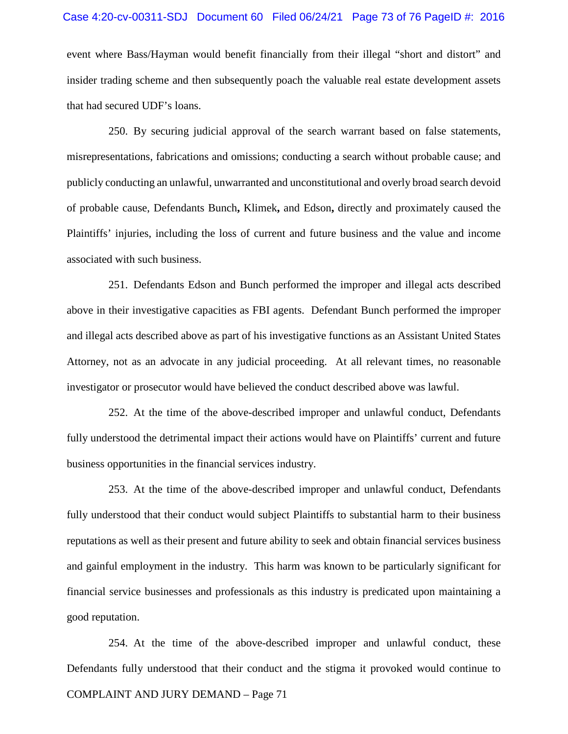event where Bass/Hayman would benefit financially from their illegal "short and distort" and insider trading scheme and then subsequently poach the valuable real estate development assets that had secured UDF's loans.

250. By securing judicial approval of the search warrant based on false statements, misrepresentations, fabrications and omissions; conducting a search without probable cause; and publicly conducting an unlawful, unwarranted and unconstitutional and overly broad search devoid of probable cause, Defendants Bunch**,** Klimek**,** and Edson**,** directly and proximately caused the Plaintiffs' injuries, including the loss of current and future business and the value and income associated with such business.

251. Defendants Edson and Bunch performed the improper and illegal acts described above in their investigative capacities as FBI agents. Defendant Bunch performed the improper and illegal acts described above as part of his investigative functions as an Assistant United States Attorney, not as an advocate in any judicial proceeding. At all relevant times, no reasonable investigator or prosecutor would have believed the conduct described above was lawful.

252. At the time of the above-described improper and unlawful conduct, Defendants fully understood the detrimental impact their actions would have on Plaintiffs' current and future business opportunities in the financial services industry.

253. At the time of the above-described improper and unlawful conduct, Defendants fully understood that their conduct would subject Plaintiffs to substantial harm to their business reputations as well as their present and future ability to seek and obtain financial services business and gainful employment in the industry. This harm was known to be particularly significant for financial service businesses and professionals as this industry is predicated upon maintaining a good reputation.

254. At the time of the above-described improper and unlawful conduct, these Defendants fully understood that their conduct and the stigma it provoked would continue to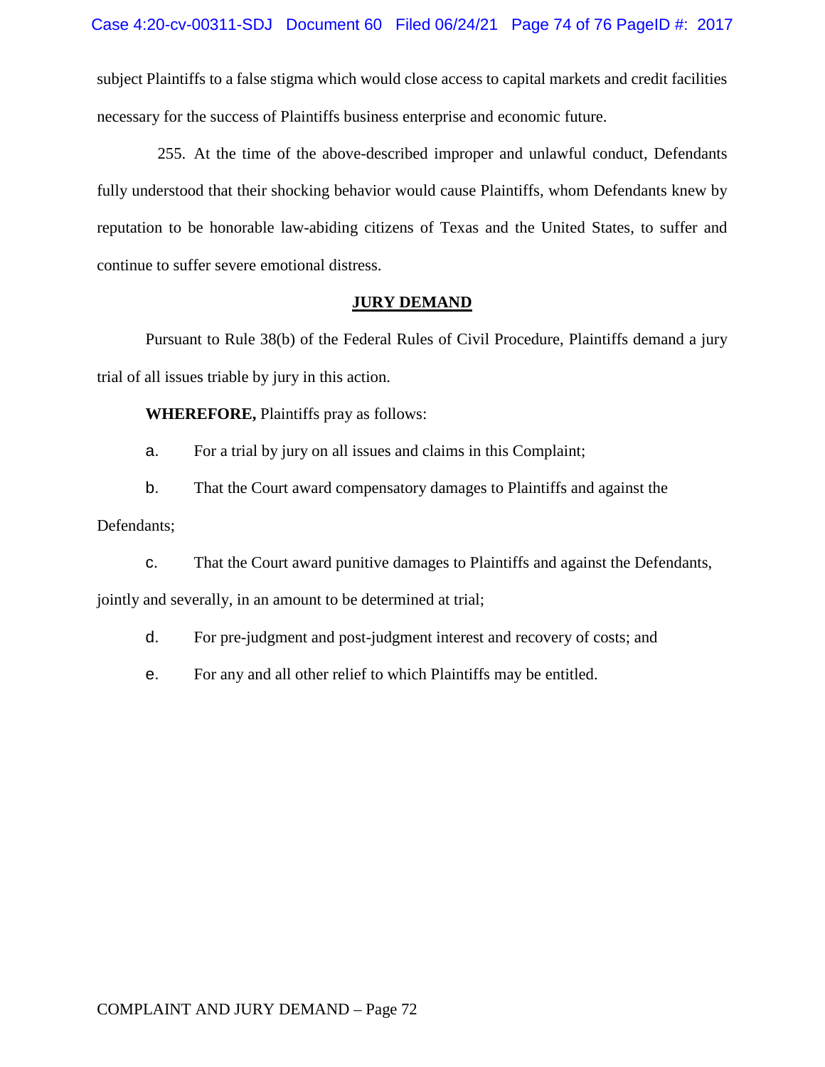subject Plaintiffs to a false stigma which would close access to capital markets and credit facilities necessary for the success of Plaintiffs business enterprise and economic future.

255. At the time of the above-described improper and unlawful conduct, Defendants fully understood that their shocking behavior would cause Plaintiffs, whom Defendants knew by reputation to be honorable law-abiding citizens of Texas and the United States, to suffer and continue to suffer severe emotional distress.

## JURY DEMAND

Pursuant to Rule 38(b) of the Federal Rules of Civil Procedure, Plaintiffs demand a jury trial of all issues triable by jury in this action.

**WHEREFORE,** Plaintiffs pray as follows:

a. For a trial by jury on all issues and claims in this Complaint;

b. That the Court award compensatory damages to Plaintiffs and against the Defendants;

c. That the Court award punitive damages to Plaintiffs and against the Defendants, jointly and severally, in an amount to be determined at trial;

d. For pre-judgment and post-judgment interest and recovery of costs; and

e. For any and all other relief to which Plaintiffs may be entitled.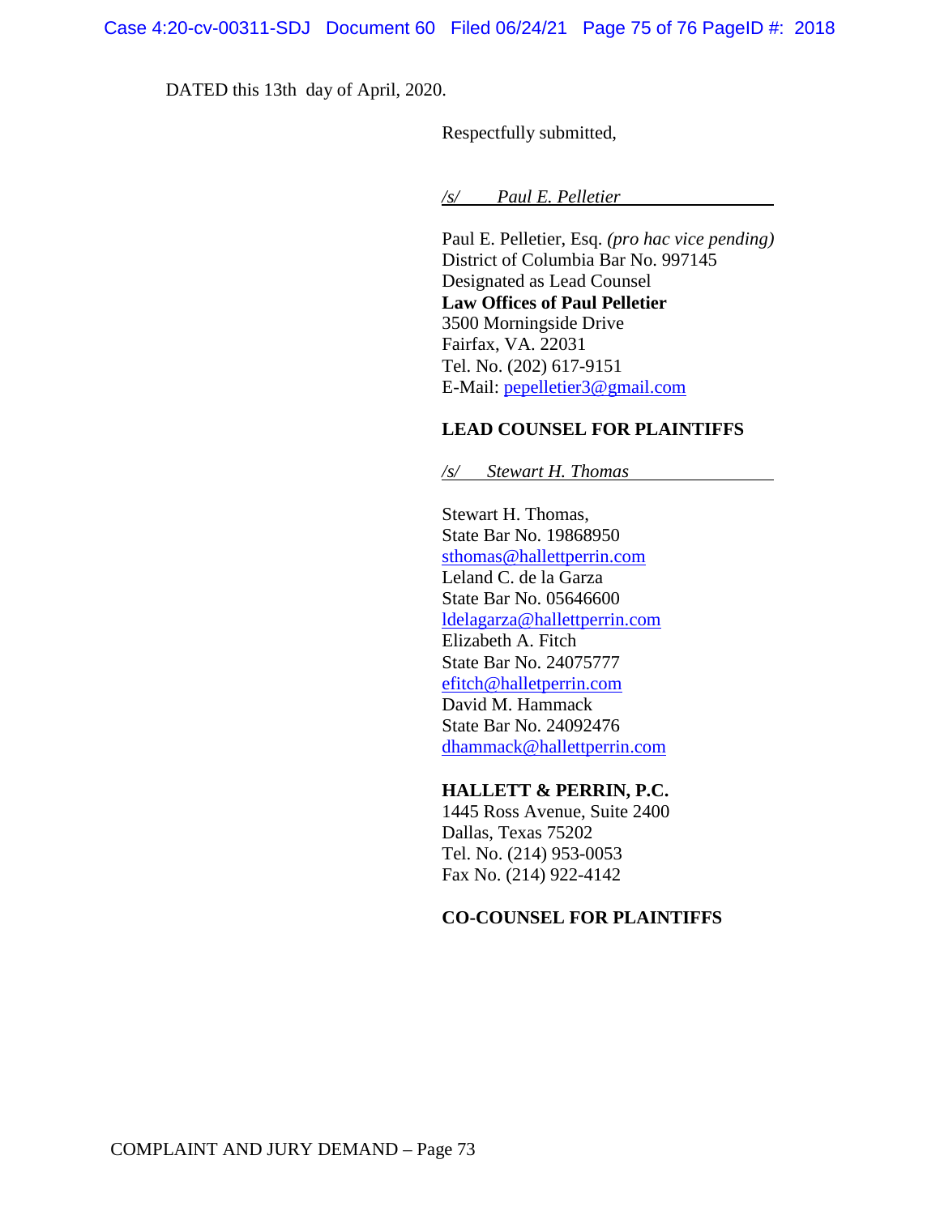DATED this 13th day of April, 2020.

Respectfully submitted,

*/s/ Paul E. Pelletier*

Paul E. Pelletier, Esq. *(pro hac vice pending)*
District of Columbia Bar No. 997145
Designated as Lead Counsel
**Law Offices of Paul Pelletier**
3500 Morningside Drive
Fairfax, VA. 22031
Tel. No. (202) 617-9151
E-Mail: pepelletier3@gmail.com

**LEAD COUNSEL FOR PLAINTIFFS**

*/s/ Stewart H. Thomas*

Stewart H. Thomas,
State Bar No. 19868950
sthomas@hallettperrin.com
Leland C. de la Garza
State Bar No. 05646600
ldelagarza@hallettperrin.com
Elizabeth A. Fitch
State Bar No. 24075777
efitch@halletperrin.com
David M. Hammack
State Bar No. 24092476
dhammack@hallettperrin.com

**HALLETT & PERRIN, P.C.**
1445 Ross Avenue, Suite 2400
Dallas, Texas 75202
Tel. No. (214) 953-0053
Fax No. (214) 922-4142

**CO-COUNSEL FOR PLAINTIFFS**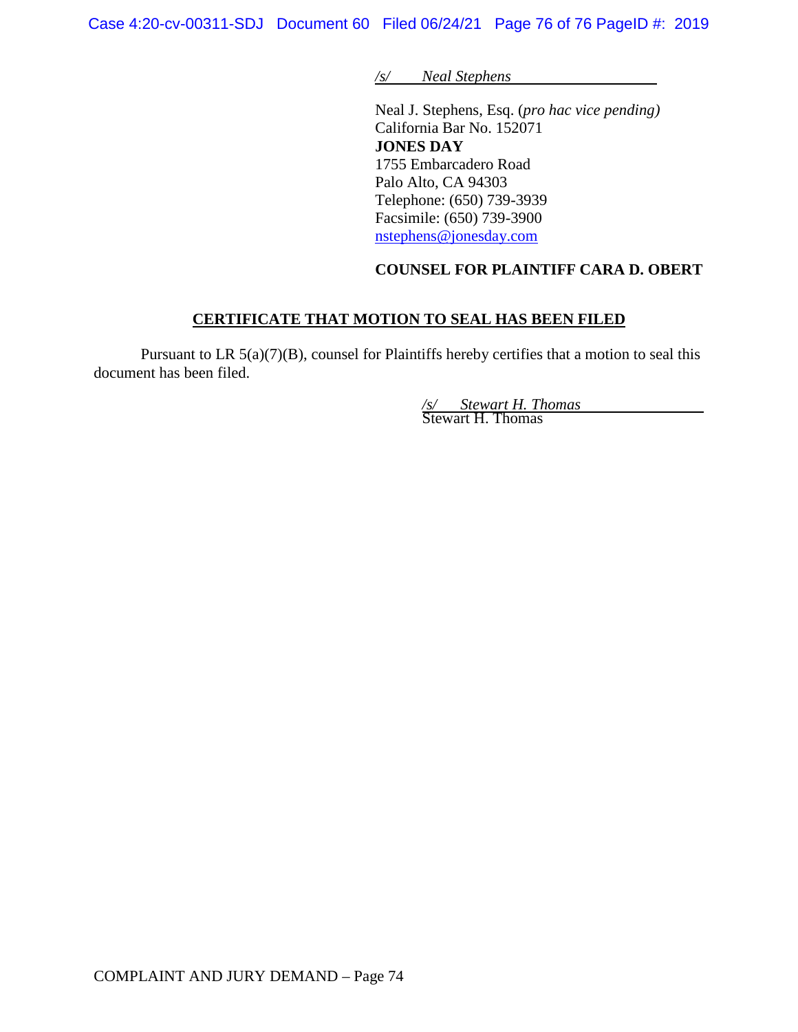/s/ *Neal Stephens*

Neal J. Stephens, Esq. (*pro hac vice pending)*
California Bar No. 152071
**JONES DAY**
1755 Embarcadero Road
Palo Alto, CA 94303
Telephone: (650) 739-3939
Facsimile: (650) 739-3900
nstephens@jonesday.com

**COUNSEL FOR PLAINTIFF CARA D. OBERT**

## CERTIFICATE THAT MOTION TO SEAL HAS BEEN FILED

Pursuant to LR 5(a)(7)(B), counsel for Plaintiffs hereby certifies that a motion to seal this document has been filed.

/s/ *Stewart H. Thomas*
Stewart H. Thomas